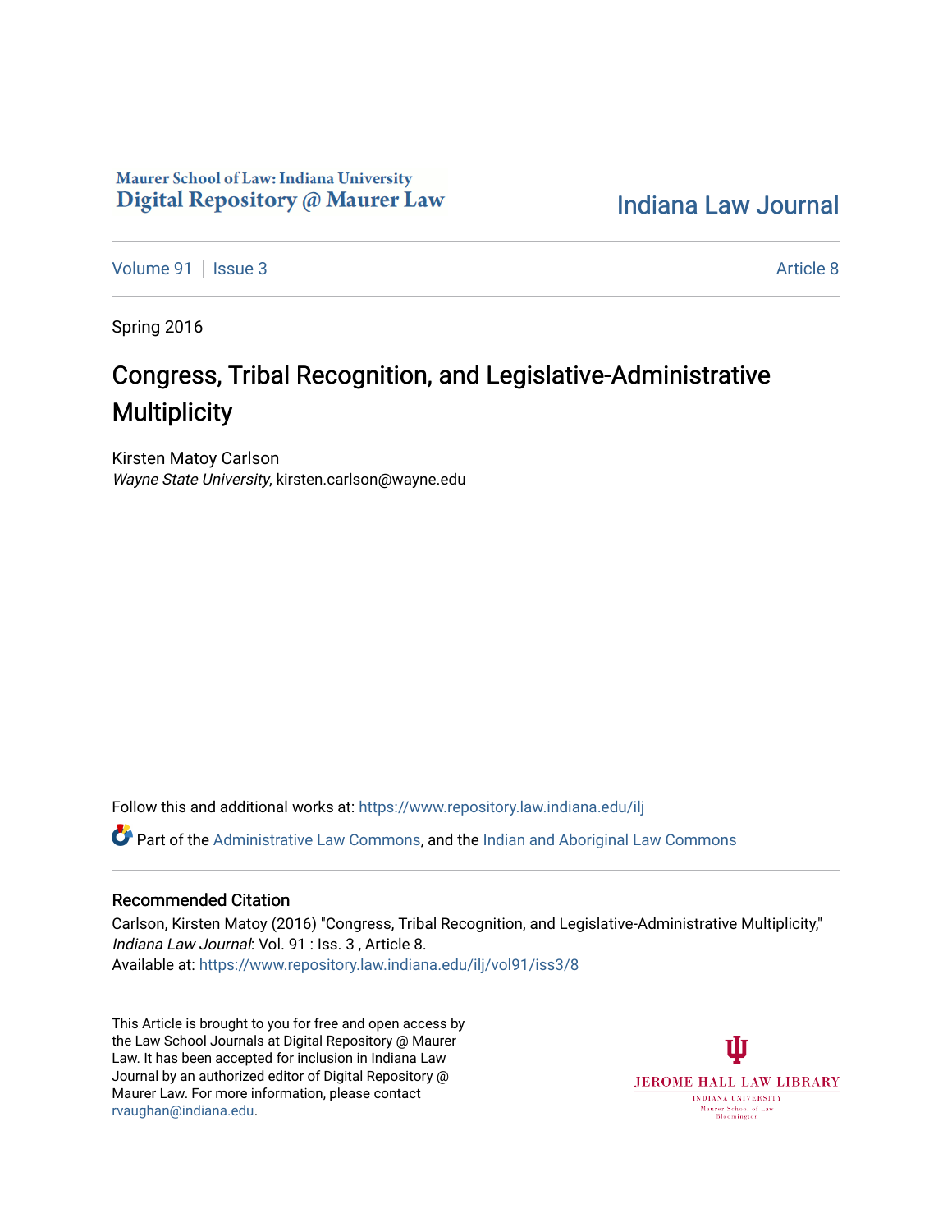Maurer School of Law: Indiana University
Digital Repository @ Maurer Law

Indiana Law Journal

Volume 91 | Issue 3 | Article 8

Spring 2016

# Congress, Tribal Recognition, and Legislative-Administrative Multiplicity

Kirsten Matoy Carlson
*Wayne State University*, kirsten.carlson@wayne.edu

Follow this and additional works at: https://www.repository.law.indiana.edu/ilj

Part of the Administrative Law Commons, and the Indian and Aboriginal Law Commons

## Recommended Citation

Carlson, Kirsten Matoy (2016) "Congress, Tribal Recognition, and Legislative-Administrative Multiplicity," *Indiana Law Journal*: Vol. 91 : Iss. 3 , Article 8.
Available at: https://www.repository.law.indiana.edu/ilj/vol91/iss3/8

This Article is brought to you for free and open access by the Law School Journals at Digital Repository @ Maurer Law. It has been accepted for inclusion in Indiana Law Journal by an authorized editor of Digital Repository @ Maurer Law. For more information, please contact rvaughan@indiana.edu.

JEROME HALL LAW LIBRARY
INDIANA UNIVERSITY
Maurer School of Law
Bloomington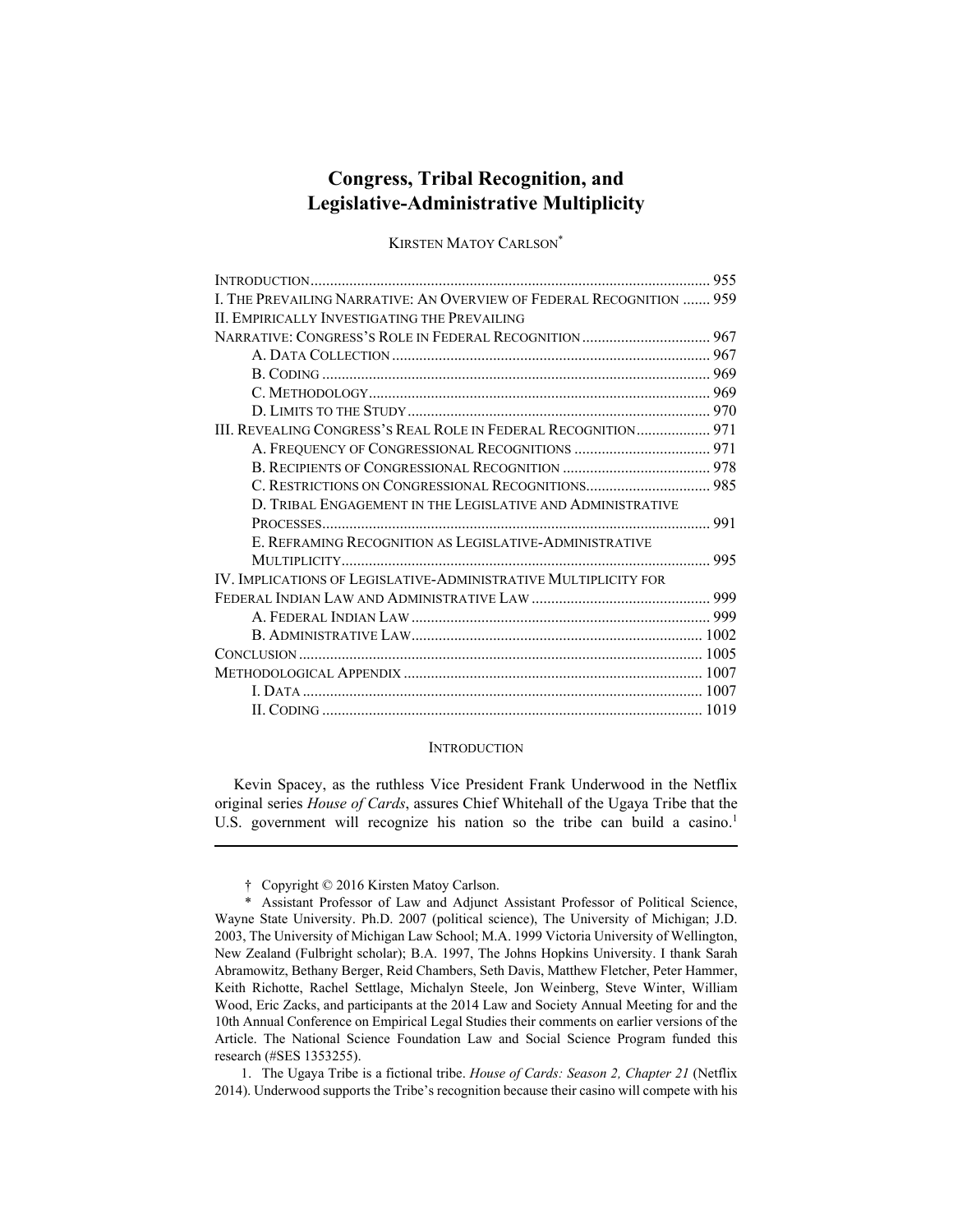# Congress, Tribal Recognition, and Legislative-Administrative Multiplicity

KIRSTEN MATOY CARLSON[*]

| | |
|---|---|
| INTRODUCTION | 955 |
| I. THE PREVAILING NARRATIVE: AN OVERVIEW OF FEDERAL RECOGNITION | 959 |
| II. EMPIRICALLY INVESTIGATING THE PREVAILING NARRATIVE: CONGRESS'S ROLE IN FEDERAL RECOGNITION | 967 |
| A. DATA COLLECTION | 967 |
| B. CODING | 969 |
| C. METHODOLOGY | 969 |
| D. LIMITS TO THE STUDY | 970 |
| III. REVEALING CONGRESS'S REAL ROLE IN FEDERAL RECOGNITION | 971 |
| A. FREQUENCY OF CONGRESSIONAL RECOGNITIONS | 971 |
| B. RECIPIENTS OF CONGRESSIONAL RECOGNITION | 978 |
| C. RESTRICTIONS ON CONGRESSIONAL RECOGNITIONS | 985 |
| D. TRIBAL ENGAGEMENT IN THE LEGISLATIVE AND ADMINISTRATIVE PROCESSES | 991 |
| E. REFRAMING RECOGNITION AS LEGISLATIVE-ADMINISTRATIVE MULTIPLICITY | 995 |
| IV. IMPLICATIONS OF LEGISLATIVE-ADMINISTRATIVE MULTIPLICITY FOR FEDERAL INDIAN LAW AND ADMINISTRATIVE LAW | 999 |
| A. FEDERAL INDIAN LAW | 999 |
| B. ADMINISTRATIVE LAW | 1002 |
| CONCLUSION | 1005 |
| METHODOLOGICAL APPENDIX | 1007 |
| I. DATA | 1007 |
| II. CODING | 1019 |

## INTRODUCTION

Kevin Spacey, as the ruthless Vice President Frank Underwood in the Netflix original series *House of Cards*, assures Chief Whitehall of the Ugaya Tribe that the U.S. government will recognize his nation so the tribe can build a casino.[1]

---

† Copyright © 2016 Kirsten Matoy Carlson.

\* Assistant Professor of Law and Adjunct Assistant Professor of Political Science, Wayne State University. Ph.D. 2007 (political science), The University of Michigan; J.D. 2003, The University of Michigan Law School; M.A. 1999 Victoria University of Wellington, New Zealand (Fulbright scholar); B.A. 1997, The Johns Hopkins University. I thank Sarah Abramowitz, Bethany Berger, Reid Chambers, Seth Davis, Matthew Fletcher, Peter Hammer, Keith Richotte, Rachel Settlage, Michalyn Steele, Jon Weinberg, Steve Winter, William Wood, Eric Zacks, and participants at the 2014 Law and Society Annual Meeting for and the 10th Annual Conference on Empirical Legal Studies their comments on earlier versions of the Article. The National Science Foundation Law and Social Science Program funded this research (#SES 1353255).

1. The Ugaya Tribe is a fictional tribe. *House of Cards: Season 2, Chapter 21* (Netflix 2014). Underwood supports the Tribe's recognition because their casino will compete with his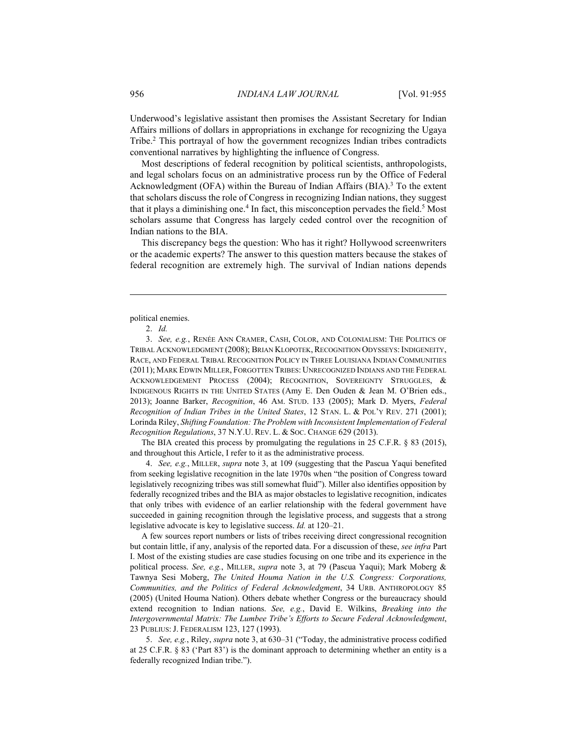Underwood's legislative assistant then promises the Assistant Secretary for Indian Affairs millions of dollars in appropriations in exchange for recognizing the Ugaya Tribe.[2] This portrayal of how the government recognizes Indian tribes contradicts conventional narratives by highlighting the influence of Congress.

Most descriptions of federal recognition by political scientists, anthropologists, and legal scholars focus on an administrative process run by the Office of Federal Acknowledgment (OFA) within the Bureau of Indian Affairs (BIA).[3] To the extent that scholars discuss the role of Congress in recognizing Indian nations, they suggest that it plays a diminishing one.[4] In fact, this misconception pervades the field.[5] Most scholars assume that Congress has largely ceded control over the recognition of Indian nations to the BIA.

This discrepancy begs the question: Who has it right? Hollywood screenwriters or the academic experts? The answer to this question matters because the stakes of federal recognition are extremely high. The survival of Indian nations depends

---

political enemies.

2. *Id.*

3. *See, e.g.*, RENÉE ANN CRAMER, CASH, COLOR, AND COLONIALISM: THE POLITICS OF TRIBAL ACKNOWLEDGMENT (2008); BRIAN KLOPOTEK, RECOGNITION ODYSSEYS: INDIGENEITY, RACE, AND FEDERAL TRIBAL RECOGNITION POLICY IN THREE LOUISIANA INDIAN COMMUNITIES (2011); MARK EDWIN MILLER, FORGOTTEN TRIBES: UNRECOGNIZED INDIANS AND THE FEDERAL ACKNOWLEDGEMENT PROCESS (2004); RECOGNITION, SOVEREIGNTY STRUGGLES, & INDIGENOUS RIGHTS IN THE UNITED STATES (Amy E. Den Ouden & Jean M. O'Brien eds., 2013); Joanne Barker, *Recognition*, 46 AM. STUD. 133 (2005); Mark D. Myers, *Federal Recognition of Indian Tribes in the United States*, 12 STAN. L. & POL'Y REV. 271 (2001); Lorinda Riley, *Shifting Foundation: The Problem with Inconsistent Implementation of Federal Recognition Regulations*, 37 N.Y.U. REV. L. & SOC. CHANGE 629 (2013).

The BIA created this process by promulgating the regulations in 25 C.F.R. § 83 (2015), and throughout this Article, I refer to it as the administrative process.

4. *See, e.g.*, MILLER, *supra* note 3, at 109 (suggesting that the Pascua Yaqui benefited from seeking legislative recognition in the late 1970s when "the position of Congress toward legislatively recognizing tribes was still somewhat fluid"). Miller also identifies opposition by federally recognized tribes and the BIA as major obstacles to legislative recognition, indicates that only tribes with evidence of an earlier relationship with the federal government have succeeded in gaining recognition through the legislative process, and suggests that a strong legislative advocate is key to legislative success. *Id.* at 120–21.

A few sources report numbers or lists of tribes receiving direct congressional recognition but contain little, if any, analysis of the reported data. For a discussion of these, *see infra* Part I. Most of the existing studies are case studies focusing on one tribe and its experience in the political process. *See, e.g.*, MILLER, *supra* note 3, at 79 (Pascua Yaqui); Mark Moberg & Tawnya Sesi Moberg, *The United Houma Nation in the U.S. Congress: Corporations, Communities, and the Politics of Federal Acknowledgment*, 34 URB. ANTHROPOLOGY 85 (2005) (United Houma Nation). Others debate whether Congress or the bureaucracy should extend recognition to Indian nations. *See, e.g.*, David E. Wilkins, *Breaking into the Intergovernmental Matrix: The Lumbee Tribe's Efforts to Secure Federal Acknowledgment*, 23 PUBLIUS: J. FEDERALISM 123, 127 (1993).

5. *See, e.g.*, Riley, *supra* note 3, at 630–31 ("Today, the administrative process codified at 25 C.F.R. § 83 ('Part 83') is the dominant approach to determining whether an entity is a federally recognized Indian tribe.").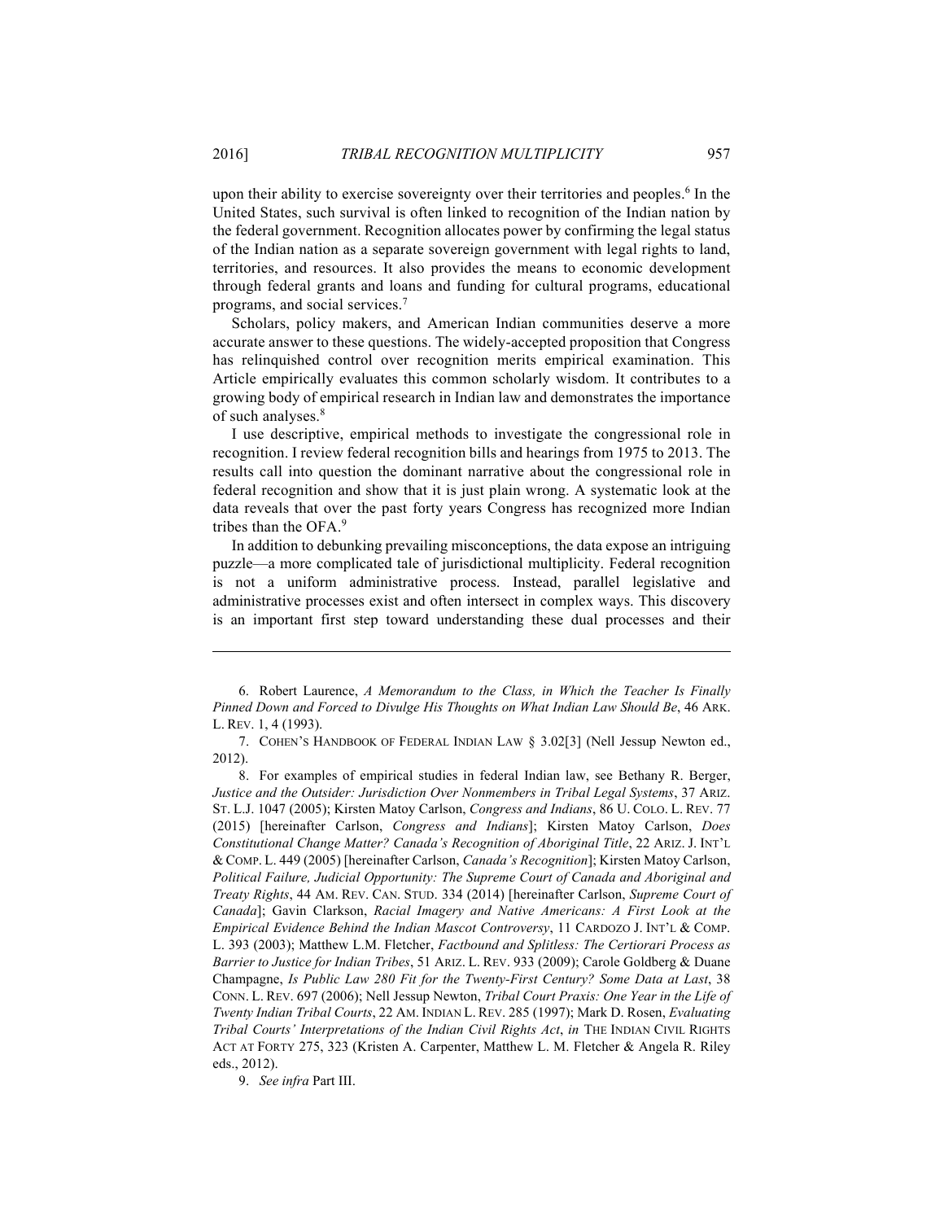upon their ability to exercise sovereignty over their territories and peoples.[6] In the United States, such survival is often linked to recognition of the Indian nation by the federal government. Recognition allocates power by confirming the legal status of the Indian nation as a separate sovereign government with legal rights to land, territories, and resources. It also provides the means to economic development through federal grants and loans and funding for cultural programs, educational programs, and social services.[7]

Scholars, policy makers, and American Indian communities deserve a more accurate answer to these questions. The widely-accepted proposition that Congress has relinquished control over recognition merits empirical examination. This Article empirically evaluates this common scholarly wisdom. It contributes to a growing body of empirical research in Indian law and demonstrates the importance of such analyses.[8]

I use descriptive, empirical methods to investigate the congressional role in recognition. I review federal recognition bills and hearings from 1975 to 2013. The results call into question the dominant narrative about the congressional role in federal recognition and show that it is just plain wrong. A systematic look at the data reveals that over the past forty years Congress has recognized more Indian tribes than the OFA.[9]

In addition to debunking prevailing misconceptions, the data expose an intriguing puzzle—a more complicated tale of jurisdictional multiplicity. Federal recognition is not a uniform administrative process. Instead, parallel legislative and administrative processes exist and often intersect in complex ways. This discovery is an important first step toward understanding these dual processes and their

---

6. Robert Laurence, *A Memorandum to the Class, in Which the Teacher Is Finally Pinned Down and Forced to Divulge His Thoughts on What Indian Law Should Be*, 46 ARK. L. REV. 1, 4 (1993).

7. COHEN'S HANDBOOK OF FEDERAL INDIAN LAW § 3.02[3] (Nell Jessup Newton ed., 2012).

8. For examples of empirical studies in federal Indian law, see Bethany R. Berger, *Justice and the Outsider: Jurisdiction Over Nonmembers in Tribal Legal Systems*, 37 ARIZ. ST. L.J. 1047 (2005); Kirsten Matoy Carlson, *Congress and Indians*, 86 U. COLO. L. REV. 77 (2015) [hereinafter Carlson, *Congress and Indians*]; Kirsten Matoy Carlson, *Does Constitutional Change Matter? Canada's Recognition of Aboriginal Title*, 22 ARIZ. J. INT'L & COMP. L. 449 (2005) [hereinafter Carlson, *Canada's Recognition*]; Kirsten Matoy Carlson, *Political Failure, Judicial Opportunity: The Supreme Court of Canada and Aboriginal and Treaty Rights*, 44 AM. REV. CAN. STUD. 334 (2014) [hereinafter Carlson, *Supreme Court of Canada*]; Gavin Clarkson, *Racial Imagery and Native Americans: A First Look at the Empirical Evidence Behind the Indian Mascot Controversy*, 11 CARDOZO J. INT'L & COMP. L. 393 (2003); Matthew L.M. Fletcher, *Factbound and Splitless: The Certiorari Process as Barrier to Justice for Indian Tribes*, 51 ARIZ. L. REV. 933 (2009); Carole Goldberg & Duane Champagne, *Is Public Law 280 Fit for the Twenty-First Century? Some Data at Last*, 38 CONN. L. REV. 697 (2006); Nell Jessup Newton, *Tribal Court Praxis: One Year in the Life of Twenty Indian Tribal Courts*, 22 AM. INDIAN L. REV. 285 (1997); Mark D. Rosen, *Evaluating Tribal Courts' Interpretations of the Indian Civil Rights Act*, *in* THE INDIAN CIVIL RIGHTS ACT AT FORTY 275, 323 (Kristen A. Carpenter, Matthew L. M. Fletcher & Angela R. Riley eds., 2012).

9. *See infra* Part III.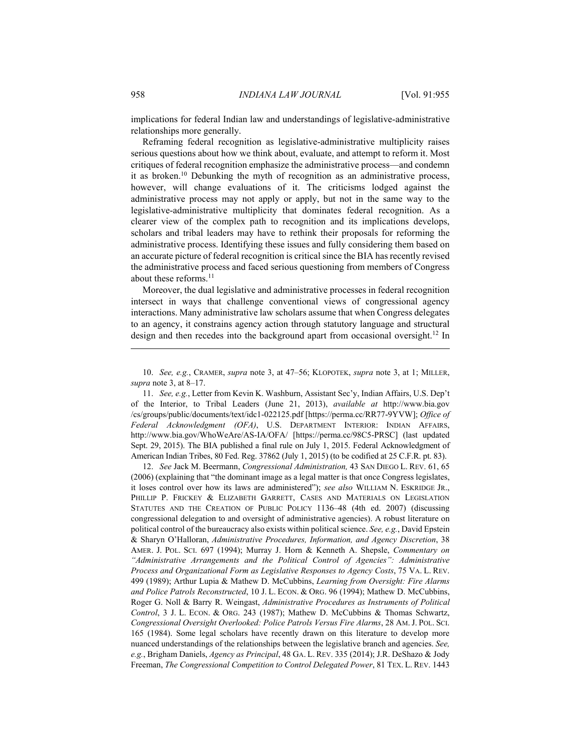implications for federal Indian law and understandings of legislative-administrative relationships more generally.

Reframing federal recognition as legislative-administrative multiplicity raises serious questions about how we think about, evaluate, and attempt to reform it. Most critiques of federal recognition emphasize the administrative process—and condemn it as broken.[10] Debunking the myth of recognition as an administrative process, however, will change evaluations of it. The criticisms lodged against the administrative process may not apply or apply, but not in the same way to the legislative-administrative multiplicity that dominates federal recognition. As a clearer view of the complex path to recognition and its implications develops, scholars and tribal leaders may have to rethink their proposals for reforming the administrative process. Identifying these issues and fully considering them based on an accurate picture of federal recognition is critical since the BIA has recently revised the administrative process and faced serious questioning from members of Congress about these reforms.[11]

Moreover, the dual legislative and administrative processes in federal recognition intersect in ways that challenge conventional views of congressional agency interactions. Many administrative law scholars assume that when Congress delegates to an agency, it constrains agency action through statutory language and structural design and then recedes into the background apart from occasional oversight.[12] In

---

10. *See, e.g.*, CRAMER, *supra* note 3, at 47–56; KLOPOTEK, *supra* note 3, at 1; MILLER, *supra* note 3, at 8–17.

11. *See, e.g.*, Letter from Kevin K. Washburn, Assistant Sec'y, Indian Affairs, U.S. Dep't of the Interior, to Tribal Leaders (June 21, 2013), *available at* http://www.bia.gov/cs/groups/public/documents/text/idc1-022125.pdf [https://perma.cc/RR77-9YVW]; *Office of Federal Acknowledgment (OFA)*, U.S. DEPARTMENT INTERIOR: INDIAN AFFAIRS, http://www.bia.gov/WhoWeAre/AS-IA/OFA/ [https://perma.cc/98C5-PRSC] (last updated Sept. 29, 2015). The BIA published a final rule on July 1, 2015. Federal Acknowledgment of American Indian Tribes, 80 Fed. Reg. 37862 (July 1, 2015) (to be codified at 25 C.F.R. pt. 83).

12. *See* Jack M. Beermann, *Congressional Administration,* 43 SAN DIEGO L. REV. 61, 65 (2006) (explaining that "the dominant image as a legal matter is that once Congress legislates, it loses control over how its laws are administered"); *see also* WILLIAM N. ESKRIDGE JR., PHILLIP P. FRICKEY & ELIZABETH GARRETT, CASES AND MATERIALS ON LEGISLATION STATUTES AND THE CREATION OF PUBLIC POLICY 1136–48 (4th ed. 2007) (discussing congressional delegation to and oversight of administrative agencies). A robust literature on political control of the bureaucracy also exists within political science. *See, e.g.*, David Epstein & Sharyn O'Halloran, *Administrative Procedures, Information, and Agency Discretion*, 38 AMER. J. POL. SCI. 697 (1994); Murray J. Horn & Kenneth A. Shepsle, *Commentary on "Administrative Arrangements and the Political Control of Agencies": Administrative Process and Organizational Form as Legislative Responses to Agency Costs*, 75 VA. L. REV. 499 (1989); Arthur Lupia & Mathew D. McCubbins, *Learning from Oversight: Fire Alarms and Police Patrols Reconstructed*, 10 J. L. ECON. & ORG. 96 (1994); Mathew D. McCubbins, Roger G. Noll & Barry R. Weingast, *Administrative Procedures as Instruments of Political Control*, 3 J. L. ECON. & ORG. 243 (1987); Mathew D. McCubbins & Thomas Schwartz, *Congressional Oversight Overlooked: Police Patrols Versus Fire Alarms*, 28 AM. J. POL. SCI. 165 (1984). Some legal scholars have recently drawn on this literature to develop more nuanced understandings of the relationships between the legislative branch and agencies. *See, e.g.*, Brigham Daniels, *Agency as Principal*, 48 GA. L. REV. 335 (2014); J.R. DeShazo & Jody Freeman, *The Congressional Competition to Control Delegated Power*, 81 TEX. L. REV. 1443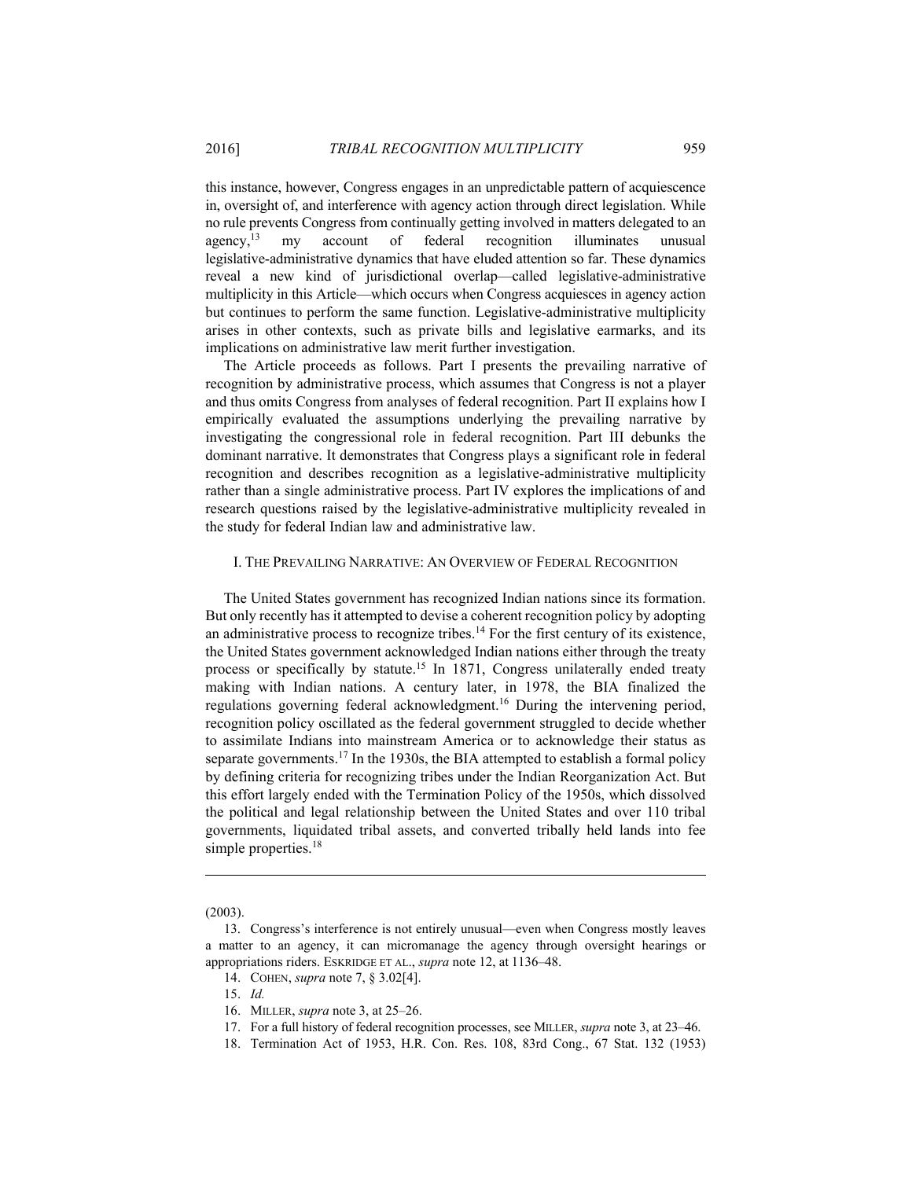this instance, however, Congress engages in an unpredictable pattern of acquiescence in, oversight of, and interference with agency action through direct legislation. While no rule prevents Congress from continually getting involved in matters delegated to an agency,[13] my account of federal recognition illuminates unusual legislative-administrative dynamics that have eluded attention so far. These dynamics reveal a new kind of jurisdictional overlap—called legislative-administrative multiplicity in this Article—which occurs when Congress acquiesces in agency action but continues to perform the same function. Legislative-administrative multiplicity arises in other contexts, such as private bills and legislative earmarks, and its implications on administrative law merit further investigation.

The Article proceeds as follows. Part I presents the prevailing narrative of recognition by administrative process, which assumes that Congress is not a player and thus omits Congress from analyses of federal recognition. Part II explains how I empirically evaluated the assumptions underlying the prevailing narrative by investigating the congressional role in federal recognition. Part III debunks the dominant narrative. It demonstrates that Congress plays a significant role in federal recognition and describes recognition as a legislative-administrative multiplicity rather than a single administrative process. Part IV explores the implications of and research questions raised by the legislative-administrative multiplicity revealed in the study for federal Indian law and administrative law.

## I. THE PREVAILING NARRATIVE: AN OVERVIEW OF FEDERAL RECOGNITION

The United States government has recognized Indian nations since its formation. But only recently has it attempted to devise a coherent recognition policy by adopting an administrative process to recognize tribes.[14] For the first century of its existence, the United States government acknowledged Indian nations either through the treaty process or specifically by statute.[15] In 1871, Congress unilaterally ended treaty making with Indian nations. A century later, in 1978, the BIA finalized the regulations governing federal acknowledgment.[16] During the intervening period, recognition policy oscillated as the federal government struggled to decide whether to assimilate Indians into mainstream America or to acknowledge their status as separate governments.[17] In the 1930s, the BIA attempted to establish a formal policy by defining criteria for recognizing tribes under the Indian Reorganization Act. But this effort largely ended with the Termination Policy of the 1950s, which dissolved the political and legal relationship between the United States and over 110 tribal governments, liquidated tribal assets, and converted tribally held lands into fee simple properties.[18]

---

(2003).

13. Congress's interference is not entirely unusual—even when Congress mostly leaves a matter to an agency, it can micromanage the agency through oversight hearings or appropriations riders. ESKRIDGE ET AL., *supra* note 12, at 1136–48.

14. COHEN, *supra* note 7, § 3.02[4].

15. *Id.*

16. MILLER, *supra* note 3, at 25–26.

17. For a full history of federal recognition processes, see MILLER, *supra* note 3, at 23–46.

18. Termination Act of 1953, H.R. Con. Res. 108, 83rd Cong., 67 Stat. 132 (1953)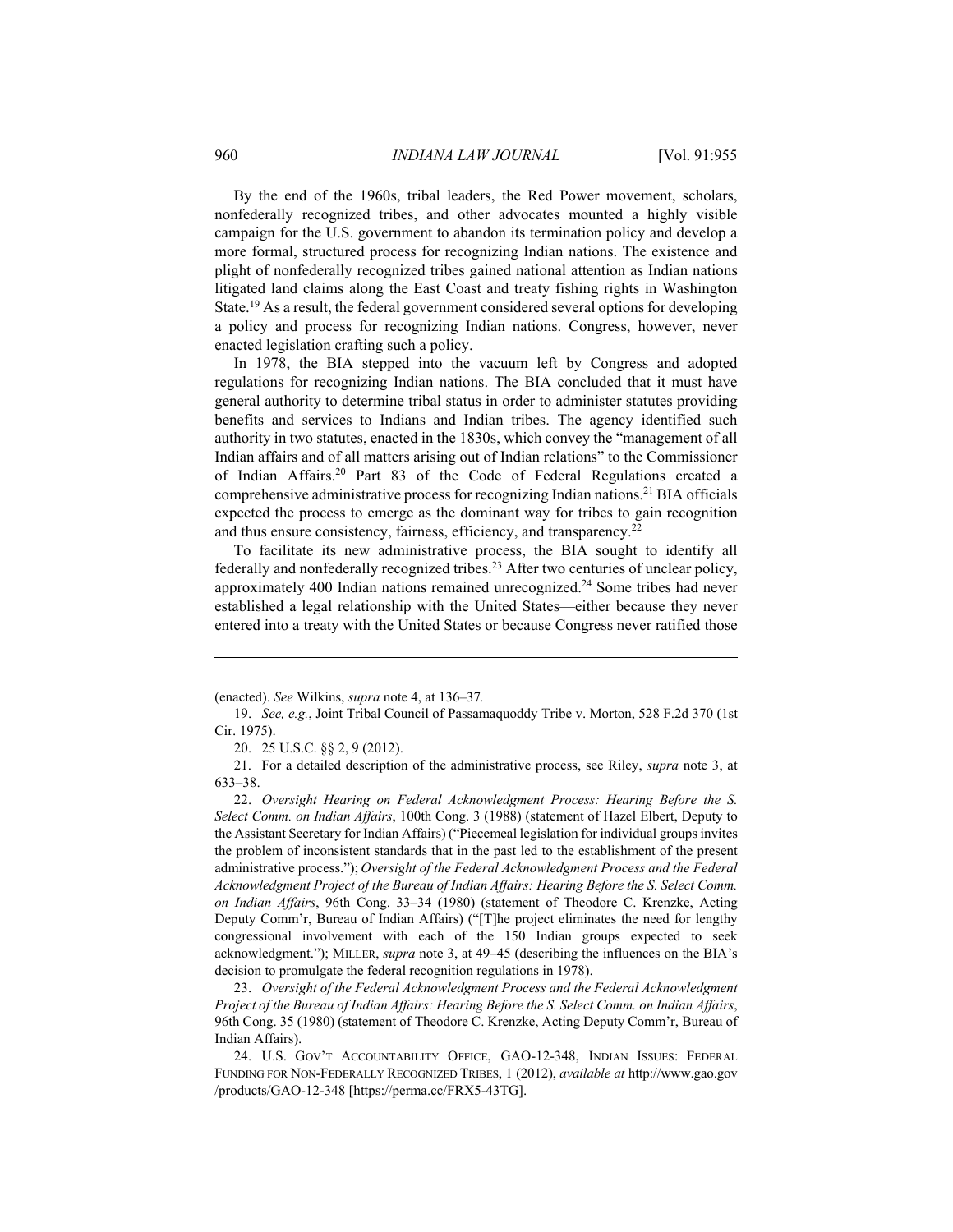By the end of the 1960s, tribal leaders, the Red Power movement, scholars, nonfederally recognized tribes, and other advocates mounted a highly visible campaign for the U.S. government to abandon its termination policy and develop a more formal, structured process for recognizing Indian nations. The existence and plight of nonfederally recognized tribes gained national attention as Indian nations litigated land claims along the East Coast and treaty fishing rights in Washington State.[19] As a result, the federal government considered several options for developing a policy and process for recognizing Indian nations. Congress, however, never enacted legislation crafting such a policy.

In 1978, the BIA stepped into the vacuum left by Congress and adopted regulations for recognizing Indian nations. The BIA concluded that it must have general authority to determine tribal status in order to administer statutes providing benefits and services to Indians and Indian tribes. The agency identified such authority in two statutes, enacted in the 1830s, which convey the "management of all Indian affairs and of all matters arising out of Indian relations" to the Commissioner of Indian Affairs.[20] Part 83 of the Code of Federal Regulations created a comprehensive administrative process for recognizing Indian nations.[21] BIA officials expected the process to emerge as the dominant way for tribes to gain recognition and thus ensure consistency, fairness, efficiency, and transparency.[22]

To facilitate its new administrative process, the BIA sought to identify all federally and nonfederally recognized tribes.[23] After two centuries of unclear policy, approximately 400 Indian nations remained unrecognized.[24] Some tribes had never established a legal relationship with the United States—either because they never entered into a treaty with the United States or because Congress never ratified those

---

(enacted). *See* Wilkins, *supra* note 4, at 136–37.

19. *See, e.g.*, Joint Tribal Council of Passamaquoddy Tribe v. Morton, 528 F.2d 370 (1st Cir. 1975).

20. 25 U.S.C. §§ 2, 9 (2012).

21. For a detailed description of the administrative process, see Riley, *supra* note 3, at 633–38.

22. *Oversight Hearing on Federal Acknowledgment Process: Hearing Before the S. Select Comm. on Indian Affairs*, 100th Cong. 3 (1988) (statement of Hazel Elbert, Deputy to the Assistant Secretary for Indian Affairs) ("Piecemeal legislation for individual groups invites the problem of inconsistent standards that in the past led to the establishment of the present administrative process."); *Oversight of the Federal Acknowledgment Process and the Federal Acknowledgment Project of the Bureau of Indian Affairs: Hearing Before the S. Select Comm. on Indian Affairs*, 96th Cong. 33–34 (1980) (statement of Theodore C. Krenzke, Acting Deputy Comm'r, Bureau of Indian Affairs) ("[T]he project eliminates the need for lengthy congressional involvement with each of the 150 Indian groups expected to seek acknowledgment."); MILLER, *supra* note 3, at 49–45 (describing the influences on the BIA's decision to promulgate the federal recognition regulations in 1978).

23. *Oversight of the Federal Acknowledgment Process and the Federal Acknowledgment Project of the Bureau of Indian Affairs: Hearing Before the S. Select Comm. on Indian Affairs*, 96th Cong. 35 (1980) (statement of Theodore C. Krenzke, Acting Deputy Comm'r, Bureau of Indian Affairs).

24. U.S. GOV'T ACCOUNTABILITY OFFICE, GAO-12-348, INDIAN ISSUES: FEDERAL FUNDING FOR NON-FEDERALLY RECOGNIZED TRIBES, 1 (2012), *available at* http://www.gao.gov/products/GAO-12-348 [https://perma.cc/FRX5-43TG].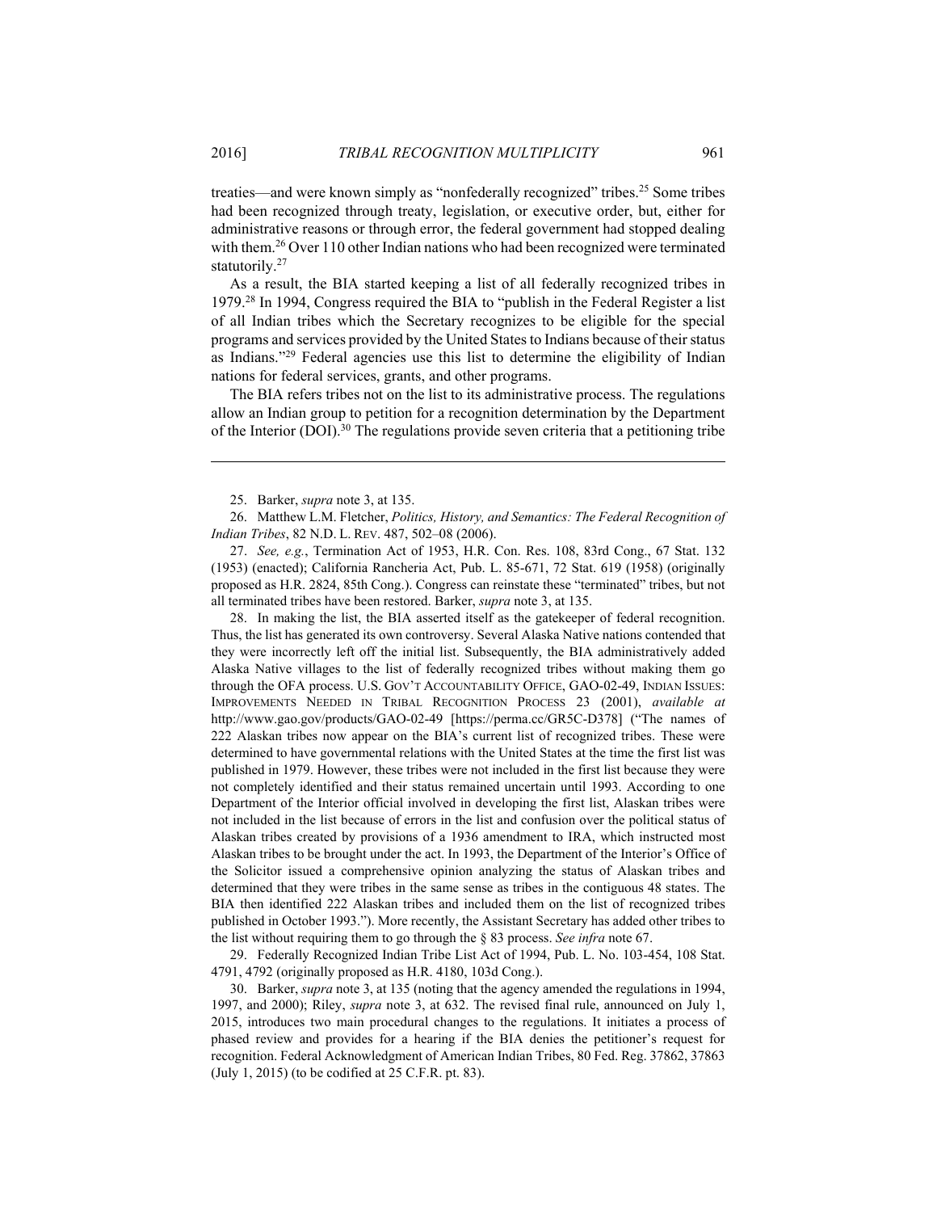treaties—and were known simply as "nonfederally recognized" tribes.[25] Some tribes had been recognized through treaty, legislation, or executive order, but, either for administrative reasons or through error, the federal government had stopped dealing with them.[26] Over 110 other Indian nations who had been recognized were terminated statutorily.[27]

As a result, the BIA started keeping a list of all federally recognized tribes in 1979.[28] In 1994, Congress required the BIA to "publish in the Federal Register a list of all Indian tribes which the Secretary recognizes to be eligible for the special programs and services provided by the United States to Indians because of their status as Indians."[29] Federal agencies use this list to determine the eligibility of Indian nations for federal services, grants, and other programs.

The BIA refers tribes not on the list to its administrative process. The regulations allow an Indian group to petition for a recognition determination by the Department of the Interior (DOI).[30] The regulations provide seven criteria that a petitioning tribe

---

25. Barker, *supra* note 3, at 135.

26. Matthew L.M. Fletcher, *Politics, History, and Semantics: The Federal Recognition of Indian Tribes*, 82 N.D. L. REV. 487, 502–08 (2006).

27. *See, e.g.*, Termination Act of 1953, H.R. Con. Res. 108, 83rd Cong., 67 Stat. 132 (1953) (enacted); California Rancheria Act, Pub. L. 85-671, 72 Stat. 619 (1958) (originally proposed as H.R. 2824, 85th Cong.). Congress can reinstate these "terminated" tribes, but not all terminated tribes have been restored. Barker, *supra* note 3, at 135.

28. In making the list, the BIA asserted itself as the gatekeeper of federal recognition. Thus, the list has generated its own controversy. Several Alaska Native nations contended that they were incorrectly left off the initial list. Subsequently, the BIA administratively added Alaska Native villages to the list of federally recognized tribes without making them go through the OFA process. U.S. GOV'T ACCOUNTABILITY OFFICE, GAO-02-49, INDIAN ISSUES: IMPROVEMENTS NEEDED IN TRIBAL RECOGNITION PROCESS 23 (2001), *available at* http://www.gao.gov/products/GAO-02-49 [https://perma.cc/GR5C-D378] ("The names of 222 Alaskan tribes now appear on the BIA's current list of recognized tribes. These were determined to have governmental relations with the United States at the time the first list was published in 1979. However, these tribes were not included in the first list because they were not completely identified and their status remained uncertain until 1993. According to one Department of the Interior official involved in developing the first list, Alaskan tribes were not included in the list because of errors in the list and confusion over the political status of Alaskan tribes created by provisions of a 1936 amendment to IRA, which instructed most Alaskan tribes to be brought under the act. In 1993, the Department of the Interior's Office of the Solicitor issued a comprehensive opinion analyzing the status of Alaskan tribes and determined that they were tribes in the same sense as tribes in the contiguous 48 states. The BIA then identified 222 Alaskan tribes and included them on the list of recognized tribes published in October 1993."). More recently, the Assistant Secretary has added other tribes to the list without requiring them to go through the § 83 process. *See infra* note 67.

29. Federally Recognized Indian Tribe List Act of 1994, Pub. L. No. 103-454, 108 Stat. 4791, 4792 (originally proposed as H.R. 4180, 103d Cong.).

30. Barker, *supra* note 3, at 135 (noting that the agency amended the regulations in 1994, 1997, and 2000); Riley, *supra* note 3, at 632. The revised final rule, announced on July 1, 2015, introduces two main procedural changes to the regulations. It initiates a process of phased review and provides for a hearing if the BIA denies the petitioner's request for recognition. Federal Acknowledgment of American Indian Tribes, 80 Fed. Reg. 37862, 37863 (July 1, 2015) (to be codified at 25 C.F.R. pt. 83).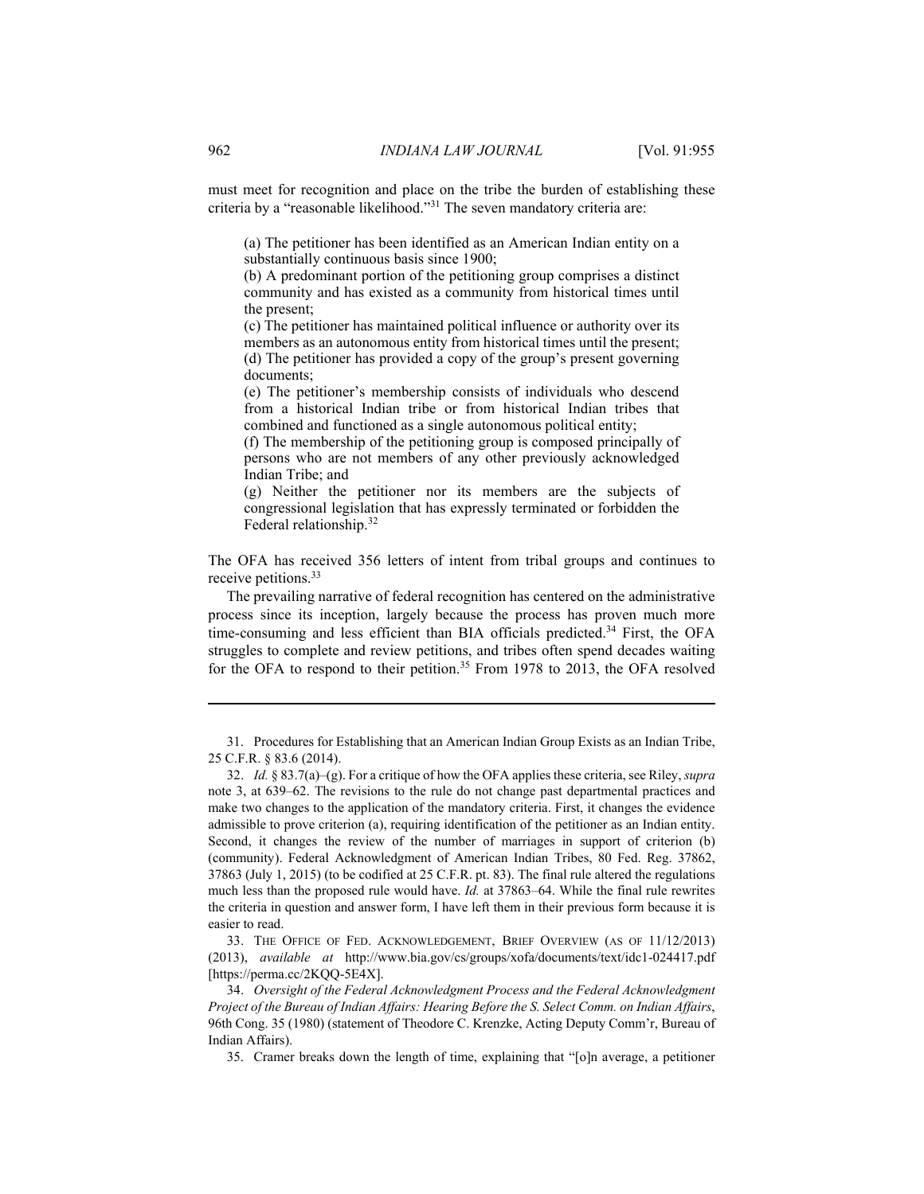must meet for recognition and place on the tribe the burden of establishing these criteria by a "reasonable likelihood."[31] The seven mandatory criteria are:

> (a) The petitioner has been identified as an American Indian entity on a substantially continuous basis since 1900;
> (b) A predominant portion of the petitioning group comprises a distinct community and has existed as a community from historical times until the present;
> (c) The petitioner has maintained political influence or authority over its members as an autonomous entity from historical times until the present;
> (d) The petitioner has provided a copy of the group's present governing documents;
> (e) The petitioner's membership consists of individuals who descend from a historical Indian tribe or from historical Indian tribes that combined and functioned as a single autonomous political entity;
> (f) The membership of the petitioning group is composed principally of persons who are not members of any other previously acknowledged Indian Tribe; and
> (g) Neither the petitioner nor its members are the subjects of congressional legislation that has expressly terminated or forbidden the Federal relationship.[32]

The OFA has received 356 letters of intent from tribal groups and continues to receive petitions.[33]

The prevailing narrative of federal recognition has centered on the administrative process since its inception, largely because the process has proven much more time-consuming and less efficient than BIA officials predicted.[34] First, the OFA struggles to complete and review petitions, and tribes often spend decades waiting for the OFA to respond to their petition.[35] From 1978 to 2013, the OFA resolved

---

31. Procedures for Establishing that an American Indian Group Exists as an Indian Tribe, 25 C.F.R. § 83.6 (2014).

32. *Id.* § 83.7(a)–(g). For a critique of how the OFA applies these criteria, see Riley, *supra* note 3, at 639–62. The revisions to the rule do not change past departmental practices and make two changes to the application of the mandatory criteria. First, it changes the evidence admissible to prove criterion (a), requiring identification of the petitioner as an Indian entity. Second, it changes the review of the number of marriages in support of criterion (b) (community). Federal Acknowledgment of American Indian Tribes, 80 Fed. Reg. 37862, 37863 (July 1, 2015) (to be codified at 25 C.F.R. pt. 83). The final rule altered the regulations much less than the proposed rule would have. *Id.* at 37863–64. While the final rule rewrites the criteria in question and answer form, I have left them in their previous form because it is easier to read.

33. THE OFFICE OF FED. ACKNOWLEDGEMENT, BRIEF OVERVIEW (AS OF 11/12/2013) (2013), *available at* http://www.bia.gov/cs/groups/xofa/documents/text/idc1-024417.pdf [https://perma.cc/2KQQ-5E4X].

34. *Oversight of the Federal Acknowledgment Process and the Federal Acknowledgment Project of the Bureau of Indian Affairs: Hearing Before the S. Select Comm. on Indian Affairs*, 96th Cong. 35 (1980) (statement of Theodore C. Krenzke, Acting Deputy Comm'r, Bureau of Indian Affairs).

35. Cramer breaks down the length of time, explaining that "[o]n average, a petitioner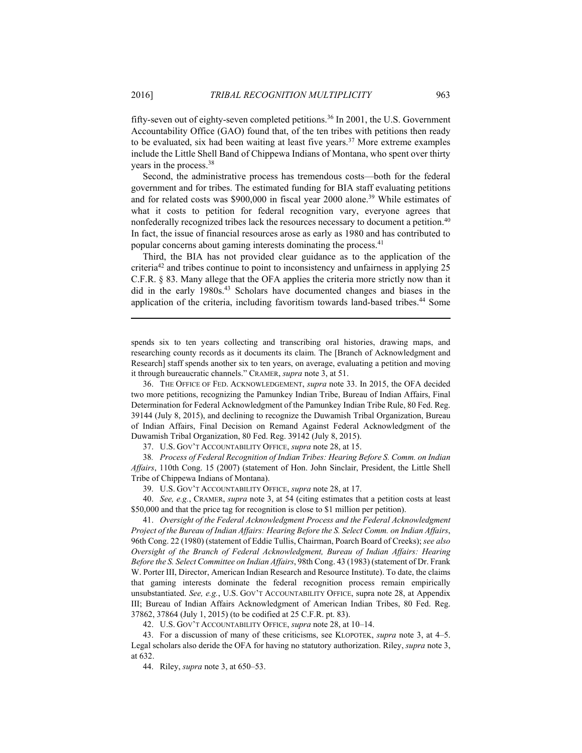fifty-seven out of eighty-seven completed petitions.[36] In 2001, the U.S. Government Accountability Office (GAO) found that, of the ten tribes with petitions then ready to be evaluated, six had been waiting at least five years.[37] More extreme examples include the Little Shell Band of Chippewa Indians of Montana, who spent over thirty years in the process.[38]

Second, the administrative process has tremendous costs—both for the federal government and for tribes. The estimated funding for BIA staff evaluating petitions and for related costs was $900,000 in fiscal year 2000 alone.[39] While estimates of what it costs to petition for federal recognition vary, everyone agrees that nonfederally recognized tribes lack the resources necessary to document a petition.[40] In fact, the issue of financial resources arose as early as 1980 and has contributed to popular concerns about gaming interests dominating the process.[41]

Third, the BIA has not provided clear guidance as to the application of the criteria[42] and tribes continue to point to inconsistency and unfairness in applying 25 C.F.R. § 83. Many allege that the OFA applies the criteria more strictly now than it did in the early 1980s.[43] Scholars have documented changes and biases in the application of the criteria, including favoritism towards land-based tribes.[44] Some

---

spends six to ten years collecting and transcribing oral histories, drawing maps, and researching county records as it documents its claim. The [Branch of Acknowledgment and Research] staff spends another six to ten years, on average, evaluating a petition and moving it through bureaucratic channels." CRAMER, *supra* note 3, at 51.

36. THE OFFICE OF FED. ACKNOWLEDGEMENT, *supra* note 33. In 2015, the OFA decided two more petitions, recognizing the Pamunkey Indian Tribe, Bureau of Indian Affairs, Final Determination for Federal Acknowledgment of the Pamunkey Indian Tribe Rule, 80 Fed. Reg. 39144 (July 8, 2015), and declining to recognize the Duwamish Tribal Organization, Bureau of Indian Affairs, Final Decision on Remand Against Federal Acknowledgment of the Duwamish Tribal Organization, 80 Fed. Reg. 39142 (July 8, 2015).

37. U.S. GOV'T ACCOUNTABILITY OFFICE, *supra* note 28, at 15.

38. *Process of Federal Recognition of Indian Tribes: Hearing Before S. Comm. on Indian Affairs*, 110th Cong. 15 (2007) (statement of Hon. John Sinclair, President, the Little Shell Tribe of Chippewa Indians of Montana).

39. U.S. GOV'T ACCOUNTABILITY OFFICE, *supra* note 28, at 17.

40. *See, e.g.*, CRAMER, *supra* note 3, at 54 (citing estimates that a petition costs at least $50,000 and that the price tag for recognition is close to $1 million per petition).

41. *Oversight of the Federal Acknowledgment Process and the Federal Acknowledgment Project of the Bureau of Indian Affairs: Hearing Before the S. Select Comm. on Indian Affairs*, 96th Cong. 22 (1980) (statement of Eddie Tullis, Chairman, Poarch Board of Creeks); *see also Oversight of the Branch of Federal Acknowledgment, Bureau of Indian Affairs: Hearing Before the S. Select Committee on Indian Affairs*, 98th Cong. 43 (1983) (statement of Dr. Frank W. Porter III, Director, American Indian Research and Resource Institute). To date, the claims that gaming interests dominate the federal recognition process remain empirically unsubstantiated. *See, e.g.*, U.S. GOV'T ACCOUNTABILITY OFFICE, supra note 28, at Appendix III; Bureau of Indian Affairs Acknowledgment of American Indian Tribes, 80 Fed. Reg. 37862, 37864 (July 1, 2015) (to be codified at 25 C.F.R. pt. 83).

42. U.S. GOV'T ACCOUNTABILITY OFFICE, *supra* note 28, at 10–14.

43. For a discussion of many of these criticisms, see KLOPOTEK, *supra* note 3, at 4–5. Legal scholars also deride the OFA for having no statutory authorization. Riley, *supra* note 3, at 632.

44. Riley, *supra* note 3, at 650–53.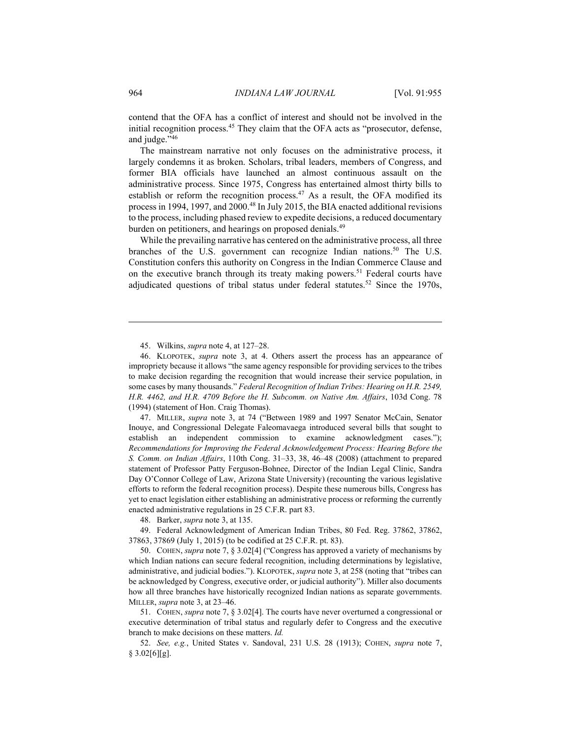contend that the OFA has a conflict of interest and should not be involved in the initial recognition process.[45] They claim that the OFA acts as "prosecutor, defense, and judge."[46]

The mainstream narrative not only focuses on the administrative process, it largely condemns it as broken. Scholars, tribal leaders, members of Congress, and former BIA officials have launched an almost continuous assault on the administrative process. Since 1975, Congress has entertained almost thirty bills to establish or reform the recognition process.[47] As a result, the OFA modified its process in 1994, 1997, and 2000.[48] In July 2015, the BIA enacted additional revisions to the process, including phased review to expedite decisions, a reduced documentary burden on petitioners, and hearings on proposed denials.[49]

While the prevailing narrative has centered on the administrative process, all three branches of the U.S. government can recognize Indian nations.[50] The U.S. Constitution confers this authority on Congress in the Indian Commerce Clause and on the executive branch through its treaty making powers.[51] Federal courts have adjudicated questions of tribal status under federal statutes.[52] Since the 1970s,

---

45. Wilkins, *supra* note 4, at 127–28.

46. KLOPOTEK, *supra* note 3, at 4. Others assert the process has an appearance of impropriety because it allows "the same agency responsible for providing services to the tribes to make decision regarding the recognition that would increase their service population, in some cases by many thousands." *Federal Recognition of Indian Tribes: Hearing on H.R. 2549, H.R. 4462, and H.R. 4709 Before the H. Subcomm. on Native Am. Affairs*, 103d Cong. 78 (1994) (statement of Hon. Craig Thomas).

47. MILLER, *supra* note 3, at 74 ("Between 1989 and 1997 Senator McCain, Senator Inouye, and Congressional Delegate Faleomavaega introduced several bills that sought to establish an independent commission to examine acknowledgment cases."); *Recommendations for Improving the Federal Acknowledgement Process: Hearing Before the S. Comm. on Indian Affairs*, 110th Cong. 31–33, 38, 46–48 (2008) (attachment to prepared statement of Professor Patty Ferguson-Bohnee, Director of the Indian Legal Clinic, Sandra Day O'Connor College of Law, Arizona State University) (recounting the various legislative efforts to reform the federal recognition process). Despite these numerous bills, Congress has yet to enact legislation either establishing an administrative process or reforming the currently enacted administrative regulations in 25 C.F.R. part 83.

48. Barker, *supra* note 3, at 135.

49. Federal Acknowledgment of American Indian Tribes, 80 Fed. Reg. 37862, 37862, 37863, 37869 (July 1, 2015) (to be codified at 25 C.F.R. pt. 83).

50. COHEN, *supra* note 7, § 3.02[4] ("Congress has approved a variety of mechanisms by which Indian nations can secure federal recognition, including determinations by legislative, administrative, and judicial bodies."). KLOPOTEK, *supra* note 3, at 258 (noting that "tribes can be acknowledged by Congress, executive order, or judicial authority"). Miller also documents how all three branches have historically recognized Indian nations as separate governments. MILLER, *supra* note 3, at 23–46.

51. COHEN, *supra* note 7, § 3.02[4]. The courts have never overturned a congressional or executive determination of tribal status and regularly defer to Congress and the executive branch to make decisions on these matters. *Id.*

52. *See, e.g.*, United States v. Sandoval, 231 U.S. 28 (1913); COHEN, *supra* note 7, § 3.02[6][g].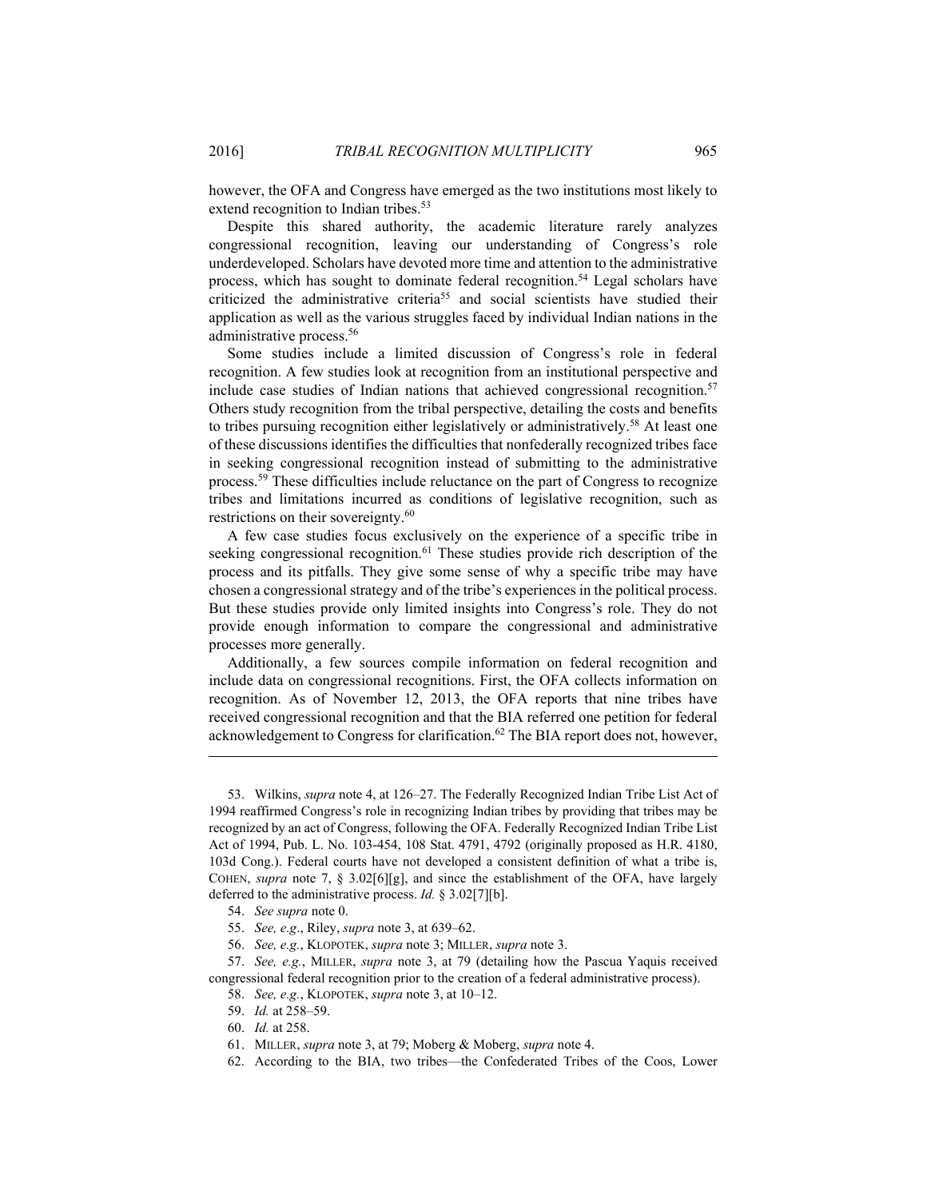however, the OFA and Congress have emerged as the two institutions most likely to extend recognition to Indian tribes.[53]

Despite this shared authority, the academic literature rarely analyzes congressional recognition, leaving our understanding of Congress's role underdeveloped. Scholars have devoted more time and attention to the administrative process, which has sought to dominate federal recognition.[54] Legal scholars have criticized the administrative criteria[55] and social scientists have studied their application as well as the various struggles faced by individual Indian nations in the administrative process.[56]

Some studies include a limited discussion of Congress's role in federal recognition. A few studies look at recognition from an institutional perspective and include case studies of Indian nations that achieved congressional recognition.[57] Others study recognition from the tribal perspective, detailing the costs and benefits to tribes pursuing recognition either legislatively or administratively.[58] At least one of these discussions identifies the difficulties that nonfederally recognized tribes face in seeking congressional recognition instead of submitting to the administrative process.[59] These difficulties include reluctance on the part of Congress to recognize tribes and limitations incurred as conditions of legislative recognition, such as restrictions on their sovereignty.[60]

A few case studies focus exclusively on the experience of a specific tribe in seeking congressional recognition.[61] These studies provide rich description of the process and its pitfalls. They give some sense of why a specific tribe may have chosen a congressional strategy and of the tribe's experiences in the political process. But these studies provide only limited insights into Congress's role. They do not provide enough information to compare the congressional and administrative processes more generally.

Additionally, a few sources compile information on federal recognition and include data on congressional recognitions. First, the OFA collects information on recognition. As of November 12, 2013, the OFA reports that nine tribes have received congressional recognition and that the BIA referred one petition for federal acknowledgement to Congress for clarification.[62] The BIA report does not, however,

---

53. Wilkins, *supra* note 4, at 126–27. The Federally Recognized Indian Tribe List Act of 1994 reaffirmed Congress's role in recognizing Indian tribes by providing that tribes may be recognized by an act of Congress, following the OFA. Federally Recognized Indian Tribe List Act of 1994, Pub. L. No. 103-454, 108 Stat. 4791, 4792 (originally proposed as H.R. 4180, 103d Cong.). Federal courts have not developed a consistent definition of what a tribe is, COHEN, *supra* note 7, § 3.02[6][g], and since the establishment of the OFA, have largely deferred to the administrative process. *Id.* § 3.02[7][b].

54. *See supra* note 0.

55. *See, e.g.*, Riley, *supra* note 3, at 639–62.

56. *See, e.g.*, KLOPOTEK, *supra* note 3; MILLER, *supra* note 3.

57. *See, e.g.*, MILLER, *supra* note 3, at 79 (detailing how the Pascua Yaquis received congressional federal recognition prior to the creation of a federal administrative process).

58. *See, e.g.*, KLOPOTEK, *supra* note 3, at 10–12.

59. *Id.* at 258–59.

60. *Id.* at 258.

61. MILLER, *supra* note 3, at 79; Moberg & Moberg, *supra* note 4.

62. According to the BIA, two tribes—the Confederated Tribes of the Coos, Lower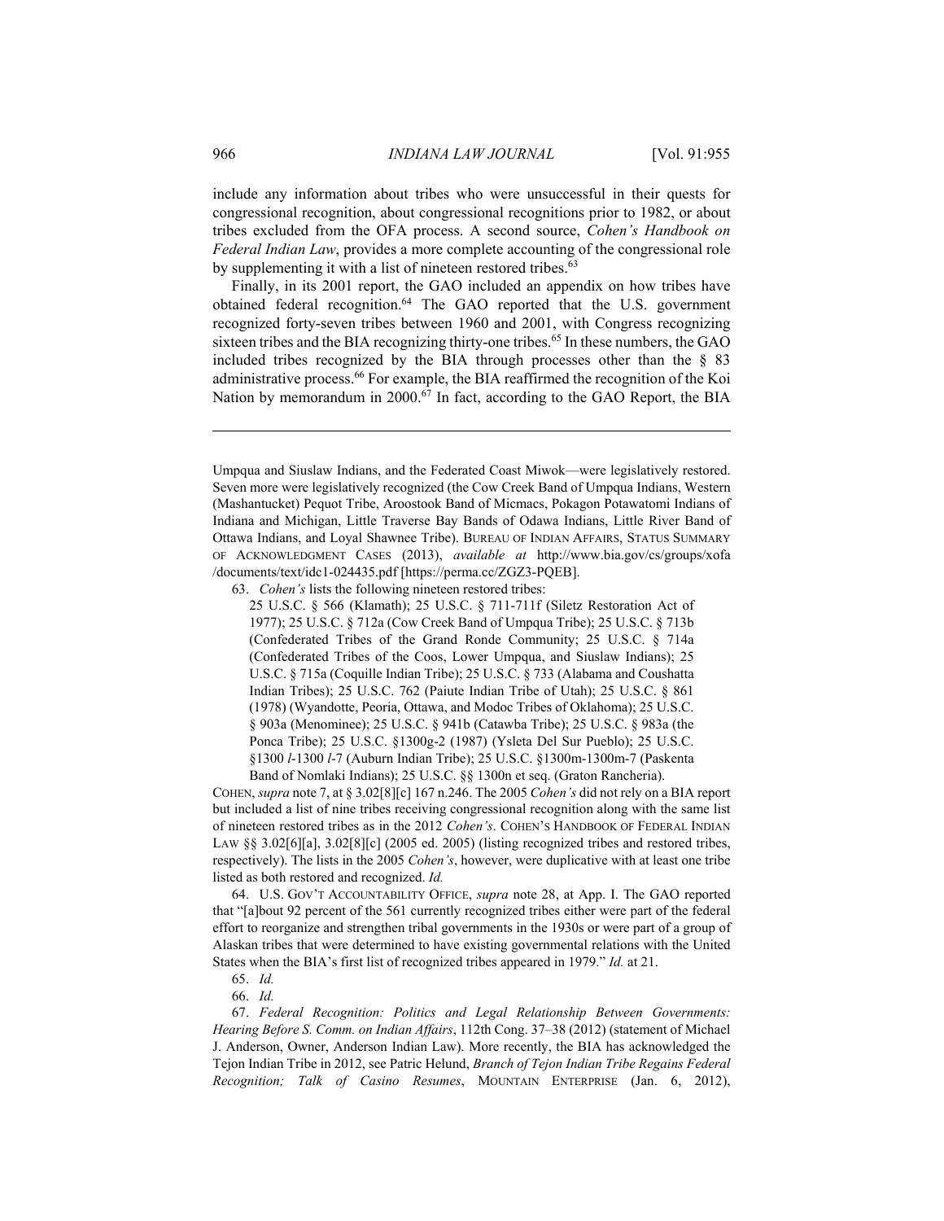include any information about tribes who were unsuccessful in their quests for congressional recognition, about congressional recognitions prior to 1982, or about tribes excluded from the OFA process. A second source, *Cohen's Handbook on Federal Indian Law*, provides a more complete accounting of the congressional role by supplementing it with a list of nineteen restored tribes.[63]

Finally, in its 2001 report, the GAO included an appendix on how tribes have obtained federal recognition.[64] The GAO reported that the U.S. government recognized forty-seven tribes between 1960 and 2001, with Congress recognizing sixteen tribes and the BIA recognizing thirty-one tribes.[65] In these numbers, the GAO included tribes recognized by the BIA through processes other than the § 83 administrative process.[66] For example, the BIA reaffirmed the recognition of the Koi Nation by memorandum in 2000.[67] In fact, according to the GAO Report, the BIA

---

Umpqua and Siuslaw Indians, and the Federated Coast Miwok—were legislatively restored. Seven more were legislatively recognized (the Cow Creek Band of Umpqua Indians, Western (Mashantucket) Pequot Tribe, Aroostook Band of Micmacs, Pokagon Potawatomi Indians of Indiana and Michigan, Little Traverse Bay Bands of Odawa Indians, Little River Band of Ottawa Indians, and Loyal Shawnee Tribe). BUREAU OF INDIAN AFFAIRS, STATUS SUMMARY OF ACKNOWLEDGMENT CASES (2013), *available at* http://www.bia.gov/cs/groups/xofa/documents/text/idc1-024435.pdf [https://perma.cc/ZGZ3-PQEB].

63. *Cohen's* lists the following nineteen restored tribes:

> 25 U.S.C. § 566 (Klamath); 25 U.S.C. § 711-711f (Siletz Restoration Act of 1977); 25 U.S.C. § 712a (Cow Creek Band of Umpqua Tribe); 25 U.S.C. § 713b (Confederated Tribes of the Grand Ronde Community; 25 U.S.C. § 714a (Confederated Tribes of the Coos, Lower Umpqua, and Siuslaw Indians); 25 U.S.C. § 715a (Coquille Indian Tribe); 25 U.S.C. § 733 (Alabama and Coushatta Indian Tribes); 25 U.S.C. 762 (Paiute Indian Tribe of Utah); 25 U.S.C. § 861 (1978) (Wyandotte, Peoria, Ottawa, and Modoc Tribes of Oklahoma); 25 U.S.C. § 903a (Menominee); 25 U.S.C. § 941b (Catawba Tribe); 25 U.S.C. § 983a (the Ponca Tribe); 25 U.S.C. §1300g-2 (1987) (Ysleta Del Sur Pueblo); 25 U.S.C. §1300 *l*-1300 *l*-7 (Auburn Indian Tribe); 25 U.S.C. §1300m-1300m-7 (Paskenta Band of Nomlaki Indians); 25 U.S.C. §§ 1300n et seq. (Graton Rancheria).

COHEN, *supra* note 7, at § 3.02[8][c] 167 n.246. The 2005 *Cohen's* did not rely on a BIA report but included a list of nine tribes receiving congressional recognition along with the same list of nineteen restored tribes as in the 2012 *Cohen's*. COHEN'S HANDBOOK OF FEDERAL INDIAN LAW §§ 3.02[6][a], 3.02[8][c] (2005 ed. 2005) (listing recognized tribes and restored tribes, respectively). The lists in the 2005 *Cohen's*, however, were duplicative with at least one tribe listed as both restored and recognized. *Id.*

64. U.S. GOV'T ACCOUNTABILITY OFFICE, *supra* note 28, at App. I. The GAO reported that "[a]bout 92 percent of the 561 currently recognized tribes either were part of the federal effort to reorganize and strengthen tribal governments in the 1930s or were part of a group of Alaskan tribes that were determined to have existing governmental relations with the United States when the BIA's first list of recognized tribes appeared in 1979." *Id.* at 21.

65. *Id.*

66. *Id.*

67. *Federal Recognition: Politics and Legal Relationship Between Governments: Hearing Before S. Comm. on Indian Affairs*, 112th Cong. 37–38 (2012) (statement of Michael J. Anderson, Owner, Anderson Indian Law). More recently, the BIA has acknowledged the Tejon Indian Tribe in 2012, see Patric Helund, *Branch of Tejon Indian Tribe Regains Federal Recognition; Talk of Casino Resumes*, MOUNTAIN ENTERPRISE (Jan. 6, 2012),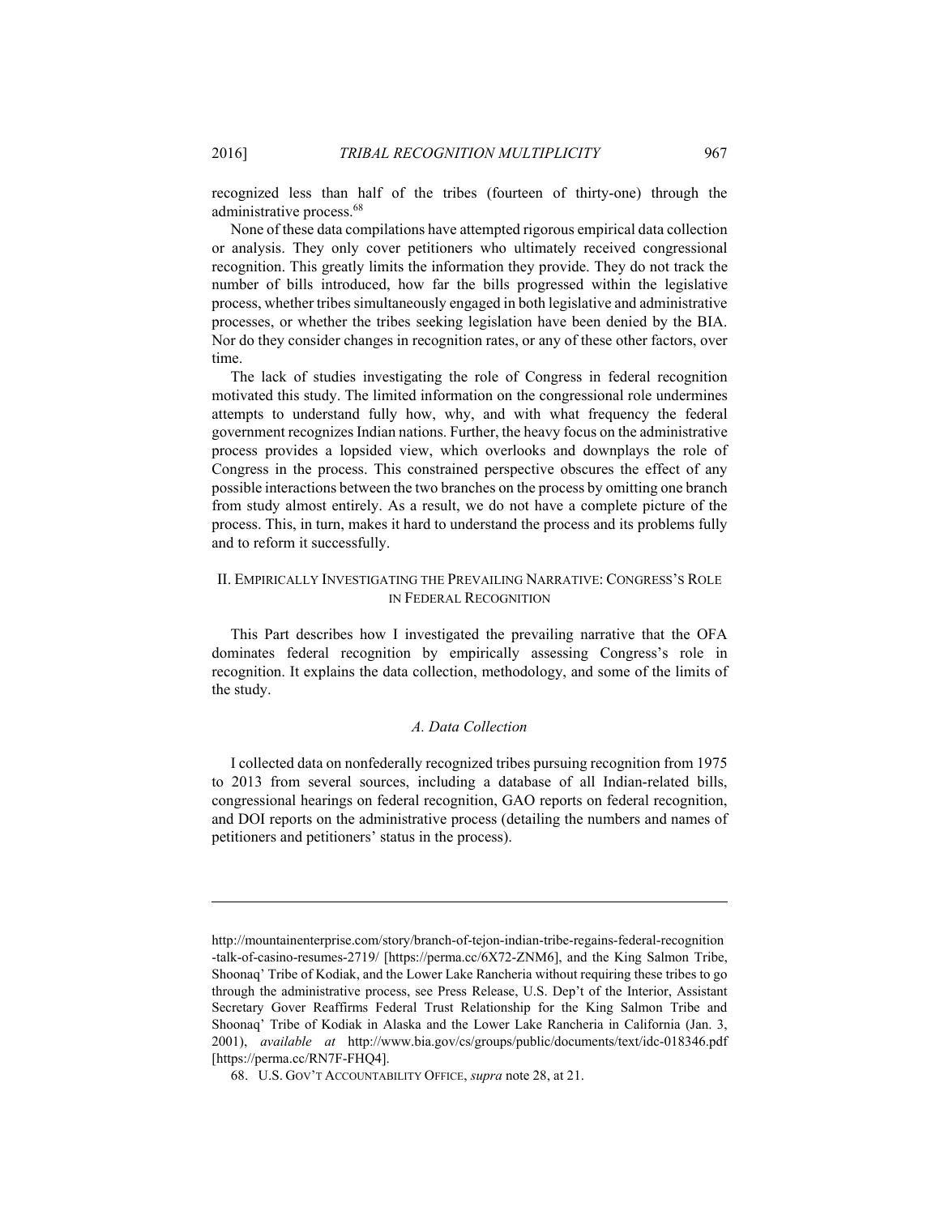recognized less than half of the tribes (fourteen of thirty-one) through the administrative process.[68]

None of these data compilations have attempted rigorous empirical data collection or analysis. They only cover petitioners who ultimately received congressional recognition. This greatly limits the information they provide. They do not track the number of bills introduced, how far the bills progressed within the legislative process, whether tribes simultaneously engaged in both legislative and administrative processes, or whether the tribes seeking legislation have been denied by the BIA. Nor do they consider changes in recognition rates, or any of these other factors, over time.

The lack of studies investigating the role of Congress in federal recognition motivated this study. The limited information on the congressional role undermines attempts to understand fully how, why, and with what frequency the federal government recognizes Indian nations. Further, the heavy focus on the administrative process provides a lopsided view, which overlooks and downplays the role of Congress in the process. This constrained perspective obscures the effect of any possible interactions between the two branches on the process by omitting one branch from study almost entirely. As a result, we do not have a complete picture of the process. This, in turn, makes it hard to understand the process and its problems fully and to reform it successfully.

## II. Empirically Investigating the Prevailing Narrative: Congress's Role in Federal Recognition

This Part describes how I investigated the prevailing narrative that the OFA dominates federal recognition by empirically assessing Congress's role in recognition. It explains the data collection, methodology, and some of the limits of the study.

### *A. Data Collection*

I collected data on nonfederally recognized tribes pursuing recognition from 1975 to 2013 from several sources, including a database of all Indian-related bills, congressional hearings on federal recognition, GAO reports on federal recognition, and DOI reports on the administrative process (detailing the numbers and names of petitioners and petitioners' status in the process).

---

http://mountainenterprise.com/story/branch-of-tejon-indian-tribe-regains-federal-recognition-talk-of-casino-resumes-2719/ [https://perma.cc/6X72-ZNM6], and the King Salmon Tribe, Shoonaq' Tribe of Kodiak, and the Lower Lake Rancheria without requiring these tribes to go through the administrative process, see Press Release, U.S. Dep't of the Interior, Assistant Secretary Gover Reaffirms Federal Trust Relationship for the King Salmon Tribe and Shoonaq' Tribe of Kodiak in Alaska and the Lower Lake Rancheria in California (Jan. 3, 2001), *available at* http://www.bia.gov/cs/groups/public/documents/text/idc-018346.pdf [https://perma.cc/RN7F-FHQ4].

68. U.S. Gov't Accountability Office, *supra* note 28, at 21.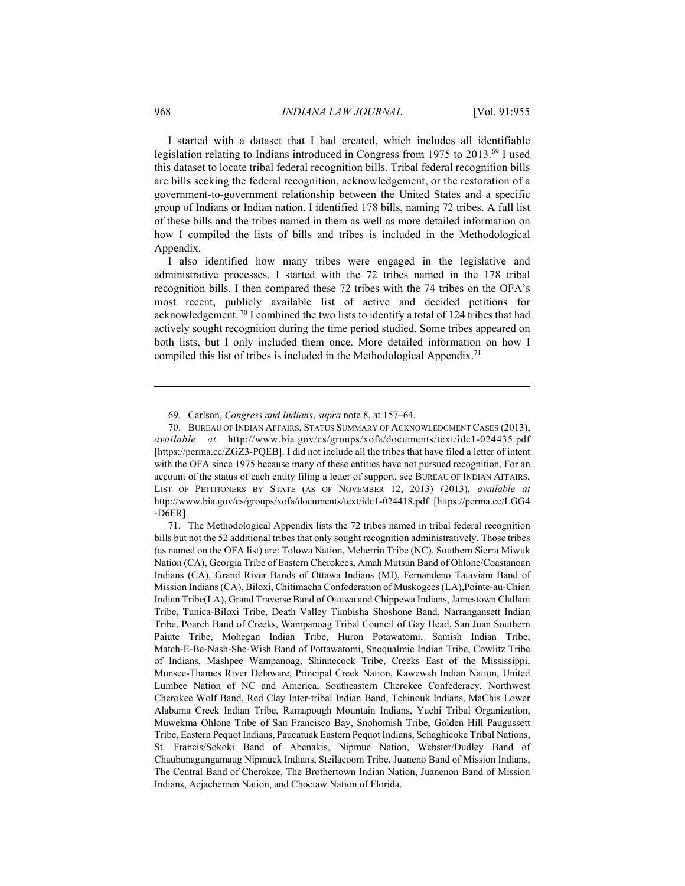I started with a dataset that I had created, which includes all identifiable legislation relating to Indians introduced in Congress from 1975 to 2013.[69] I used this dataset to locate tribal federal recognition bills. Tribal federal recognition bills are bills seeking the federal recognition, acknowledgement, or the restoration of a government-to-government relationship between the United States and a specific group of Indians or Indian nation. I identified 178 bills, naming 72 tribes. A full list of these bills and the tribes named in them as well as more detailed information on how I compiled the lists of bills and tribes is included in the Methodological Appendix.

I also identified how many tribes were engaged in the legislative and administrative processes. I started with the 72 tribes named in the 178 tribal recognition bills. I then compared these 72 tribes with the 74 tribes on the OFA's most recent, publicly available list of active and decided petitions for acknowledgement.[70] I combined the two lists to identify a total of 124 tribes that had actively sought recognition during the time period studied. Some tribes appeared on both lists, but I only included them once. More detailed information on how I compiled this list of tribes is included in the Methodological Appendix.[71]

---

69. Carlson, *Congress and Indians*, *supra* note 8, at 157–64.

70. BUREAU OF INDIAN AFFAIRS, STATUS SUMMARY OF ACKNOWLEDGMENT CASES (2013), *available at* http://www.bia.gov/cs/groups/xofa/documents/text/idc1-024435.pdf [https://perma.cc/ZGZ3-PQEB]. I did not include all the tribes that have filed a letter of intent with the OFA since 1975 because many of these entities have not pursued recognition. For an account of the status of each entity filing a letter of support, see BUREAU OF INDIAN AFFAIRS, LIST OF PETITIONERS BY STATE (AS OF NOVEMBER 12, 2013) (2013), *available at* http://www.bia.gov/cs/groups/xofa/documents/text/idc1-024418.pdf [https://perma.cc/LGG4-D6FR].

71. The Methodological Appendix lists the 72 tribes named in tribal federal recognition bills but not the 52 additional tribes that only sought recognition administratively. Those tribes (as named on the OFA list) are: Tolowa Nation, Meherrin Tribe (NC), Southern Sierra Miwuk Nation (CA), Georgia Tribe of Eastern Cherokees, Amah Mutsun Band of Ohlone/Coastanoan Indians (CA), Grand River Bands of Ottawa Indians (MI), Fernandeno Tataviam Band of Mission Indians (CA), Biloxi, Chitimacha Confederation of Muskogees (LA),Pointe-au-Chien Indian Tribe(LA), Grand Traverse Band of Ottawa and Chippewa Indians, Jamestown Clallam Tribe, Tunica-Biloxi Tribe, Death Valley Timbisha Shoshone Band, Narrangansett Indian Tribe, Poarch Band of Creeks, Wampanoag Tribal Council of Gay Head, San Juan Southern Paiute Tribe, Mohegan Indian Tribe, Huron Potawatomi, Samish Indian Tribe, Match-E-Be-Nash-She-Wish Band of Pottawatomi, Snoqualmie Indian Tribe, Cowlitz Tribe of Indians, Mashpee Wampanoag, Shinnecock Tribe, Creeks East of the Mississippi, Munsee-Thames River Delaware, Principal Creek Nation, Kawewah Indian Nation, United Lumbee Nation of NC and America, Southeastern Cherokee Confederacy, Northwest Cherokee Wolf Band, Red Clay Inter-tribal Indian Band, Tchinouk Indians, MaChis Lower Alabama Creek Indian Tribe, Ramapough Mountain Indians, Yuchi Tribal Organization, Muwekma Ohlone Tribe of San Francisco Bay, Snohomish Tribe, Golden Hill Paugussett Tribe, Eastern Pequot Indians, Paucatuak Eastern Pequot Indians, Schaghicoke Tribal Nations, St. Francis/Sokoki Band of Abenakis, Nipmuc Nation, Webster/Dudley Band of Chaubunagungamaug Nipmuck Indians, Steilacoom Tribe, Juaneno Band of Mission Indians, The Central Band of Cherokee, The Brothertown Indian Nation, Juanenon Band of Mission Indians, Acjachemen Nation, and Choctaw Nation of Florida.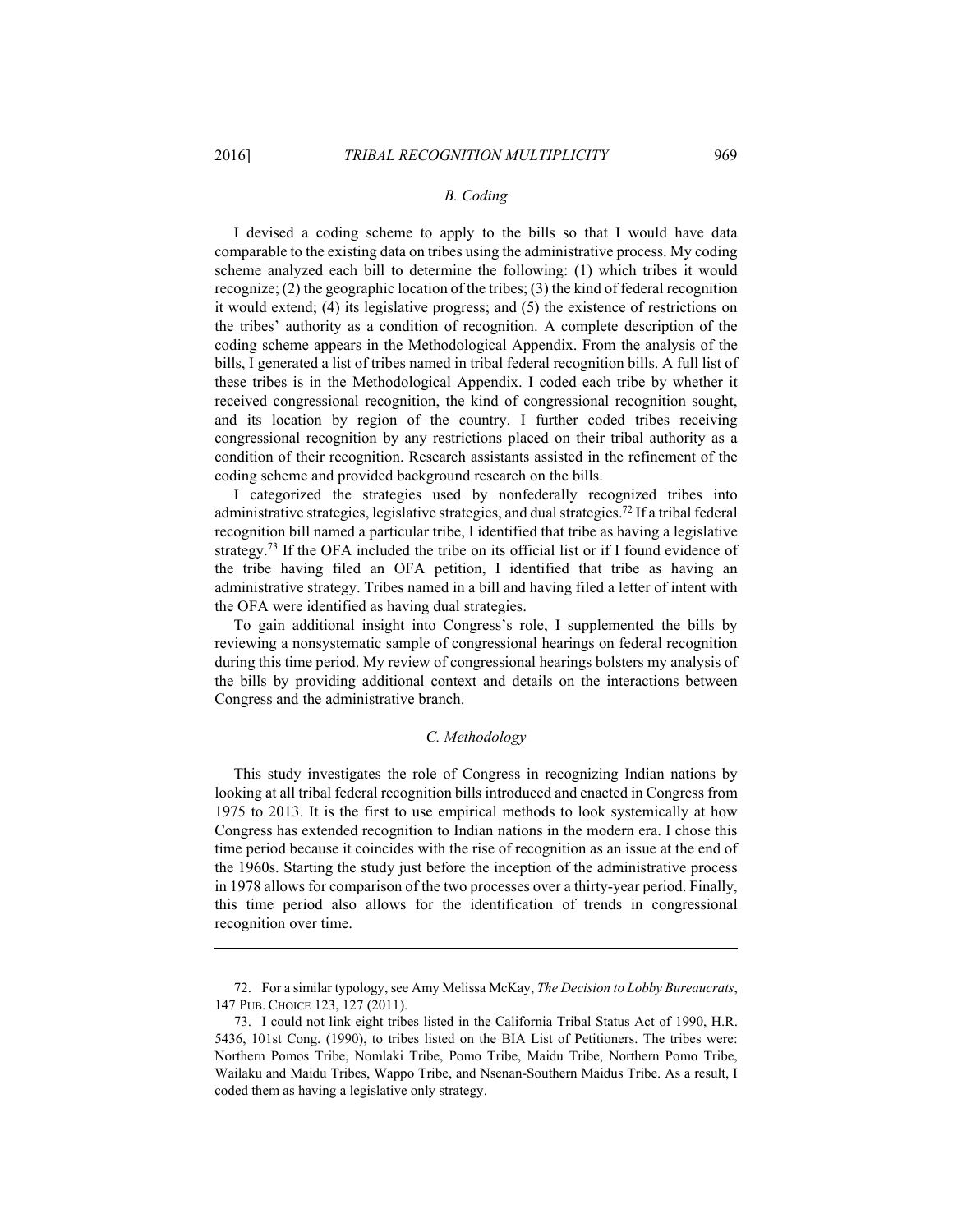### *B. Coding*

I devised a coding scheme to apply to the bills so that I would have data comparable to the existing data on tribes using the administrative process. My coding scheme analyzed each bill to determine the following: (1) which tribes it would recognize; (2) the geographic location of the tribes; (3) the kind of federal recognition it would extend; (4) its legislative progress; and (5) the existence of restrictions on the tribes' authority as a condition of recognition. A complete description of the coding scheme appears in the Methodological Appendix. From the analysis of the bills, I generated a list of tribes named in tribal federal recognition bills. A full list of these tribes is in the Methodological Appendix. I coded each tribe by whether it received congressional recognition, the kind of congressional recognition sought, and its location by region of the country. I further coded tribes receiving congressional recognition by any restrictions placed on their tribal authority as a condition of their recognition. Research assistants assisted in the refinement of the coding scheme and provided background research on the bills.

I categorized the strategies used by nonfederally recognized tribes into administrative strategies, legislative strategies, and dual strategies.[72] If a tribal federal recognition bill named a particular tribe, I identified that tribe as having a legislative strategy.[73] If the OFA included the tribe on its official list or if I found evidence of the tribe having filed an OFA petition, I identified that tribe as having an administrative strategy. Tribes named in a bill and having filed a letter of intent with the OFA were identified as having dual strategies.

To gain additional insight into Congress's role, I supplemented the bills by reviewing a nonsystematic sample of congressional hearings on federal recognition during this time period. My review of congressional hearings bolsters my analysis of the bills by providing additional context and details on the interactions between Congress and the administrative branch.

### *C. Methodology*

This study investigates the role of Congress in recognizing Indian nations by looking at all tribal federal recognition bills introduced and enacted in Congress from 1975 to 2013. It is the first to use empirical methods to look systemically at how Congress has extended recognition to Indian nations in the modern era. I chose this time period because it coincides with the rise of recognition as an issue at the end of the 1960s. Starting the study just before the inception of the administrative process in 1978 allows for comparison of the two processes over a thirty-year period. Finally, this time period also allows for the identification of trends in congressional recognition over time.

---

72. For a similar typology, see Amy Melissa McKay, *The Decision to Lobby Bureaucrats*, 147 PUB. CHOICE 123, 127 (2011).

73. I could not link eight tribes listed in the California Tribal Status Act of 1990, H.R. 5436, 101st Cong. (1990), to tribes listed on the BIA List of Petitioners. The tribes were: Northern Pomos Tribe, Nomlaki Tribe, Pomo Tribe, Maidu Tribe, Northern Pomo Tribe, Wailaku and Maidu Tribes, Wappo Tribe, and Nsenan-Southern Maidus Tribe. As a result, I coded them as having a legislative only strategy.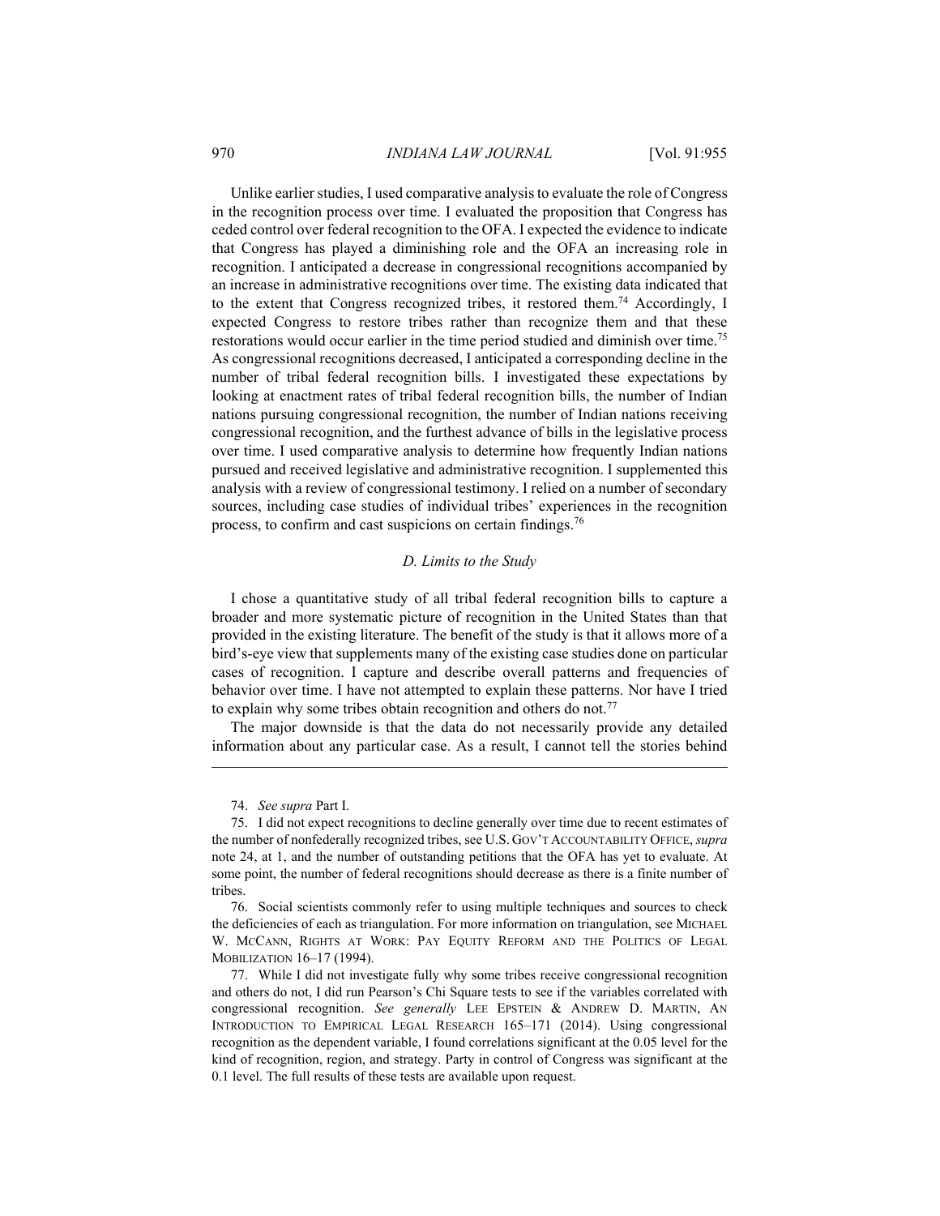Unlike earlier studies, I used comparative analysis to evaluate the role of Congress in the recognition process over time. I evaluated the proposition that Congress has ceded control over federal recognition to the OFA. I expected the evidence to indicate that Congress has played a diminishing role and the OFA an increasing role in recognition. I anticipated a decrease in congressional recognitions accompanied by an increase in administrative recognitions over time. The existing data indicated that to the extent that Congress recognized tribes, it restored them.[74] Accordingly, I expected Congress to restore tribes rather than recognize them and that these restorations would occur earlier in the time period studied and diminish over time.[75] As congressional recognitions decreased, I anticipated a corresponding decline in the number of tribal federal recognition bills. I investigated these expectations by looking at enactment rates of tribal federal recognition bills, the number of Indian nations pursuing congressional recognition, the number of Indian nations receiving congressional recognition, and the furthest advance of bills in the legislative process over time. I used comparative analysis to determine how frequently Indian nations pursued and received legislative and administrative recognition. I supplemented this analysis with a review of congressional testimony. I relied on a number of secondary sources, including case studies of individual tribes' experiences in the recognition process, to confirm and cast suspicions on certain findings.[76]

### *D. Limits to the Study*

I chose a quantitative study of all tribal federal recognition bills to capture a broader and more systematic picture of recognition in the United States than that provided in the existing literature. The benefit of the study is that it allows more of a bird's-eye view that supplements many of the existing case studies done on particular cases of recognition. I capture and describe overall patterns and frequencies of behavior over time. I have not attempted to explain these patterns. Nor have I tried to explain why some tribes obtain recognition and others do not.[77]

The major downside is that the data do not necessarily provide any detailed information about any particular case. As a result, I cannot tell the stories behind

---

74. *See supra* Part I.

75. I did not expect recognitions to decline generally over time due to recent estimates of the number of nonfederally recognized tribes, see U.S. GOV'T ACCOUNTABILITY OFFICE, *supra* note 24, at 1, and the number of outstanding petitions that the OFA has yet to evaluate. At some point, the number of federal recognitions should decrease as there is a finite number of tribes.

76. Social scientists commonly refer to using multiple techniques and sources to check the deficiencies of each as triangulation. For more information on triangulation, see MICHAEL W. MCCANN, RIGHTS AT WORK: PAY EQUITY REFORM AND THE POLITICS OF LEGAL MOBILIZATION 16–17 (1994).

77. While I did not investigate fully why some tribes receive congressional recognition and others do not, I did run Pearson's Chi Square tests to see if the variables correlated with congressional recognition. *See generally* LEE EPSTEIN & ANDREW D. MARTIN, AN INTRODUCTION TO EMPIRICAL LEGAL RESEARCH 165–171 (2014). Using congressional recognition as the dependent variable, I found correlations significant at the 0.05 level for the kind of recognition, region, and strategy. Party in control of Congress was significant at the 0.1 level. The full results of these tests are available upon request.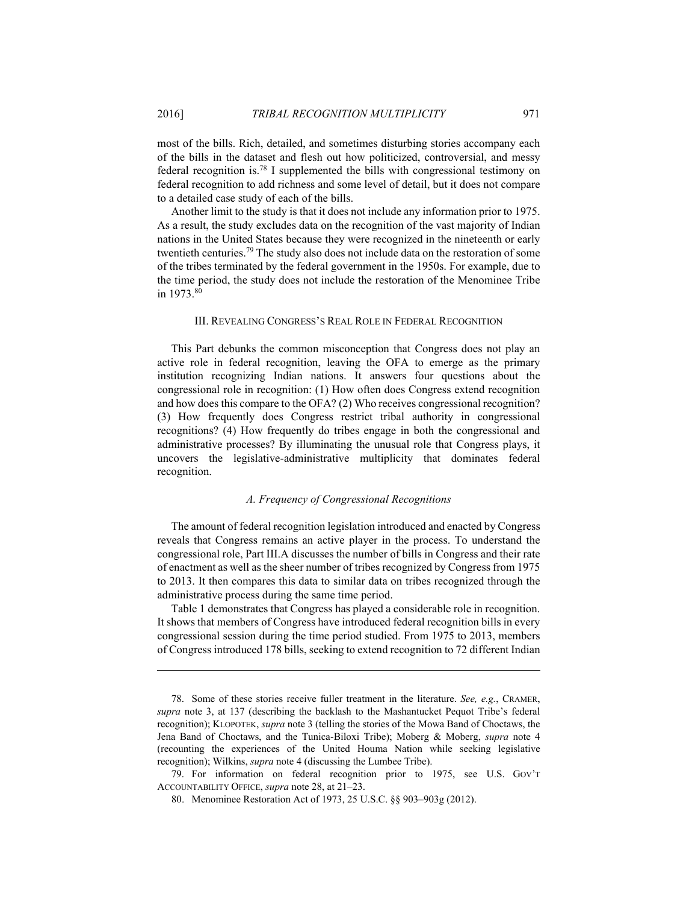most of the bills. Rich, detailed, and sometimes disturbing stories accompany each of the bills in the dataset and flesh out how politicized, controversial, and messy federal recognition is.[78] I supplemented the bills with congressional testimony on federal recognition to add richness and some level of detail, but it does not compare to a detailed case study of each of the bills.

Another limit to the study is that it does not include any information prior to 1975. As a result, the study excludes data on the recognition of the vast majority of Indian nations in the United States because they were recognized in the nineteenth or early twentieth centuries.[79] The study also does not include data on the restoration of some of the tribes terminated by the federal government in the 1950s. For example, due to the time period, the study does not include the restoration of the Menominee Tribe in 1973.[80]

## III. REVEALING CONGRESS'S REAL ROLE IN FEDERAL RECOGNITION

This Part debunks the common misconception that Congress does not play an active role in federal recognition, leaving the OFA to emerge as the primary institution recognizing Indian nations. It answers four questions about the congressional role in recognition: (1) How often does Congress extend recognition and how does this compare to the OFA? (2) Who receives congressional recognition? (3) How frequently does Congress restrict tribal authority in congressional recognitions? (4) How frequently do tribes engage in both the congressional and administrative processes? By illuminating the unusual role that Congress plays, it uncovers the legislative-administrative multiplicity that dominates federal recognition.

### *A. Frequency of Congressional Recognitions*

The amount of federal recognition legislation introduced and enacted by Congress reveals that Congress remains an active player in the process. To understand the congressional role, Part III.A discusses the number of bills in Congress and their rate of enactment as well as the sheer number of tribes recognized by Congress from 1975 to 2013. It then compares this data to similar data on tribes recognized through the administrative process during the same time period.

Table 1 demonstrates that Congress has played a considerable role in recognition. It shows that members of Congress have introduced federal recognition bills in every congressional session during the time period studied. From 1975 to 2013, members of Congress introduced 178 bills, seeking to extend recognition to 72 different Indian

---

78. Some of these stories receive fuller treatment in the literature. *See, e.g.*, CRAMER, *supra* note 3, at 137 (describing the backlash to the Mashantucket Pequot Tribe's federal recognition); KLOPOTEK, *supra* note 3 (telling the stories of the Mowa Band of Choctaws, the Jena Band of Choctaws, and the Tunica-Biloxi Tribe); Moberg & Moberg, *supra* note 4 (recounting the experiences of the United Houma Nation while seeking legislative recognition); Wilkins, *supra* note 4 (discussing the Lumbee Tribe).

79. For information on federal recognition prior to 1975, see U.S. GOV'T ACCOUNTABILITY OFFICE, *supra* note 28, at 21–23.

80. Menominee Restoration Act of 1973, 25 U.S.C. §§ 903–903g (2012).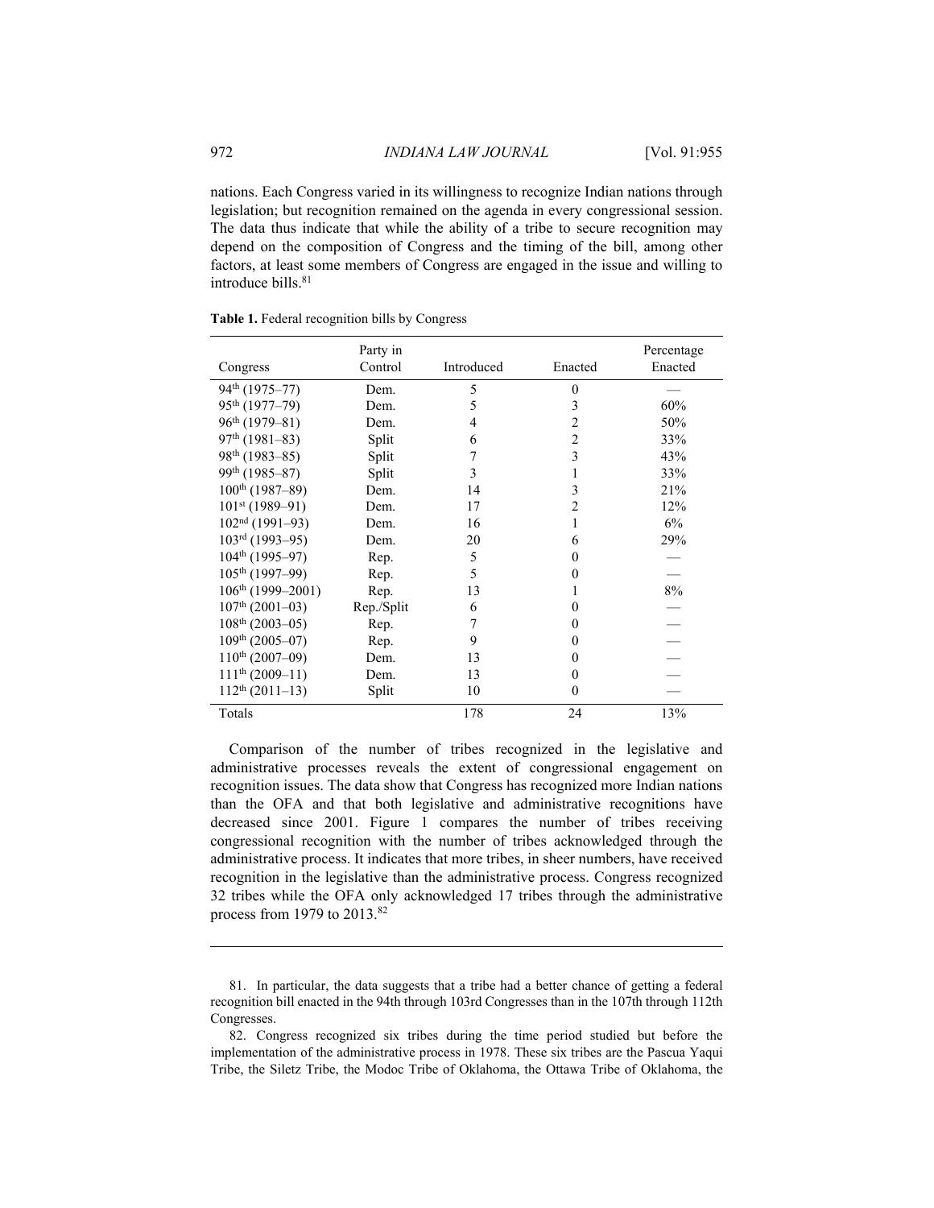nations. Each Congress varied in its willingness to recognize Indian nations through legislation; but recognition remained on the agenda in every congressional session. The data thus indicate that while the ability of a tribe to secure recognition may depend on the composition of Congress and the timing of the bill, among other factors, at least some members of Congress are engaged in the issue and willing to introduce bills.[81]

**Table 1.** Federal recognition bills by Congress

| Congress | Party in Control | Introduced | Enacted | Percentage Enacted |
|---|---|---|---|---|
| 94th (1975–77) | Dem. | 5 | 0 | — |
| 95th (1977–79) | Dem. | 5 | 3 | 60% |
| 96th (1979–81) | Dem. | 4 | 2 | 50% |
| 97th (1981–83) | Split | 6 | 2 | 33% |
| 98th (1983–85) | Split | 7 | 3 | 43% |
| 99th (1985–87) | Split | 3 | 1 | 33% |
| 100th (1987–89) | Dem. | 14 | 3 | 21% |
| 101st (1989–91) | Dem. | 17 | 2 | 12% |
| 102nd (1991–93) | Dem. | 16 | 1 | 6% |
| 103rd (1993–95) | Dem. | 20 | 6 | 29% |
| 104th (1995–97) | Rep. | 5 | 0 | — |
| 105th (1997–99) | Rep. | 5 | 0 | — |
| 106th (1999–2001) | Rep. | 13 | 1 | 8% |
| 107th (2001–03) | Rep./Split | 6 | 0 | — |
| 108th (2003–05) | Rep. | 7 | 0 | — |
| 109th (2005–07) | Rep. | 9 | 0 | — |
| 110th (2007–09) | Dem. | 13 | 0 | — |
| 111th (2009–11) | Dem. | 13 | 0 | — |
| 112th (2011–13) | Split | 10 | 0 | — |
| Totals | | 178 | 24 | 13% |

Comparison of the number of tribes recognized in the legislative and administrative processes reveals the extent of congressional engagement on recognition issues. The data show that Congress has recognized more Indian nations than the OFA and that both legislative and administrative recognitions have decreased since 2001. Figure 1 compares the number of tribes receiving congressional recognition with the number of tribes acknowledged through the administrative process. It indicates that more tribes, in sheer numbers, have received recognition in the legislative than the administrative process. Congress recognized 32 tribes while the OFA only acknowledged 17 tribes through the administrative process from 1979 to 2013.[82]

---

81. In particular, the data suggests that a tribe had a better chance of getting a federal recognition bill enacted in the 94th through 103rd Congresses than in the 107th through 112th Congresses.

82. Congress recognized six tribes during the time period studied but before the implementation of the administrative process in 1978. These six tribes are the Pascua Yaqui Tribe, the Siletz Tribe, the Modoc Tribe of Oklahoma, the Ottawa Tribe of Oklahoma, the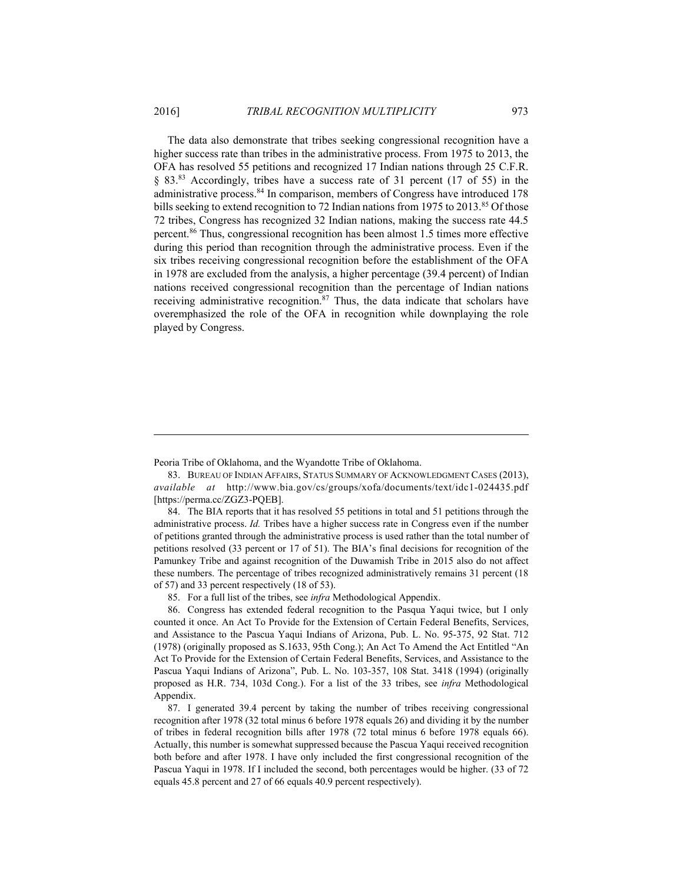The data also demonstrate that tribes seeking congressional recognition have a higher success rate than tribes in the administrative process. From 1975 to 2013, the OFA has resolved 55 petitions and recognized 17 Indian nations through 25 C.F.R. § 83.[83] Accordingly, tribes have a success rate of 31 percent (17 of 55) in the administrative process.[84] In comparison, members of Congress have introduced 178 bills seeking to extend recognition to 72 Indian nations from 1975 to 2013.[85] Of those 72 tribes, Congress has recognized 32 Indian nations, making the success rate 44.5 percent.[86] Thus, congressional recognition has been almost 1.5 times more effective during this period than recognition through the administrative process. Even if the six tribes receiving congressional recognition before the establishment of the OFA in 1978 are excluded from the analysis, a higher percentage (39.4 percent) of Indian nations received congressional recognition than the percentage of Indian nations receiving administrative recognition.[87] Thus, the data indicate that scholars have overemphasized the role of the OFA in recognition while downplaying the role played by Congress.

---

Peoria Tribe of Oklahoma, and the Wyandotte Tribe of Oklahoma.

83. BUREAU OF INDIAN AFFAIRS, STATUS SUMMARY OF ACKNOWLEDGMENT CASES (2013), *available at* http://www.bia.gov/cs/groups/xofa/documents/text/idc1-024435.pdf [https://perma.cc/ZGZ3-PQEB].

84. The BIA reports that it has resolved 55 petitions in total and 51 petitions through the administrative process. *Id.* Tribes have a higher success rate in Congress even if the number of petitions granted through the administrative process is used rather than the total number of petitions resolved (33 percent or 17 of 51). The BIA's final decisions for recognition of the Pamunkey Tribe and against recognition of the Duwamish Tribe in 2015 also do not affect these numbers. The percentage of tribes recognized administratively remains 31 percent (18 of 57) and 33 percent respectively (18 of 53).

85. For a full list of the tribes, see *infra* Methodological Appendix.

86. Congress has extended federal recognition to the Pasqua Yaqui twice, but I only counted it once. An Act To Provide for the Extension of Certain Federal Benefits, Services, and Assistance to the Pascua Yaqui Indians of Arizona, Pub. L. No. 95-375, 92 Stat. 712 (1978) (originally proposed as S.1633, 95th Cong.); An Act To Amend the Act Entitled "An Act To Provide for the Extension of Certain Federal Benefits, Services, and Assistance to the Pascua Yaqui Indians of Arizona", Pub. L. No. 103-357, 108 Stat. 3418 (1994) (originally proposed as H.R. 734, 103d Cong.). For a list of the 33 tribes, see *infra* Methodological Appendix.

87. I generated 39.4 percent by taking the number of tribes receiving congressional recognition after 1978 (32 total minus 6 before 1978 equals 26) and dividing it by the number of tribes in federal recognition bills after 1978 (72 total minus 6 before 1978 equals 66). Actually, this number is somewhat suppressed because the Pascua Yaqui received recognition both before and after 1978. I have only included the first congressional recognition of the Pascua Yaqui in 1978. If I included the second, both percentages would be higher. (33 of 72 equals 45.8 percent and 27 of 66 equals 40.9 percent respectively).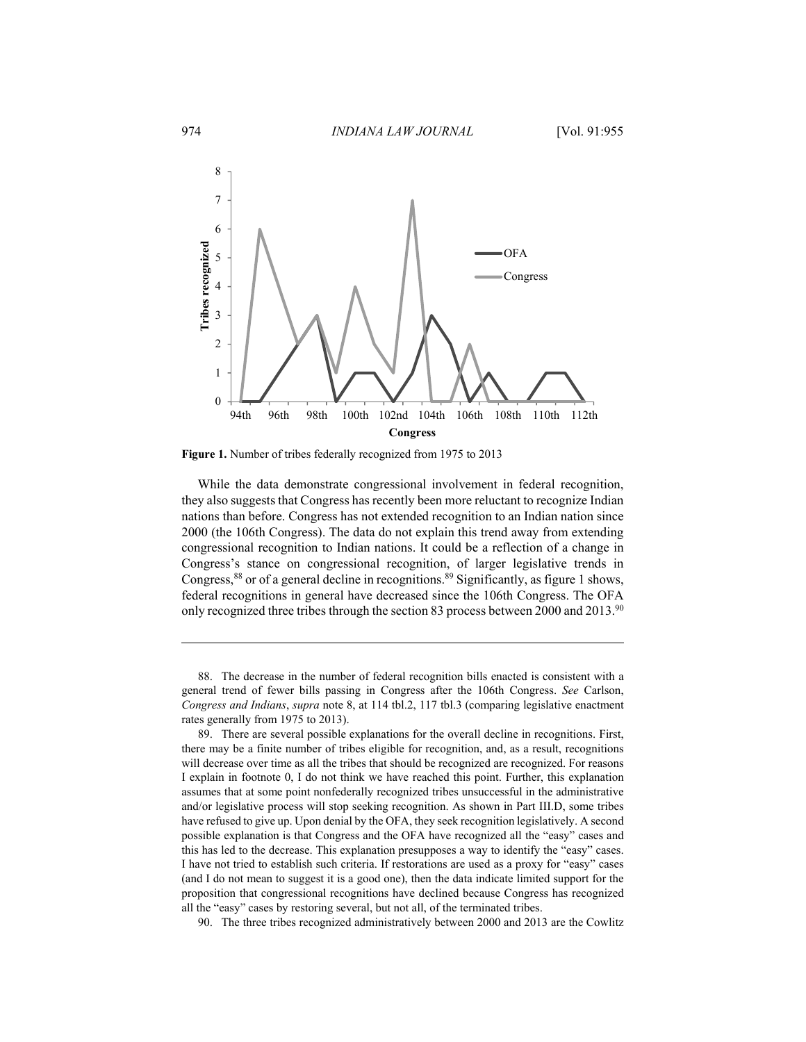**Figure 1.** Number of tribes federally recognized from 1975 to 2013

While the data demonstrate congressional involvement in federal recognition, they also suggests that Congress has recently been more reluctant to recognize Indian nations than before. Congress has not extended recognition to an Indian nation since 2000 (the 106th Congress). The data do not explain this trend away from extending congressional recognition to Indian nations. It could be a reflection of a change in Congress's stance on congressional recognition, of larger legislative trends in Congress,[88] or of a general decline in recognitions.[89] Significantly, as figure 1 shows, federal recognitions in general have decreased since the 106th Congress. The OFA only recognized three tribes through the section 83 process between 2000 and 2013.[90]

---

88. The decrease in the number of federal recognition bills enacted is consistent with a general trend of fewer bills passing in Congress after the 106th Congress. *See* Carlson, *Congress and Indians*, *supra* note 8, at 114 tbl.2, 117 tbl.3 (comparing legislative enactment rates generally from 1975 to 2013).

89. There are several possible explanations for the overall decline in recognitions. First, there may be a finite number of tribes eligible for recognition, and, as a result, recognitions will decrease over time as all the tribes that should be recognized are recognized. For reasons I explain in footnote 0, I do not think we have reached this point. Further, this explanation assumes that at some point nonfederally recognized tribes unsuccessful in the administrative and/or legislative process will stop seeking recognition. As shown in Part III.D, some tribes have refused to give up. Upon denial by the OFA, they seek recognition legislatively. A second possible explanation is that Congress and the OFA have recognized all the "easy" cases and this has led to the decrease. This explanation presupposes a way to identify the "easy" cases. I have not tried to establish such criteria. If restorations are used as a proxy for "easy" cases (and I do not mean to suggest it is a good one), then the data indicate limited support for the proposition that congressional recognitions have declined because Congress has recognized all the "easy" cases by restoring several, but not all, of the terminated tribes.

90. The three tribes recognized administratively between 2000 and 2013 are the Cowlitz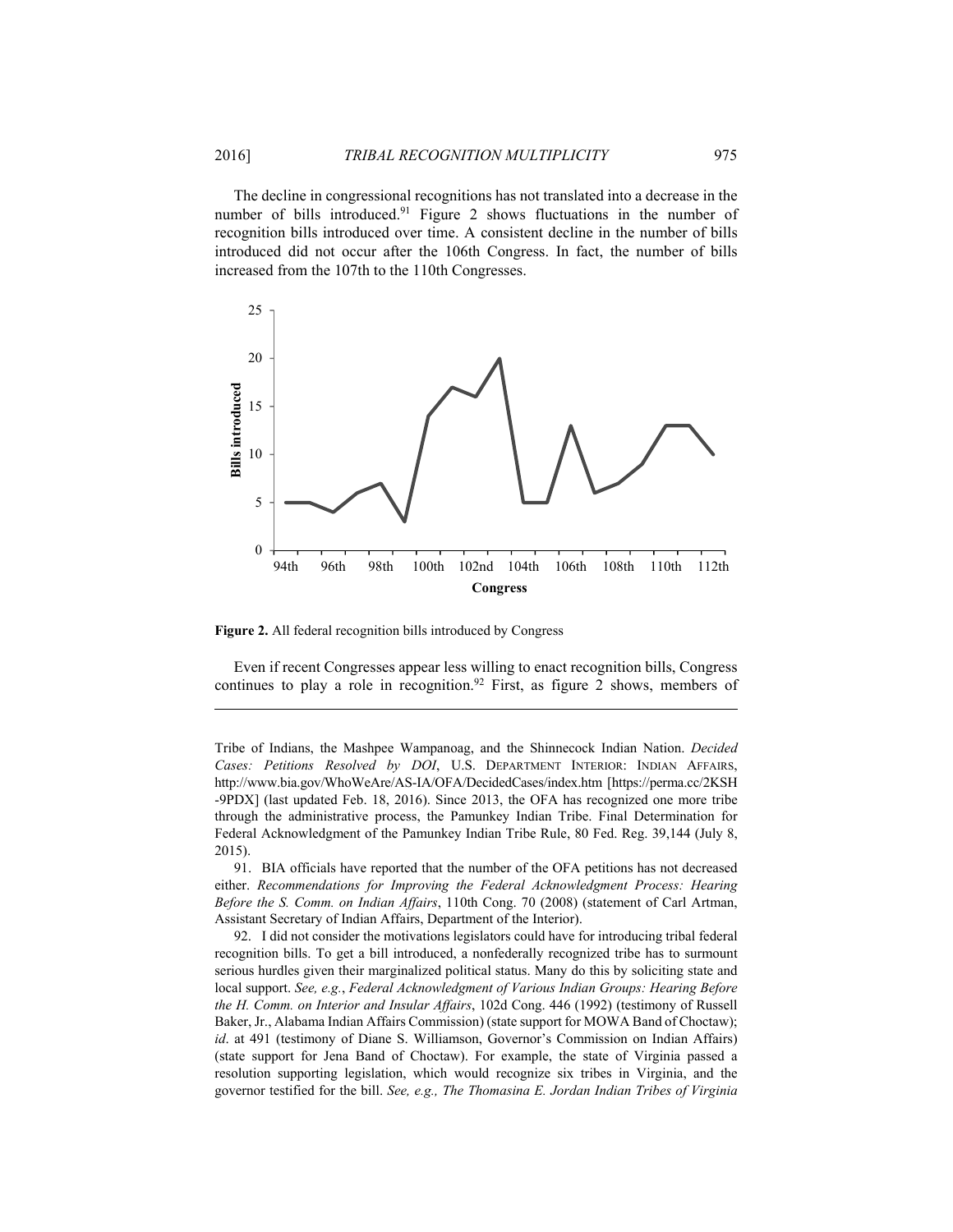The decline in congressional recognitions has not translated into a decrease in the number of bills introduced.[91] Figure 2 shows fluctuations in the number of recognition bills introduced over time. A consistent decline in the number of bills introduced did not occur after the 106th Congress. In fact, the number of bills increased from the 107th to the 110th Congresses.

**Figure 2.** All federal recognition bills introduced by Congress

Even if recent Congresses appear less willing to enact recognition bills, Congress continues to play a role in recognition.[92] First, as figure 2 shows, members of

---

Tribe of Indians, the Mashpee Wampanoag, and the Shinnecock Indian Nation. *Decided Cases: Petitions Resolved by DOI*, U.S. DEPARTMENT INTERIOR: INDIAN AFFAIRS, http://www.bia.gov/WhoWeAre/AS-IA/OFA/DecidedCases/index.htm [https://perma.cc/2KSH-9PDX] (last updated Feb. 18, 2016). Since 2013, the OFA has recognized one more tribe through the administrative process, the Pamunkey Indian Tribe. Final Determination for Federal Acknowledgment of the Pamunkey Indian Tribe Rule, 80 Fed. Reg. 39,144 (July 8, 2015).

91. BIA officials have reported that the number of the OFA petitions has not decreased either. *Recommendations for Improving the Federal Acknowledgment Process: Hearing Before the S. Comm. on Indian Affairs*, 110th Cong. 70 (2008) (statement of Carl Artman, Assistant Secretary of Indian Affairs, Department of the Interior).

92. I did not consider the motivations legislators could have for introducing tribal federal recognition bills. To get a bill introduced, a nonfederally recognized tribe has to surmount serious hurdles given their marginalized political status. Many do this by soliciting state and local support. *See, e.g.*, *Federal Acknowledgment of Various Indian Groups: Hearing Before the H. Comm. on Interior and Insular Affairs*, 102d Cong. 446 (1992) (testimony of Russell Baker, Jr., Alabama Indian Affairs Commission) (state support for MOWA Band of Choctaw); *id*. at 491 (testimony of Diane S. Williamson, Governor's Commission on Indian Affairs) (state support for Jena Band of Choctaw). For example, the state of Virginia passed a resolution supporting legislation, which would recognize six tribes in Virginia, and the governor testified for the bill. *See, e.g., The Thomasina E. Jordan Indian Tribes of Virginia*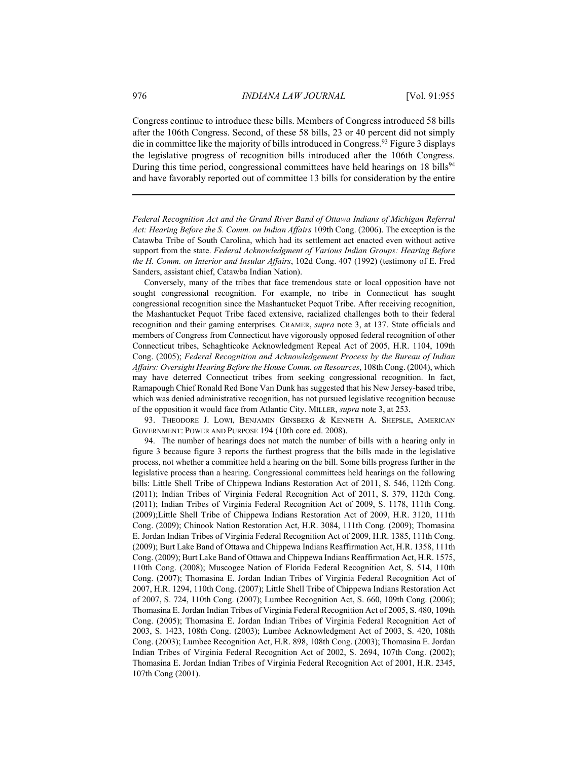Congress continue to introduce these bills. Members of Congress introduced 58 bills after the 106th Congress. Second, of these 58 bills, 23 or 40 percent did not simply die in committee like the majority of bills introduced in Congress.[93] Figure 3 displays the legislative progress of recognition bills introduced after the 106th Congress. During this time period, congressional committees have held hearings on 18 bills[94] and have favorably reported out of committee 13 bills for consideration by the entire

---

*Federal Recognition Act and the Grand River Band of Ottawa Indians of Michigan Referral Act: Hearing Before the S. Comm. on Indian Affairs* 109th Cong. (2006). The exception is the Catawba Tribe of South Carolina, which had its settlement act enacted even without active support from the state. *Federal Acknowledgment of Various Indian Groups: Hearing Before the H. Comm. on Interior and Insular Affairs*, 102d Cong. 407 (1992) (testimony of E. Fred Sanders, assistant chief, Catawba Indian Nation).

Conversely, many of the tribes that face tremendous state or local opposition have not sought congressional recognition. For example, no tribe in Connecticut has sought congressional recognition since the Mashantucket Pequot Tribe. After receiving recognition, the Mashantucket Pequot Tribe faced extensive, racialized challenges both to their federal recognition and their gaming enterprises. CRAMER, *supra* note 3, at 137. State officials and members of Congress from Connecticut have vigorously opposed federal recognition of other Connecticut tribes, Schaghticoke Acknowledgment Repeal Act of 2005, H.R. 1104, 109th Cong. (2005); *Federal Recognition and Acknowledgement Process by the Bureau of Indian Affairs: Oversight Hearing Before the House Comm. on Resources*, 108th Cong. (2004), which may have deterred Connecticut tribes from seeking congressional recognition. In fact, Ramapough Chief Ronald Red Bone Van Dunk has suggested that his New Jersey-based tribe, which was denied administrative recognition, has not pursued legislative recognition because of the opposition it would face from Atlantic City. MILLER, *supra* note 3, at 253.

93. THEODORE J. LOWI, BENJAMIN GINSBERG & KENNETH A. SHEPSLE, AMERICAN GOVERNMENT: POWER AND PURPOSE 194 (10th core ed. 2008).

94. The number of hearings does not match the number of bills with a hearing only in figure 3 because figure 3 reports the furthest progress that the bills made in the legislative process, not whether a committee held a hearing on the bill. Some bills progress further in the legislative process than a hearing. Congressional committees held hearings on the following bills: Little Shell Tribe of Chippewa Indians Restoration Act of 2011, S. 546, 112th Cong. (2011); Indian Tribes of Virginia Federal Recognition Act of 2011, S. 379, 112th Cong. (2011); Indian Tribes of Virginia Federal Recognition Act of 2009, S. 1178, 111th Cong. (2009);Little Shell Tribe of Chippewa Indians Restoration Act of 2009, H.R. 3120, 111th Cong. (2009); Chinook Nation Restoration Act, H.R. 3084, 111th Cong. (2009); Thomasina E. Jordan Indian Tribes of Virginia Federal Recognition Act of 2009, H.R. 1385, 111th Cong. (2009); Burt Lake Band of Ottawa and Chippewa Indians Reaffirmation Act, H.R. 1358, 111th Cong. (2009); Burt Lake Band of Ottawa and Chippewa Indians Reaffirmation Act, H.R. 1575, 110th Cong. (2008); Muscogee Nation of Florida Federal Recognition Act, S. 514, 110th Cong. (2007); Thomasina E. Jordan Indian Tribes of Virginia Federal Recognition Act of 2007, H.R. 1294, 110th Cong. (2007); Little Shell Tribe of Chippewa Indians Restoration Act of 2007, S. 724, 110th Cong. (2007); Lumbee Recognition Act, S. 660, 109th Cong. (2006); Thomasina E. Jordan Indian Tribes of Virginia Federal Recognition Act of 2005, S. 480, 109th Cong. (2005); Thomasina E. Jordan Indian Tribes of Virginia Federal Recognition Act of 2003, S. 1423, 108th Cong. (2003); Lumbee Acknowledgment Act of 2003, S. 420, 108th Cong. (2003); Lumbee Recognition Act, H.R. 898, 108th Cong. (2003); Thomasina E. Jordan Indian Tribes of Virginia Federal Recognition Act of 2002, S. 2694, 107th Cong. (2002); Thomasina E. Jordan Indian Tribes of Virginia Federal Recognition Act of 2001, H.R. 2345, 107th Cong (2001).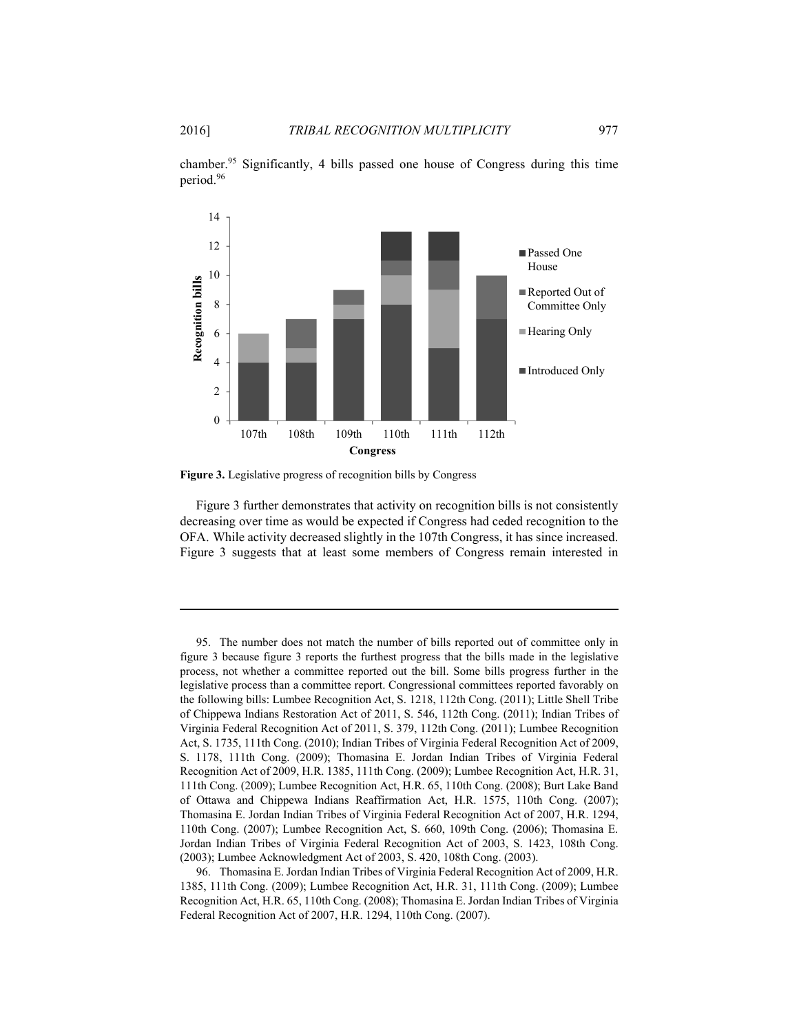chamber.[95] Significantly, 4 bills passed one house of Congress during this time period.[96]

**Figure 3.** Legislative progress of recognition bills by Congress

Figure 3 further demonstrates that activity on recognition bills is not consistently decreasing over time as would be expected if Congress had ceded recognition to the OFA. While activity decreased slightly in the 107th Congress, it has since increased. Figure 3 suggests that at least some members of Congress remain interested in

---

95. The number does not match the number of bills reported out of committee only in figure 3 because figure 3 reports the furthest progress that the bills made in the legislative process, not whether a committee reported out the bill. Some bills progress further in the legislative process than a committee report. Congressional committees reported favorably on the following bills: Lumbee Recognition Act, S. 1218, 112th Cong. (2011); Little Shell Tribe of Chippewa Indians Restoration Act of 2011, S. 546, 112th Cong. (2011); Indian Tribes of Virginia Federal Recognition Act of 2011, S. 379, 112th Cong. (2011); Lumbee Recognition Act, S. 1735, 111th Cong. (2010); Indian Tribes of Virginia Federal Recognition Act of 2009, S. 1178, 111th Cong. (2009); Thomasina E. Jordan Indian Tribes of Virginia Federal Recognition Act of 2009, H.R. 1385, 111th Cong. (2009); Lumbee Recognition Act, H.R. 31, 111th Cong. (2009); Lumbee Recognition Act, H.R. 65, 110th Cong. (2008); Burt Lake Band of Ottawa and Chippewa Indians Reaffirmation Act, H.R. 1575, 110th Cong. (2007); Thomasina E. Jordan Indian Tribes of Virginia Federal Recognition Act of 2007, H.R. 1294, 110th Cong. (2007); Lumbee Recognition Act, S. 660, 109th Cong. (2006); Thomasina E. Jordan Indian Tribes of Virginia Federal Recognition Act of 2003, S. 1423, 108th Cong. (2003); Lumbee Acknowledgment Act of 2003, S. 420, 108th Cong. (2003).

96. Thomasina E. Jordan Indian Tribes of Virginia Federal Recognition Act of 2009, H.R. 1385, 111th Cong. (2009); Lumbee Recognition Act, H.R. 31, 111th Cong. (2009); Lumbee Recognition Act, H.R. 65, 110th Cong. (2008); Thomasina E. Jordan Indian Tribes of Virginia Federal Recognition Act of 2007, H.R. 1294, 110th Cong. (2007).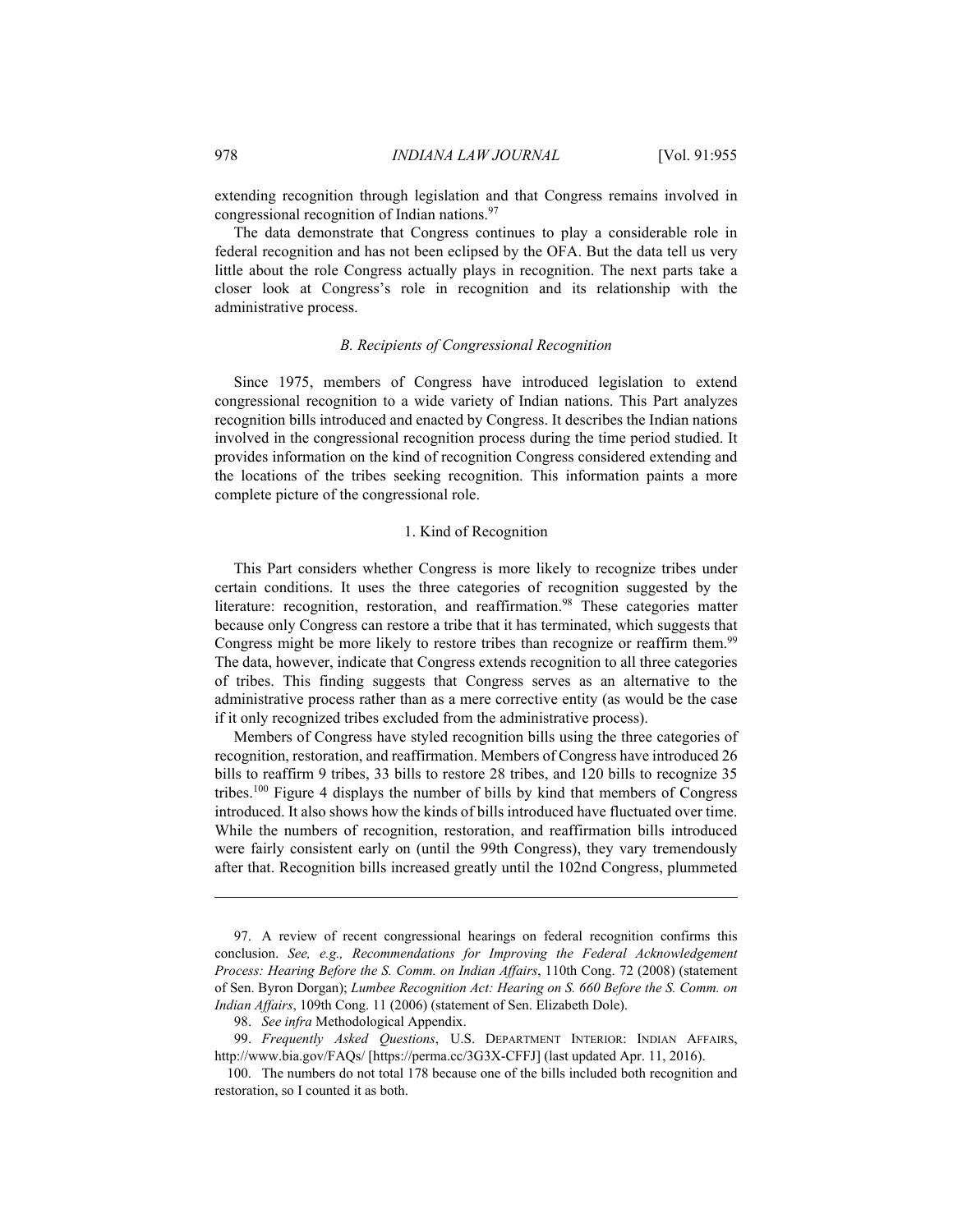extending recognition through legislation and that Congress remains involved in congressional recognition of Indian nations.[97]

The data demonstrate that Congress continues to play a considerable role in federal recognition and has not been eclipsed by the OFA. But the data tell us very little about the role Congress actually plays in recognition. The next parts take a closer look at Congress's role in recognition and its relationship with the administrative process.

### *B. Recipients of Congressional Recognition*

Since 1975, members of Congress have introduced legislation to extend congressional recognition to a wide variety of Indian nations. This Part analyzes recognition bills introduced and enacted by Congress. It describes the Indian nations involved in the congressional recognition process during the time period studied. It provides information on the kind of recognition Congress considered extending and the locations of the tribes seeking recognition. This information paints a more complete picture of the congressional role.

#### 1. Kind of Recognition

This Part considers whether Congress is more likely to recognize tribes under certain conditions. It uses the three categories of recognition suggested by the literature: recognition, restoration, and reaffirmation.[98] These categories matter because only Congress can restore a tribe that it has terminated, which suggests that Congress might be more likely to restore tribes than recognize or reaffirm them.[99] The data, however, indicate that Congress extends recognition to all three categories of tribes. This finding suggests that Congress serves as an alternative to the administrative process rather than as a mere corrective entity (as would be the case if it only recognized tribes excluded from the administrative process).

Members of Congress have styled recognition bills using the three categories of recognition, restoration, and reaffirmation. Members of Congress have introduced 26 bills to reaffirm 9 tribes, 33 bills to restore 28 tribes, and 120 bills to recognize 35 tribes.[100] Figure 4 displays the number of bills by kind that members of Congress introduced. It also shows how the kinds of bills introduced have fluctuated over time. While the numbers of recognition, restoration, and reaffirmation bills introduced were fairly consistent early on (until the 99th Congress), they vary tremendously after that. Recognition bills increased greatly until the 102nd Congress, plummeted

---

97. A review of recent congressional hearings on federal recognition confirms this conclusion. *See, e.g., Recommendations for Improving the Federal Acknowledgement Process: Hearing Before the S. Comm. on Indian Affairs*, 110th Cong. 72 (2008) (statement of Sen. Byron Dorgan); *Lumbee Recognition Act: Hearing on S. 660 Before the S. Comm. on Indian Affairs*, 109th Cong. 11 (2006) (statement of Sen. Elizabeth Dole).

98. *See infra* Methodological Appendix.

99. *Frequently Asked Questions*, U.S. DEPARTMENT INTERIOR: INDIAN AFFAIRS, http://www.bia.gov/FAQs/ [https://perma.cc/3G3X-CFFJ] (last updated Apr. 11, 2016).

100. The numbers do not total 178 because one of the bills included both recognition and restoration, so I counted it as both.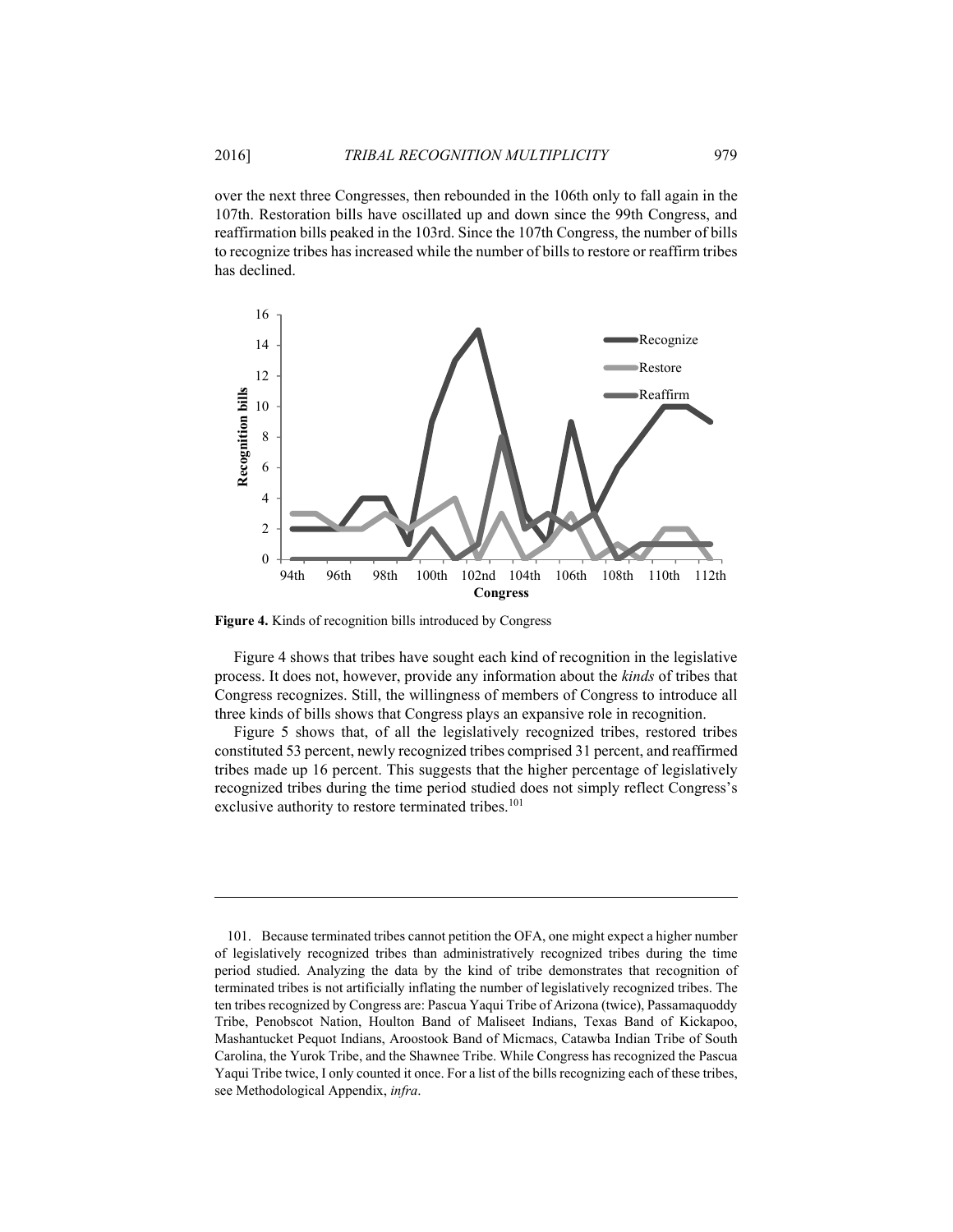over the next three Congresses, then rebounded in the 106th only to fall again in the 107th. Restoration bills have oscillated up and down since the 99th Congress, and reaffirmation bills peaked in the 103rd. Since the 107th Congress, the number of bills to recognize tribes has increased while the number of bills to restore or reaffirm tribes has declined.

**Figure 4.** Kinds of recognition bills introduced by Congress

Figure 4 shows that tribes have sought each kind of recognition in the legislative process. It does not, however, provide any information about the *kinds* of tribes that Congress recognizes. Still, the willingness of members of Congress to introduce all three kinds of bills shows that Congress plays an expansive role in recognition.

Figure 5 shows that, of all the legislatively recognized tribes, restored tribes constituted 53 percent, newly recognized tribes comprised 31 percent, and reaffirmed tribes made up 16 percent. This suggests that the higher percentage of legislatively recognized tribes during the time period studied does not simply reflect Congress's exclusive authority to restore terminated tribes.[101]

---

101. Because terminated tribes cannot petition the OFA, one might expect a higher number of legislatively recognized tribes than administratively recognized tribes during the time period studied. Analyzing the data by the kind of tribe demonstrates that recognition of terminated tribes is not artificially inflating the number of legislatively recognized tribes. The ten tribes recognized by Congress are: Pascua Yaqui Tribe of Arizona (twice), Passamaquoddy Tribe, Penobscot Nation, Houlton Band of Maliseet Indians, Texas Band of Kickapoo, Mashantucket Pequot Indians, Aroostook Band of Micmacs, Catawba Indian Tribe of South Carolina, the Yurok Tribe, and the Shawnee Tribe. While Congress has recognized the Pascua Yaqui Tribe twice, I only counted it once. For a list of the bills recognizing each of these tribes, see Methodological Appendix, *infra*.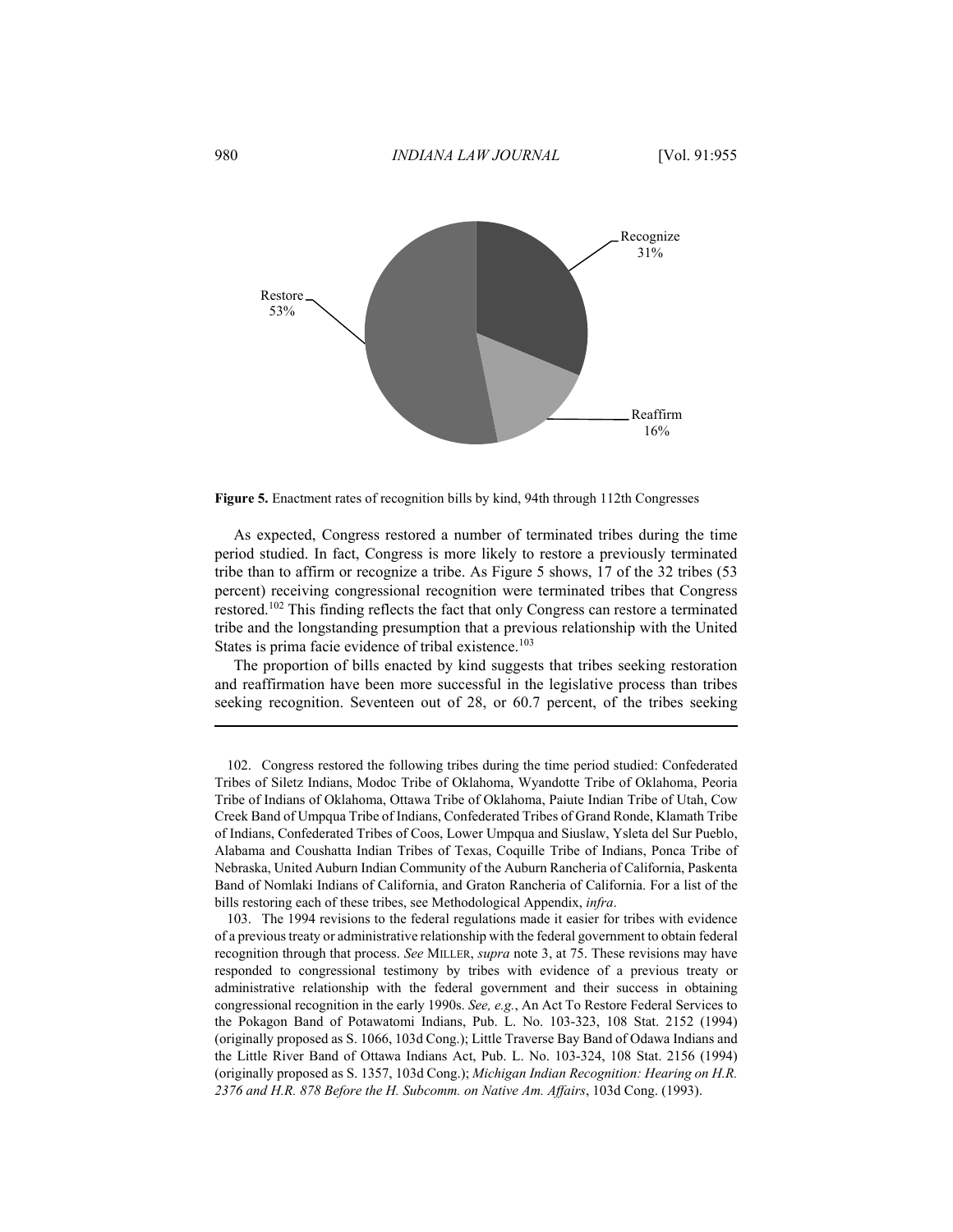Recognize 31%

Reaffirm 16%

Restore 53%

**Figure 5.** Enactment rates of recognition bills by kind, 94th through 112th Congresses

As expected, Congress restored a number of terminated tribes during the time period studied. In fact, Congress is more likely to restore a previously terminated tribe than to affirm or recognize a tribe. As Figure 5 shows, 17 of the 32 tribes (53 percent) receiving congressional recognition were terminated tribes that Congress restored.[102] This finding reflects the fact that only Congress can restore a terminated tribe and the longstanding presumption that a previous relationship with the United States is prima facie evidence of tribal existence.[103]

The proportion of bills enacted by kind suggests that tribes seeking restoration and reaffirmation have been more successful in the legislative process than tribes seeking recognition. Seventeen out of 28, or 60.7 percent, of the tribes seeking

---

102. Congress restored the following tribes during the time period studied: Confederated Tribes of Siletz Indians, Modoc Tribe of Oklahoma, Wyandotte Tribe of Oklahoma, Peoria Tribe of Indians of Oklahoma, Ottawa Tribe of Oklahoma, Paiute Indian Tribe of Utah, Cow Creek Band of Umpqua Tribe of Indians, Confederated Tribes of Grand Ronde, Klamath Tribe of Indians, Confederated Tribes of Coos, Lower Umpqua and Siuslaw, Ysleta del Sur Pueblo, Alabama and Coushatta Indian Tribes of Texas, Coquille Tribe of Indians, Ponca Tribe of Nebraska, United Auburn Indian Community of the Auburn Rancheria of California, Paskenta Band of Nomlaki Indians of California, and Graton Rancheria of California. For a list of the bills restoring each of these tribes, see Methodological Appendix, *infra*.

103. The 1994 revisions to the federal regulations made it easier for tribes with evidence of a previous treaty or administrative relationship with the federal government to obtain federal recognition through that process. *See* MILLER, *supra* note 3, at 75. These revisions may have responded to congressional testimony by tribes with evidence of a previous treaty or administrative relationship with the federal government and their success in obtaining congressional recognition in the early 1990s. *See, e.g.*, An Act To Restore Federal Services to the Pokagon Band of Potawatomi Indians, Pub. L. No. 103-323, 108 Stat. 2152 (1994) (originally proposed as S. 1066, 103d Cong.); Little Traverse Bay Band of Odawa Indians and the Little River Band of Ottawa Indians Act, Pub. L. No. 103-324, 108 Stat. 2156 (1994) (originally proposed as S. 1357, 103d Cong.); *Michigan Indian Recognition: Hearing on H.R. 2376 and H.R. 878 Before the H. Subcomm. on Native Am. Affairs*, 103d Cong. (1993).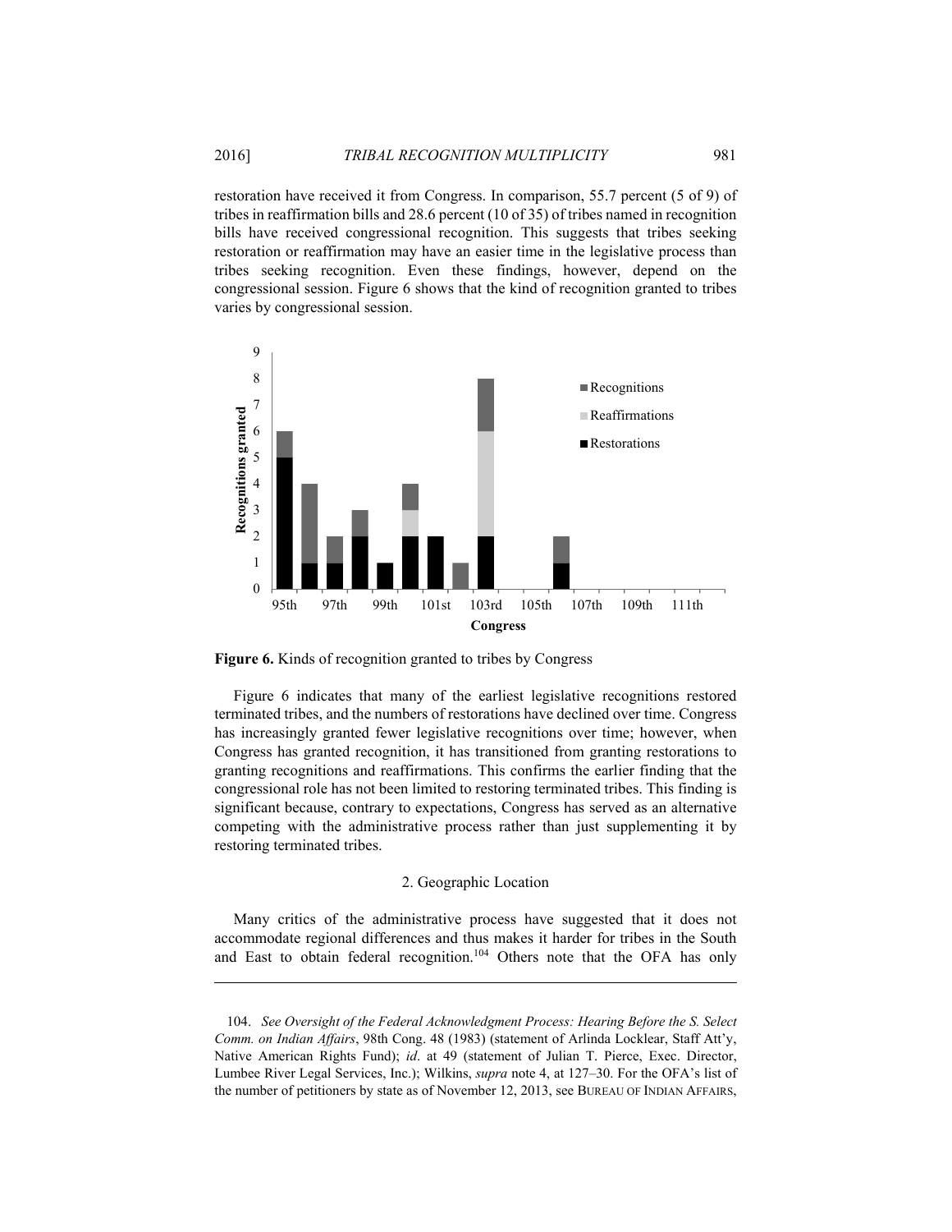restoration have received it from Congress. In comparison, 55.7 percent (5 of 9) of tribes in reaffirmation bills and 28.6 percent (10 of 35) of tribes named in recognition bills have received congressional recognition. This suggests that tribes seeking restoration or reaffirmation may have an easier time in the legislative process than tribes seeking recognition. Even these findings, however, depend on the congressional session. Figure 6 shows that the kind of recognition granted to tribes varies by congressional session.

**Figure 6.** Kinds of recognition granted to tribes by Congress

Figure 6 indicates that many of the earliest legislative recognitions restored terminated tribes, and the numbers of restorations have declined over time. Congress has increasingly granted fewer legislative recognitions over time; however, when Congress has granted recognition, it has transitioned from granting restorations to granting recognitions and reaffirmations. This confirms the earlier finding that the congressional role has not been limited to restoring terminated tribes. This finding is significant because, contrary to expectations, Congress has served as an alternative competing with the administrative process rather than just supplementing it by restoring terminated tribes.

### 2. Geographic Location

Many critics of the administrative process have suggested that it does not accommodate regional differences and thus makes it harder for tribes in the South and East to obtain federal recognition.[104] Others note that the OFA has only

---

104. *See Oversight of the Federal Acknowledgment Process: Hearing Before the S. Select Comm. on Indian Affairs*, 98th Cong. 48 (1983) (statement of Arlinda Locklear, Staff Att'y, Native American Rights Fund); *id.* at 49 (statement of Julian T. Pierce, Exec. Director, Lumbee River Legal Services, Inc.); Wilkins, *supra* note 4, at 127–30. For the OFA's list of the number of petitioners by state as of November 12, 2013, see BUREAU OF INDIAN AFFAIRS,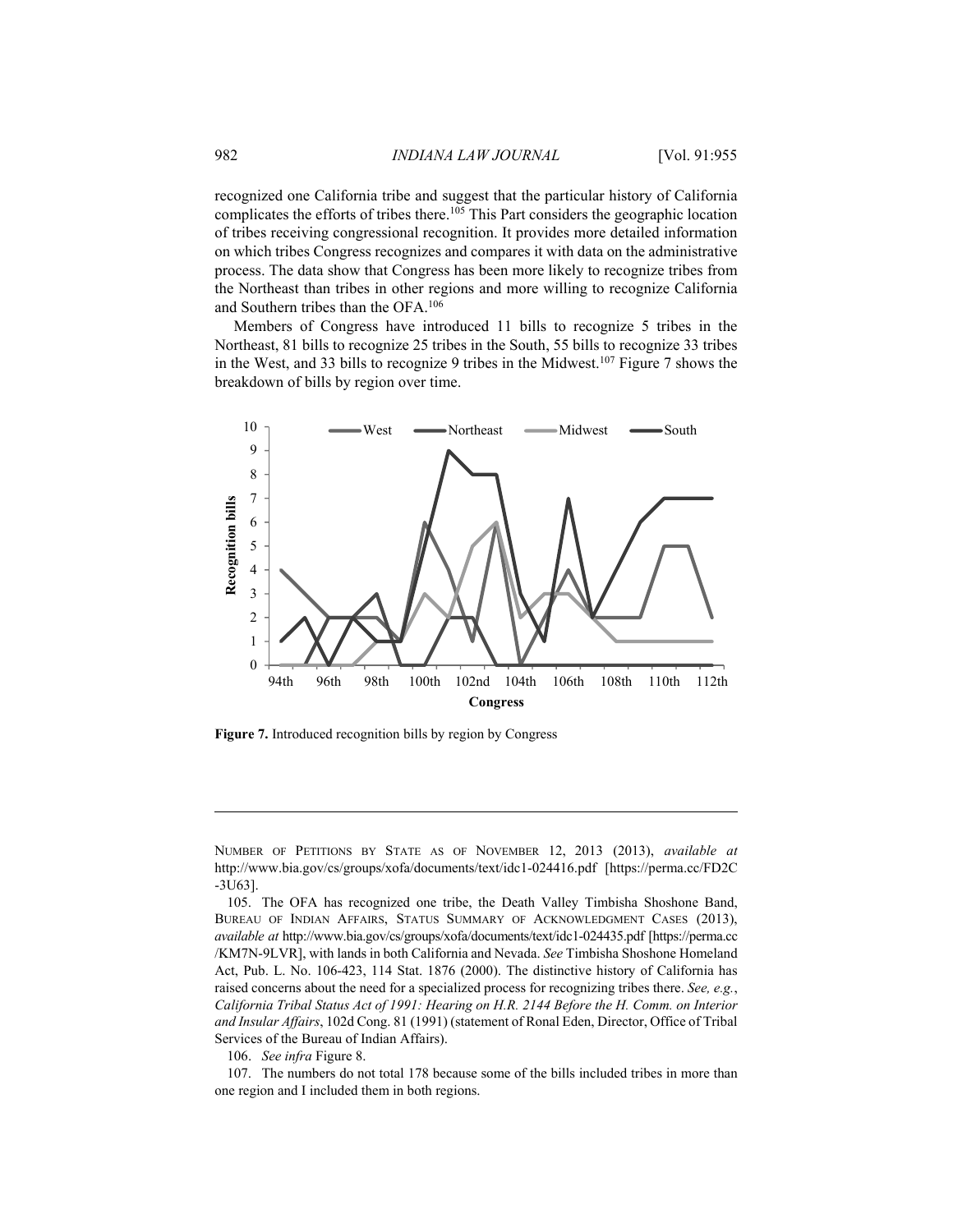recognized one California tribe and suggest that the particular history of California complicates the efforts of tribes there.[105] This Part considers the geographic location of tribes receiving congressional recognition. It provides more detailed information on which tribes Congress recognizes and compares it with data on the administrative process. The data show that Congress has been more likely to recognize tribes from the Northeast than tribes in other regions and more willing to recognize California and Southern tribes than the OFA.[106]

Members of Congress have introduced 11 bills to recognize 5 tribes in the Northeast, 81 bills to recognize 25 tribes in the South, 55 bills to recognize 33 tribes in the West, and 33 bills to recognize 9 tribes in the Midwest.[107] Figure 7 shows the breakdown of bills by region over time.

**Figure 7.** Introduced recognition bills by region by Congress

---

NUMBER OF PETITIONS BY STATE AS OF NOVEMBER 12, 2013 (2013), *available at* http://www.bia.gov/cs/groups/xofa/documents/text/idc1-024416.pdf [https://perma.cc/FD2C-3U63].

105. The OFA has recognized one tribe, the Death Valley Timbisha Shoshone Band, BUREAU OF INDIAN AFFAIRS, STATUS SUMMARY OF ACKNOWLEDGMENT CASES (2013), *available at* http://www.bia.gov/cs/groups/xofa/documents/text/idc1-024435.pdf [https://perma.cc/KM7N-9LVR], with lands in both California and Nevada. *See* Timbisha Shoshone Homeland Act, Pub. L. No. 106-423, 114 Stat. 1876 (2000). The distinctive history of California has raised concerns about the need for a specialized process for recognizing tribes there. *See, e.g.*, *California Tribal Status Act of 1991: Hearing on H.R. 2144 Before the H. Comm. on Interior and Insular Affairs*, 102d Cong. 81 (1991) (statement of Ronal Eden, Director, Office of Tribal Services of the Bureau of Indian Affairs).

106. *See infra* Figure 8.

107. The numbers do not total 178 because some of the bills included tribes in more than one region and I included them in both regions.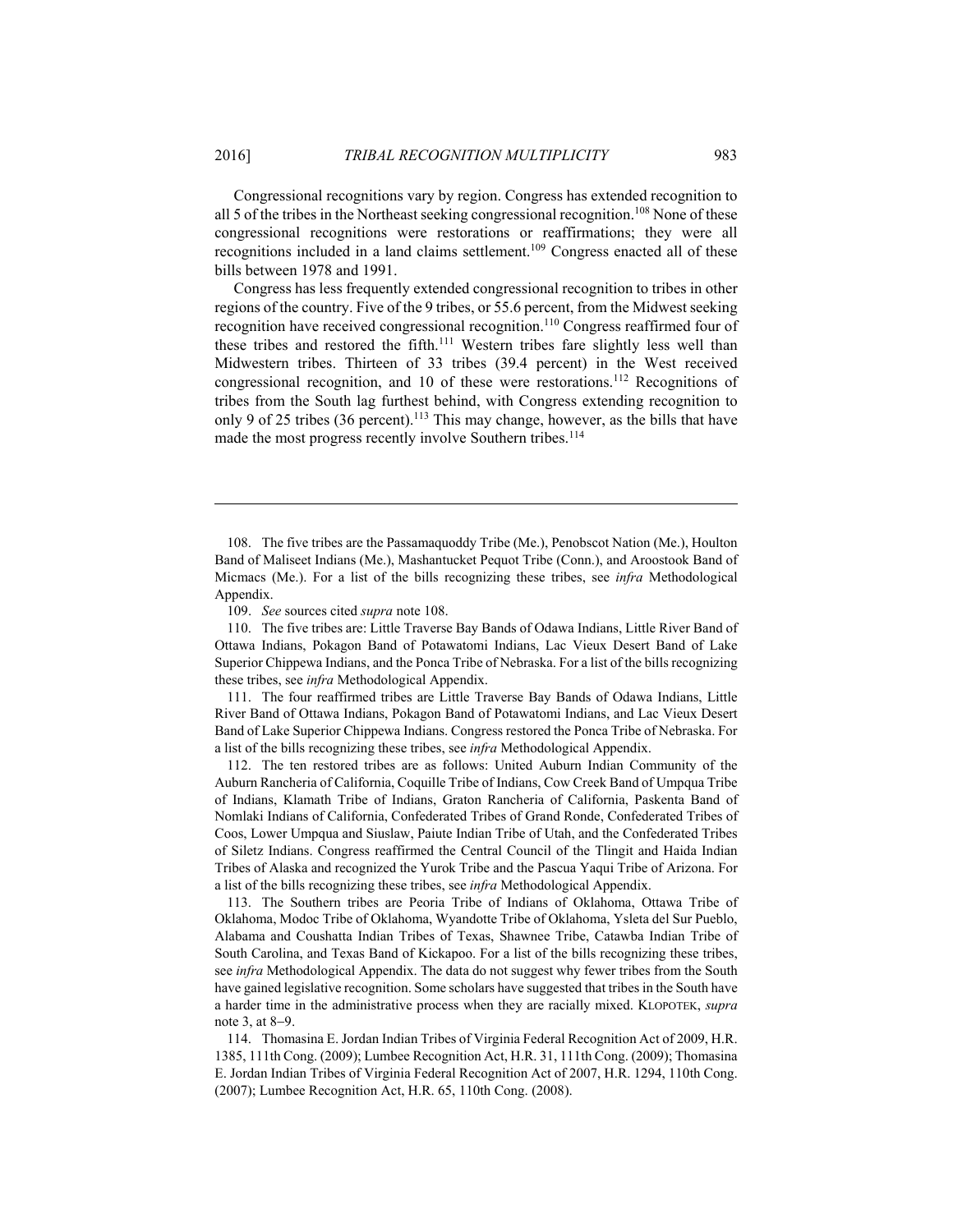Congressional recognitions vary by region. Congress has extended recognition to all 5 of the tribes in the Northeast seeking congressional recognition.[108] None of these congressional recognitions were restorations or reaffirmations; they were all recognitions included in a land claims settlement.[109] Congress enacted all of these bills between 1978 and 1991.

Congress has less frequently extended congressional recognition to tribes in other regions of the country. Five of the 9 tribes, or 55.6 percent, from the Midwest seeking recognition have received congressional recognition.[110] Congress reaffirmed four of these tribes and restored the fifth.[111] Western tribes fare slightly less well than Midwestern tribes. Thirteen of 33 tribes (39.4 percent) in the West received congressional recognition, and 10 of these were restorations.[112] Recognitions of tribes from the South lag furthest behind, with Congress extending recognition to only 9 of 25 tribes (36 percent).[113] This may change, however, as the bills that have made the most progress recently involve Southern tribes.[114]

---

108. The five tribes are the Passamaquoddy Tribe (Me.), Penobscot Nation (Me.), Houlton Band of Maliseet Indians (Me.), Mashantucket Pequot Tribe (Conn.), and Aroostook Band of Micmacs (Me.). For a list of the bills recognizing these tribes, see *infra* Methodological Appendix.

109. *See* sources cited *supra* note 108.

110. The five tribes are: Little Traverse Bay Bands of Odawa Indians, Little River Band of Ottawa Indians, Pokagon Band of Potawatomi Indians, Lac Vieux Desert Band of Lake Superior Chippewa Indians, and the Ponca Tribe of Nebraska. For a list of the bills recognizing these tribes, see *infra* Methodological Appendix.

111. The four reaffirmed tribes are Little Traverse Bay Bands of Odawa Indians, Little River Band of Ottawa Indians, Pokagon Band of Potawatomi Indians, and Lac Vieux Desert Band of Lake Superior Chippewa Indians. Congress restored the Ponca Tribe of Nebraska. For a list of the bills recognizing these tribes, see *infra* Methodological Appendix.

112. The ten restored tribes are as follows: United Auburn Indian Community of the Auburn Rancheria of California, Coquille Tribe of Indians, Cow Creek Band of Umpqua Tribe of Indians, Klamath Tribe of Indians, Graton Rancheria of California, Paskenta Band of Nomlaki Indians of California, Confederated Tribes of Grand Ronde, Confederated Tribes of Coos, Lower Umpqua and Siuslaw, Paiute Indian Tribe of Utah, and the Confederated Tribes of Siletz Indians. Congress reaffirmed the Central Council of the Tlingit and Haida Indian Tribes of Alaska and recognized the Yurok Tribe and the Pascua Yaqui Tribe of Arizona. For a list of the bills recognizing these tribes, see *infra* Methodological Appendix.

113. The Southern tribes are Peoria Tribe of Indians of Oklahoma, Ottawa Tribe of Oklahoma, Modoc Tribe of Oklahoma, Wyandotte Tribe of Oklahoma, Ysleta del Sur Pueblo, Alabama and Coushatta Indian Tribes of Texas, Shawnee Tribe, Catawba Indian Tribe of South Carolina, and Texas Band of Kickapoo. For a list of the bills recognizing these tribes, see *infra* Methodological Appendix. The data do not suggest why fewer tribes from the South have gained legislative recognition. Some scholars have suggested that tribes in the South have a harder time in the administrative process when they are racially mixed. KLOPOTEK, *supra* note 3, at 8–9.

114. Thomasina E. Jordan Indian Tribes of Virginia Federal Recognition Act of 2009, H.R. 1385, 111th Cong. (2009); Lumbee Recognition Act, H.R. 31, 111th Cong. (2009); Thomasina E. Jordan Indian Tribes of Virginia Federal Recognition Act of 2007, H.R. 1294, 110th Cong. (2007); Lumbee Recognition Act, H.R. 65, 110th Cong. (2008).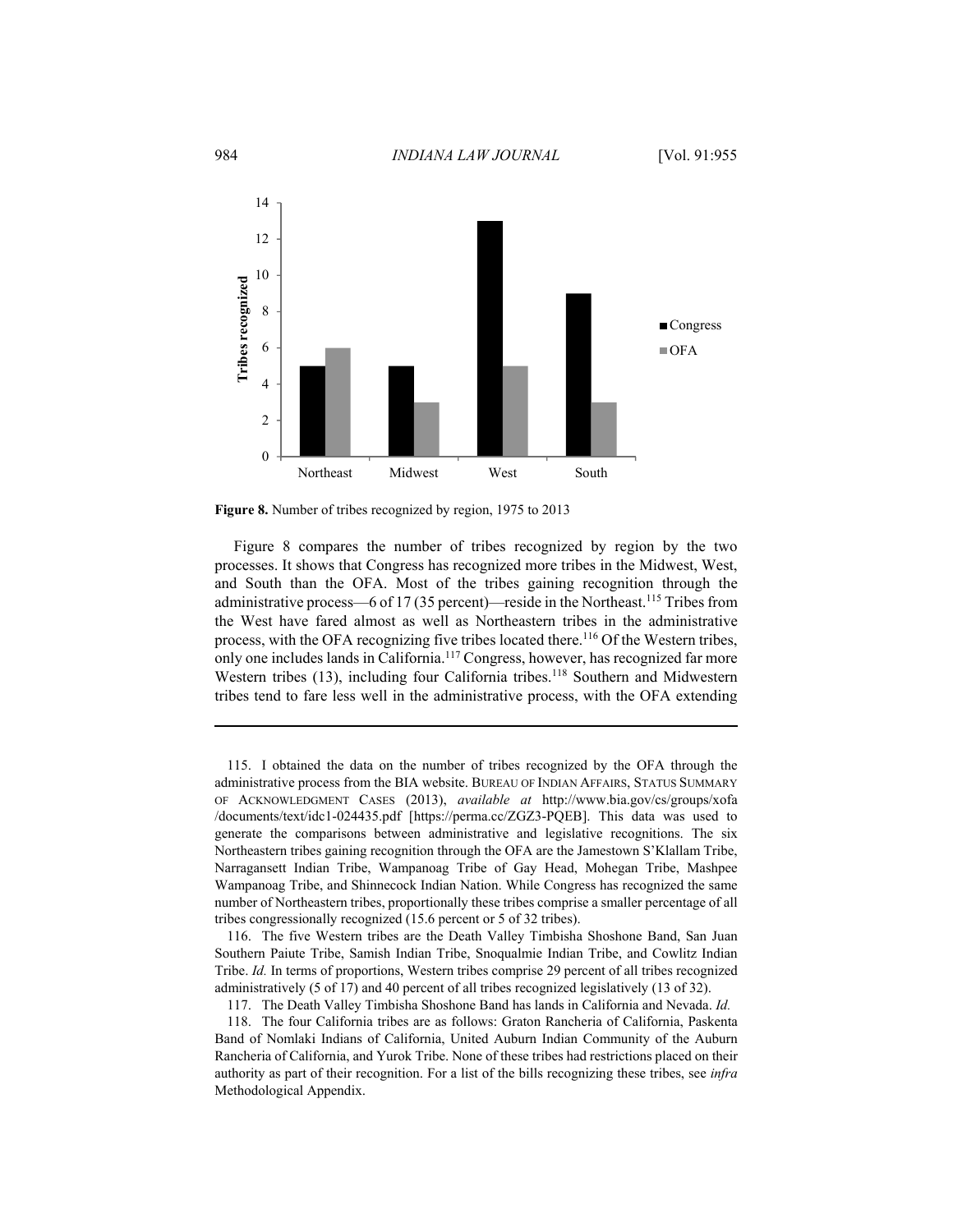**Figure 8.** Number of tribes recognized by region, 1975 to 2013

Figure 8 compares the number of tribes recognized by region by the two processes. It shows that Congress has recognized more tribes in the Midwest, West, and South than the OFA. Most of the tribes gaining recognition through the administrative process—6 of 17 (35 percent)—reside in the Northeast.[115] Tribes from the West have fared almost as well as Northeastern tribes in the administrative process, with the OFA recognizing five tribes located there.[116] Of the Western tribes, only one includes lands in California.[117] Congress, however, has recognized far more Western tribes (13), including four California tribes.[118] Southern and Midwestern tribes tend to fare less well in the administrative process, with the OFA extending

---

115. I obtained the data on the number of tribes recognized by the OFA through the administrative process from the BIA website. BUREAU OF INDIAN AFFAIRS, STATUS SUMMARY OF ACKNOWLEDGMENT CASES (2013), *available at* http://www.bia.gov/cs/groups/xofa/documents/text/idc1-024435.pdf [https://perma.cc/ZGZ3-PQEB]. This data was used to generate the comparisons between administrative and legislative recognitions. The six Northeastern tribes gaining recognition through the OFA are the Jamestown S'Klallam Tribe, Narragansett Indian Tribe, Wampanoag Tribe of Gay Head, Mohegan Tribe, Mashpee Wampanoag Tribe, and Shinnecock Indian Nation. While Congress has recognized the same number of Northeastern tribes, proportionally these tribes comprise a smaller percentage of all tribes congressionally recognized (15.6 percent or 5 of 32 tribes).

116. The five Western tribes are the Death Valley Timbisha Shoshone Band, San Juan Southern Paiute Tribe, Samish Indian Tribe, Snoqualmie Indian Tribe, and Cowlitz Indian Tribe. *Id.* In terms of proportions, Western tribes comprise 29 percent of all tribes recognized administratively (5 of 17) and 40 percent of all tribes recognized legislatively (13 of 32).

117. The Death Valley Timbisha Shoshone Band has lands in California and Nevada. *Id.*

118. The four California tribes are as follows: Graton Rancheria of California, Paskenta Band of Nomlaki Indians of California, United Auburn Indian Community of the Auburn Rancheria of California, and Yurok Tribe. None of these tribes had restrictions placed on their authority as part of their recognition. For a list of the bills recognizing these tribes, see *infra* Methodological Appendix.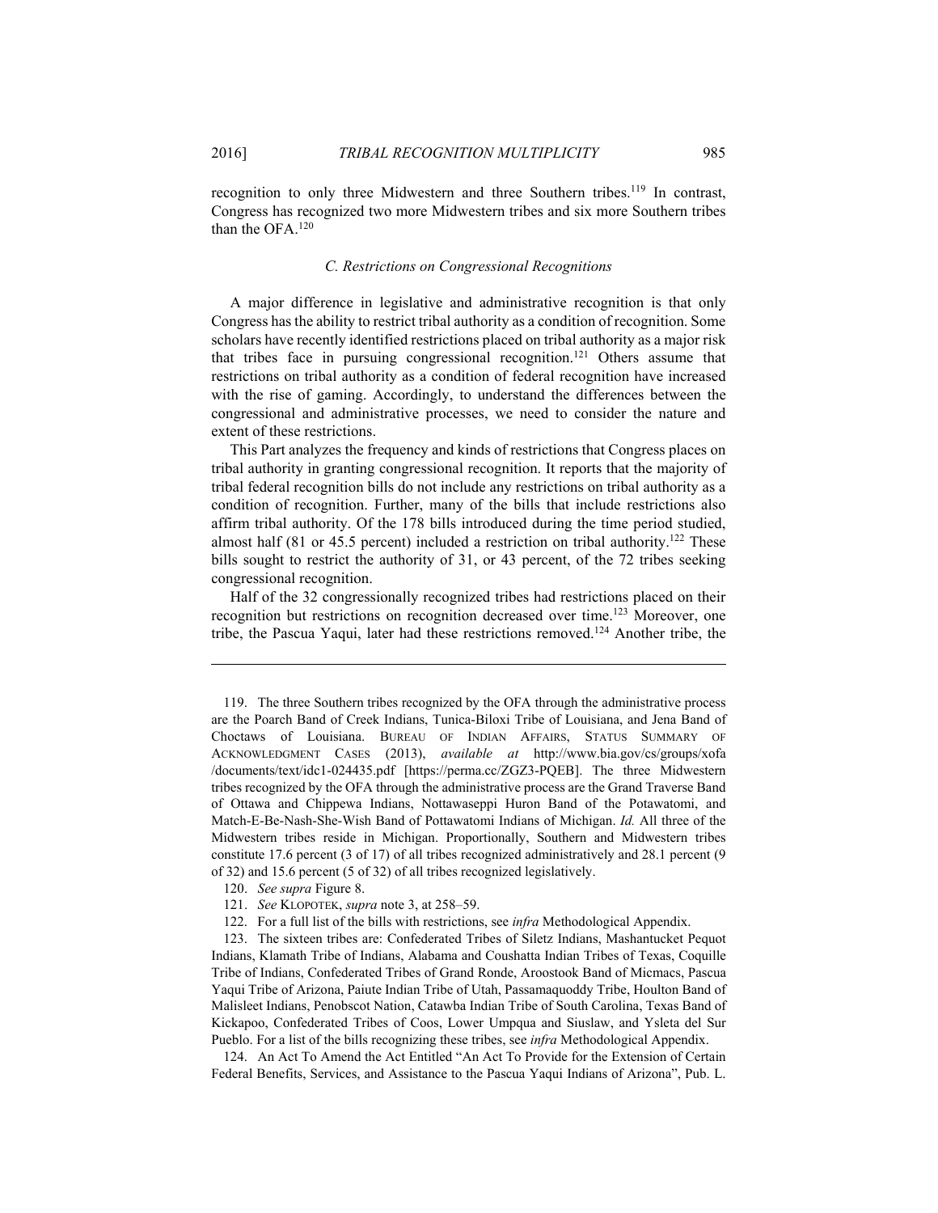recognition to only three Midwestern and three Southern tribes.[119] In contrast, Congress has recognized two more Midwestern tribes and six more Southern tribes than the OFA.[120]

### *C. Restrictions on Congressional Recognitions*

A major difference in legislative and administrative recognition is that only Congress has the ability to restrict tribal authority as a condition of recognition. Some scholars have recently identified restrictions placed on tribal authority as a major risk that tribes face in pursuing congressional recognition.[121] Others assume that restrictions on tribal authority as a condition of federal recognition have increased with the rise of gaming. Accordingly, to understand the differences between the congressional and administrative processes, we need to consider the nature and extent of these restrictions.

This Part analyzes the frequency and kinds of restrictions that Congress places on tribal authority in granting congressional recognition. It reports that the majority of tribal federal recognition bills do not include any restrictions on tribal authority as a condition of recognition. Further, many of the bills that include restrictions also affirm tribal authority. Of the 178 bills introduced during the time period studied, almost half (81 or 45.5 percent) included a restriction on tribal authority.[122] These bills sought to restrict the authority of 31, or 43 percent, of the 72 tribes seeking congressional recognition.

Half of the 32 congressionally recognized tribes had restrictions placed on their recognition but restrictions on recognition decreased over time.[123] Moreover, one tribe, the Pascua Yaqui, later had these restrictions removed.[124] Another tribe, the

---

119. The three Southern tribes recognized by the OFA through the administrative process are the Poarch Band of Creek Indians, Tunica-Biloxi Tribe of Louisiana, and Jena Band of Choctaws of Louisiana. BUREAU OF INDIAN AFFAIRS, STATUS SUMMARY OF ACKNOWLEDGMENT CASES (2013), *available at* http://www.bia.gov/cs/groups/xofa/documents/text/idc1-024435.pdf [https://perma.cc/ZGZ3-PQEB]. The three Midwestern tribes recognized by the OFA through the administrative process are the Grand Traverse Band of Ottawa and Chippewa Indians, Nottawaseppi Huron Band of the Potawatomi, and Match-E-Be-Nash-She-Wish Band of Pottawatomi Indians of Michigan. *Id.* All three of the Midwestern tribes reside in Michigan. Proportionally, Southern and Midwestern tribes constitute 17.6 percent (3 of 17) of all tribes recognized administratively and 28.1 percent (9 of 32) and 15.6 percent (5 of 32) of all tribes recognized legislatively.

120. *See supra* Figure 8.

121. *See* KLOPOTEK, *supra* note 3, at 258–59.

122. For a full list of the bills with restrictions, see *infra* Methodological Appendix.

123. The sixteen tribes are: Confederated Tribes of Siletz Indians, Mashantucket Pequot Indians, Klamath Tribe of Indians, Alabama and Coushatta Indian Tribes of Texas, Coquille Tribe of Indians, Confederated Tribes of Grand Ronde, Aroostook Band of Micmacs, Pascua Yaqui Tribe of Arizona, Paiute Indian Tribe of Utah, Passamaquoddy Tribe, Houlton Band of Malisleet Indians, Penobscot Nation, Catawba Indian Tribe of South Carolina, Texas Band of Kickapoo, Confederated Tribes of Coos, Lower Umpqua and Siuslaw, and Ysleta del Sur Pueblo. For a list of the bills recognizing these tribes, see *infra* Methodological Appendix.

124. An Act To Amend the Act Entitled "An Act To Provide for the Extension of Certain Federal Benefits, Services, and Assistance to the Pascua Yaqui Indians of Arizona", Pub. L.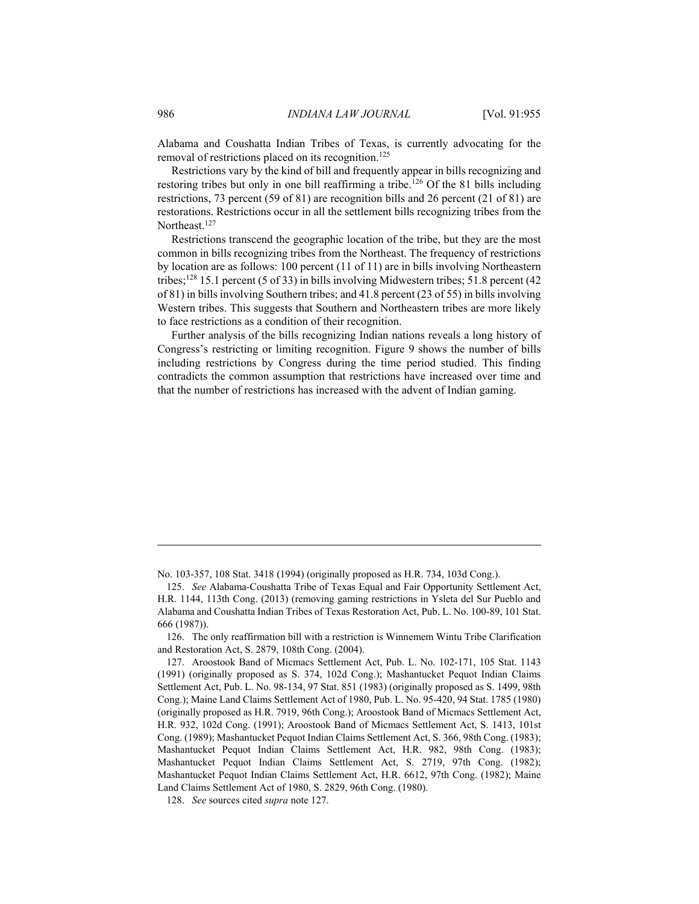Alabama and Coushatta Indian Tribes of Texas, is currently advocating for the removal of restrictions placed on its recognition.[125]

Restrictions vary by the kind of bill and frequently appear in bills recognizing and restoring tribes but only in one bill reaffirming a tribe.[126] Of the 81 bills including restrictions, 73 percent (59 of 81) are recognition bills and 26 percent (21 of 81) are restorations. Restrictions occur in all the settlement bills recognizing tribes from the Northeast.[127]

Restrictions transcend the geographic location of the tribe, but they are the most common in bills recognizing tribes from the Northeast. The frequency of restrictions by location are as follows: 100 percent (11 of 11) are in bills involving Northeastern tribes;[128] 15.1 percent (5 of 33) in bills involving Midwestern tribes; 51.8 percent (42 of 81) in bills involving Southern tribes; and 41.8 percent (23 of 55) in bills involving Western tribes. This suggests that Southern and Northeastern tribes are more likely to face restrictions as a condition of their recognition.

Further analysis of the bills recognizing Indian nations reveals a long history of Congress's restricting or limiting recognition. Figure 9 shows the number of bills including restrictions by Congress during the time period studied. This finding contradicts the common assumption that restrictions have increased over time and that the number of restrictions has increased with the advent of Indian gaming.

---

No. 103-357, 108 Stat. 3418 (1994) (originally proposed as H.R. 734, 103d Cong.).

125. *See* Alabama-Coushatta Tribe of Texas Equal and Fair Opportunity Settlement Act, H.R. 1144, 113th Cong. (2013) (removing gaming restrictions in Ysleta del Sur Pueblo and Alabama and Coushatta Indian Tribes of Texas Restoration Act, Pub. L. No. 100-89, 101 Stat. 666 (1987)).

126. The only reaffirmation bill with a restriction is Winnemem Wintu Tribe Clarification and Restoration Act, S. 2879, 108th Cong. (2004).

127. Aroostook Band of Micmacs Settlement Act, Pub. L. No. 102-171, 105 Stat. 1143 (1991) (originally proposed as S. 374, 102d Cong.); Mashantucket Pequot Indian Claims Settlement Act, Pub. L. No. 98-134, 97 Stat. 851 (1983) (originally proposed as S. 1499, 98th Cong.); Maine Land Claims Settlement Act of 1980, Pub. L. No. 95-420, 94 Stat. 1785 (1980) (originally proposed as H.R. 7919, 96th Cong.); Aroostook Band of Micmacs Settlement Act, H.R. 932, 102d Cong. (1991); Aroostook Band of Micmacs Settlement Act, S. 1413, 101st Cong. (1989); Mashantucket Pequot Indian Claims Settlement Act, S. 366, 98th Cong. (1983); Mashantucket Pequot Indian Claims Settlement Act, H.R. 982, 98th Cong. (1983); Mashantucket Pequot Indian Claims Settlement Act, S. 2719, 97th Cong. (1982); Mashantucket Pequot Indian Claims Settlement Act, H.R. 6612, 97th Cong. (1982); Maine Land Claims Settlement Act of 1980, S. 2829, 96th Cong. (1980).

128. *See* sources cited *supra* note 127.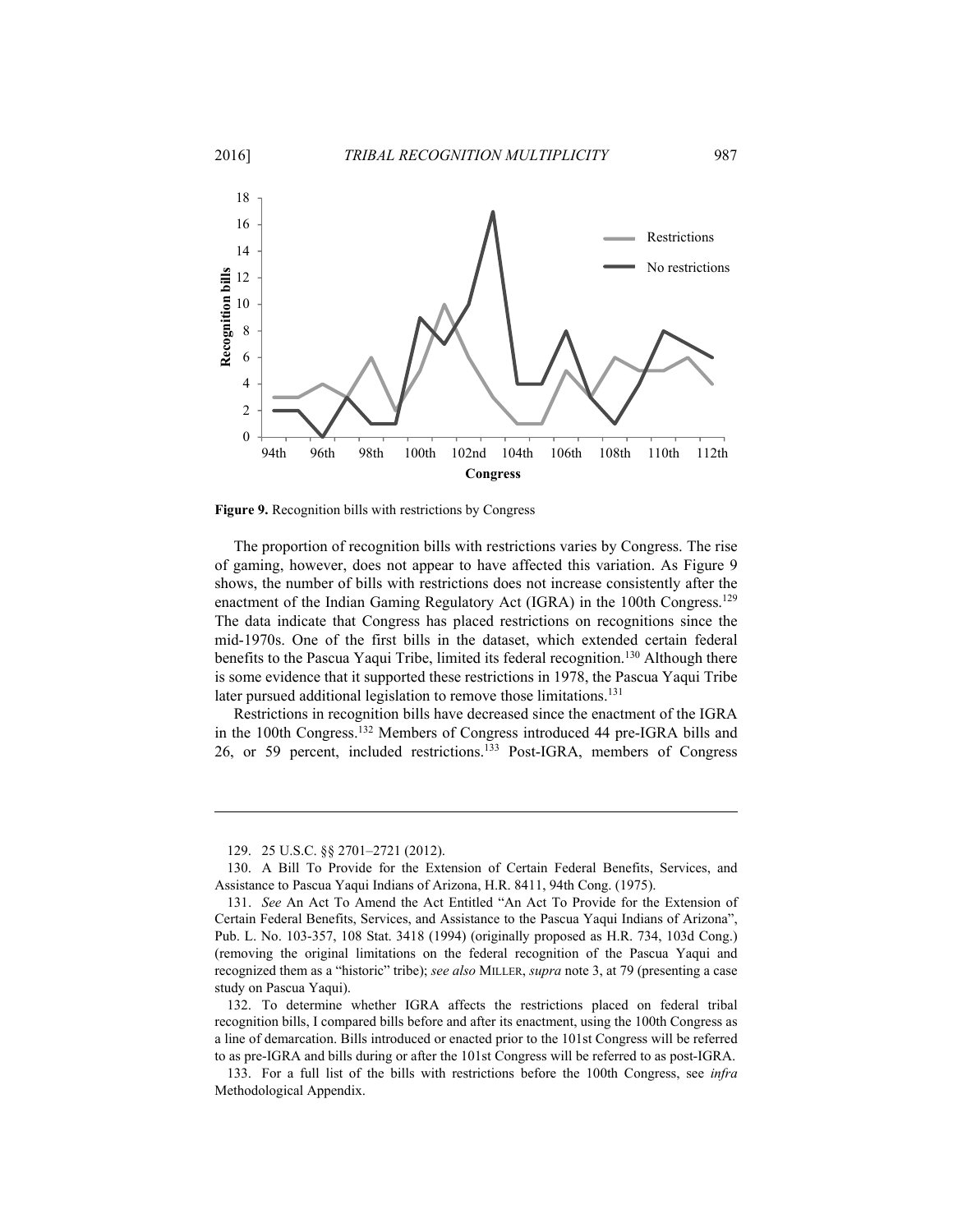**Figure 9.** Recognition bills with restrictions by Congress

The proportion of recognition bills with restrictions varies by Congress. The rise of gaming, however, does not appear to have affected this variation. As Figure 9 shows, the number of bills with restrictions does not increase consistently after the enactment of the Indian Gaming Regulatory Act (IGRA) in the 100th Congress.[129] The data indicate that Congress has placed restrictions on recognitions since the mid-1970s. One of the first bills in the dataset, which extended certain federal benefits to the Pascua Yaqui Tribe, limited its federal recognition.[130] Although there is some evidence that it supported these restrictions in 1978, the Pascua Yaqui Tribe later pursued additional legislation to remove those limitations.[131]

Restrictions in recognition bills have decreased since the enactment of the IGRA in the 100th Congress.[132] Members of Congress introduced 44 pre-IGRA bills and 26, or 59 percent, included restrictions.[133] Post-IGRA, members of Congress

---

129. 25 U.S.C. §§ 2701–2721 (2012).

130. A Bill To Provide for the Extension of Certain Federal Benefits, Services, and Assistance to Pascua Yaqui Indians of Arizona, H.R. 8411, 94th Cong. (1975).

131. *See* An Act To Amend the Act Entitled "An Act To Provide for the Extension of Certain Federal Benefits, Services, and Assistance to the Pascua Yaqui Indians of Arizona", Pub. L. No. 103-357, 108 Stat. 3418 (1994) (originally proposed as H.R. 734, 103d Cong.) (removing the original limitations on the federal recognition of the Pascua Yaqui and recognized them as a "historic" tribe); *see also* MILLER, *supra* note 3, at 79 (presenting a case study on Pascua Yaqui).

132. To determine whether IGRA affects the restrictions placed on federal tribal recognition bills, I compared bills before and after its enactment, using the 100th Congress as a line of demarcation. Bills introduced or enacted prior to the 101st Congress will be referred to as pre-IGRA and bills during or after the 101st Congress will be referred to as post-IGRA.

133. For a full list of the bills with restrictions before the 100th Congress, see *infra* Methodological Appendix.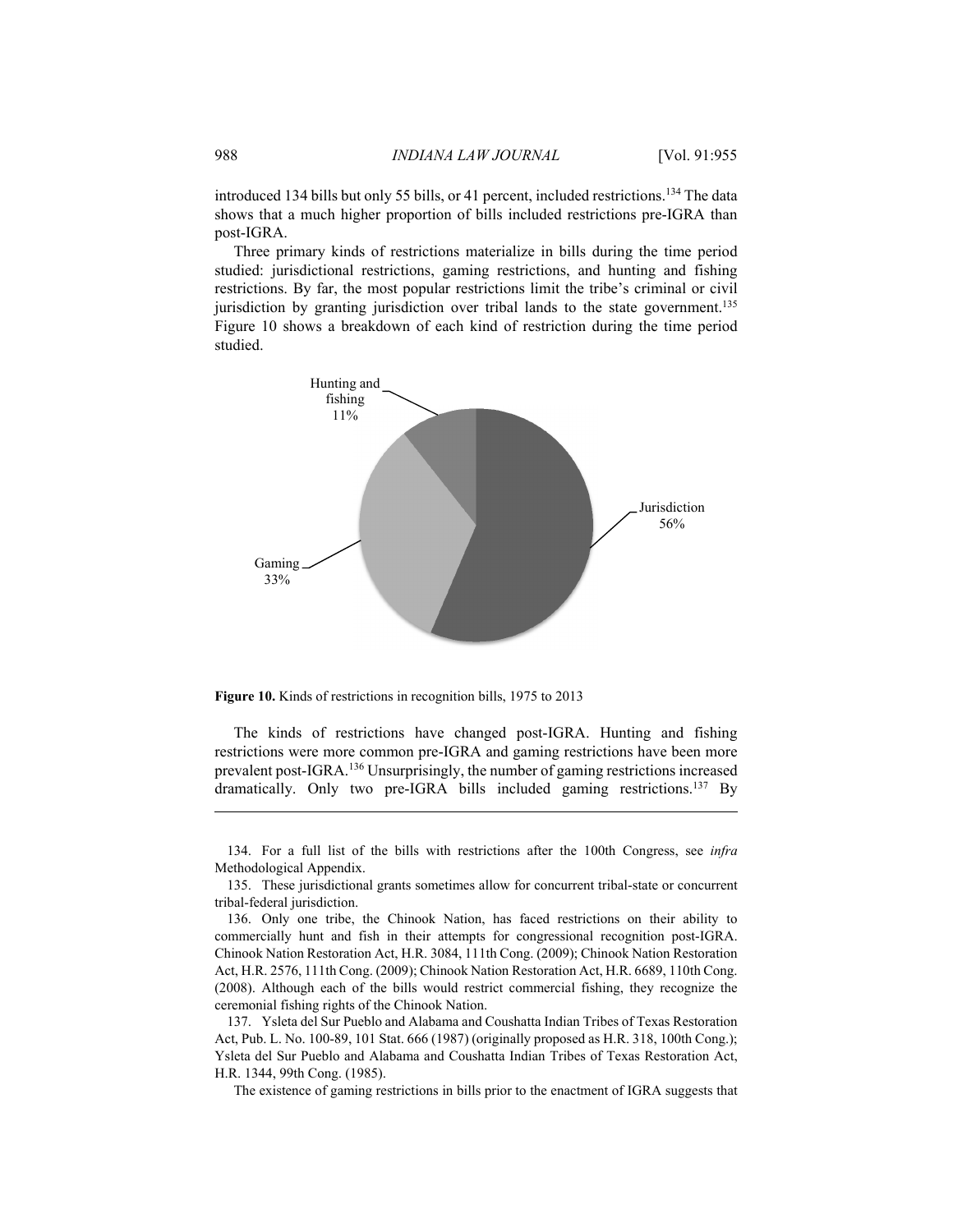introduced 134 bills but only 55 bills, or 41 percent, included restrictions.[134] The data shows that a much higher proportion of bills included restrictions pre-IGRA than post-IGRA.

Three primary kinds of restrictions materialize in bills during the time period studied: jurisdictional restrictions, gaming restrictions, and hunting and fishing restrictions. By far, the most popular restrictions limit the tribe's criminal or civil jurisdiction by granting jurisdiction over tribal lands to the state government.[135] Figure 10 shows a breakdown of each kind of restriction during the time period studied.

Hunting and fishing 11%

Jurisdiction 56%

Gaming 33%

**Figure 10.** Kinds of restrictions in recognition bills, 1975 to 2013

The kinds of restrictions have changed post-IGRA. Hunting and fishing restrictions were more common pre-IGRA and gaming restrictions have been more prevalent post-IGRA.[136] Unsurprisingly, the number of gaming restrictions increased dramatically. Only two pre-IGRA bills included gaming restrictions.[137] By

---

134. For a full list of the bills with restrictions after the 100th Congress, see *infra* Methodological Appendix.

135. These jurisdictional grants sometimes allow for concurrent tribal-state or concurrent tribal-federal jurisdiction.

136. Only one tribe, the Chinook Nation, has faced restrictions on their ability to commercially hunt and fish in their attempts for congressional recognition post-IGRA. Chinook Nation Restoration Act, H.R. 3084, 111th Cong. (2009); Chinook Nation Restoration Act, H.R. 2576, 111th Cong. (2009); Chinook Nation Restoration Act, H.R. 6689, 110th Cong. (2008). Although each of the bills would restrict commercial fishing, they recognize the ceremonial fishing rights of the Chinook Nation.

137. Ysleta del Sur Pueblo and Alabama and Coushatta Indian Tribes of Texas Restoration Act, Pub. L. No. 100-89, 101 Stat. 666 (1987) (originally proposed as H.R. 318, 100th Cong.); Ysleta del Sur Pueblo and Alabama and Coushatta Indian Tribes of Texas Restoration Act, H.R. 1344, 99th Cong. (1985).

The existence of gaming restrictions in bills prior to the enactment of IGRA suggests that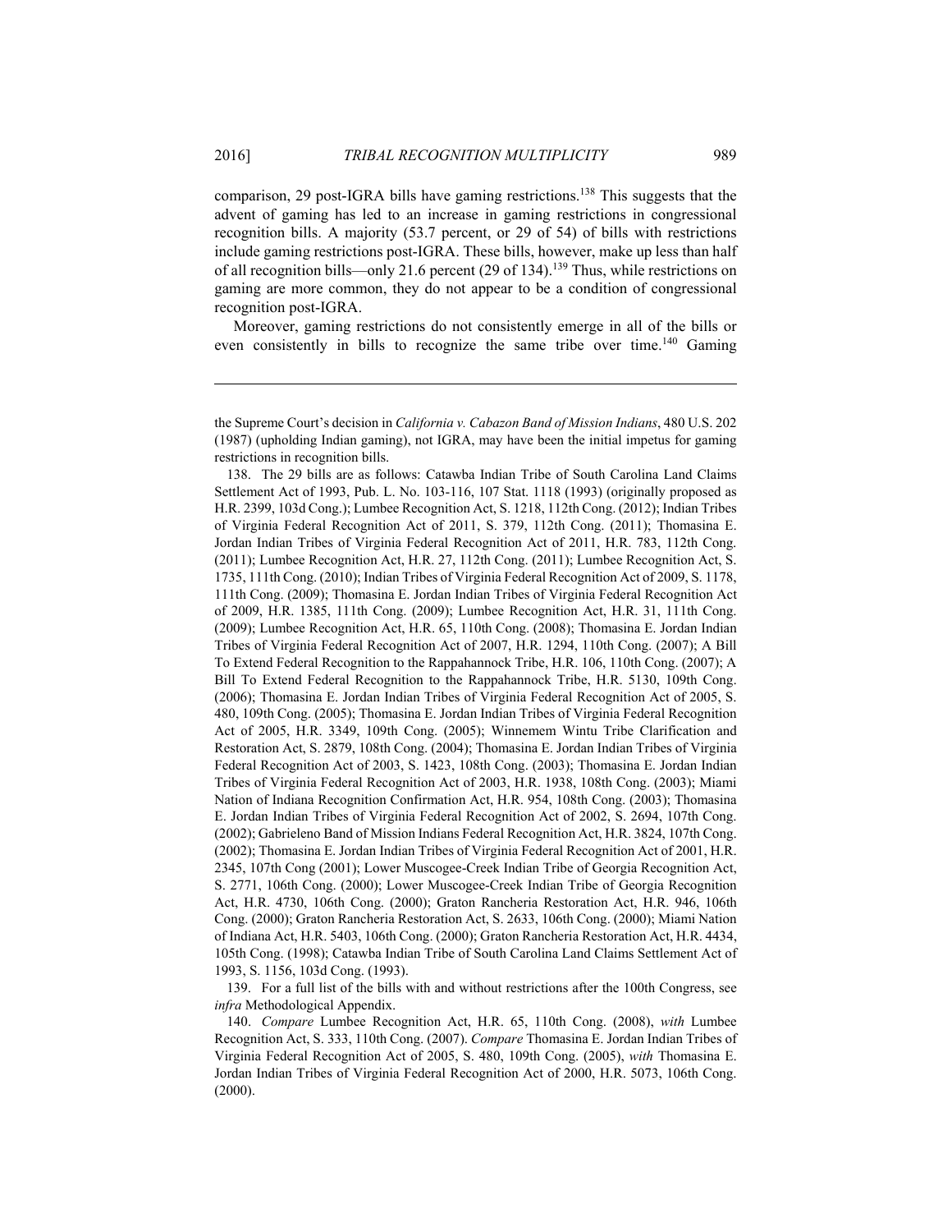comparison, 29 post-IGRA bills have gaming restrictions.[138] This suggests that the advent of gaming has led to an increase in gaming restrictions in congressional recognition bills. A majority (53.7 percent, or 29 of 54) of bills with restrictions include gaming restrictions post-IGRA. These bills, however, make up less than half of all recognition bills—only 21.6 percent (29 of 134).[139] Thus, while restrictions on gaming are more common, they do not appear to be a condition of congressional recognition post-IGRA.

Moreover, gaming restrictions do not consistently emerge in all of the bills or even consistently in bills to recognize the same tribe over time.[140] Gaming

---

the Supreme Court's decision in *California v. Cabazon Band of Mission Indians*, 480 U.S. 202 (1987) (upholding Indian gaming), not IGRA, may have been the initial impetus for gaming restrictions in recognition bills.

138. The 29 bills are as follows: Catawba Indian Tribe of South Carolina Land Claims Settlement Act of 1993, Pub. L. No. 103-116, 107 Stat. 1118 (1993) (originally proposed as H.R. 2399, 103d Cong.); Lumbee Recognition Act, S. 1218, 112th Cong. (2012); Indian Tribes of Virginia Federal Recognition Act of 2011, S. 379, 112th Cong. (2011); Thomasina E. Jordan Indian Tribes of Virginia Federal Recognition Act of 2011, H.R. 783, 112th Cong. (2011); Lumbee Recognition Act, H.R. 27, 112th Cong. (2011); Lumbee Recognition Act, S. 1735, 111th Cong. (2010); Indian Tribes of Virginia Federal Recognition Act of 2009, S. 1178, 111th Cong. (2009); Thomasina E. Jordan Indian Tribes of Virginia Federal Recognition Act of 2009, H.R. 1385, 111th Cong. (2009); Lumbee Recognition Act, H.R. 31, 111th Cong. (2009); Lumbee Recognition Act, H.R. 65, 110th Cong. (2008); Thomasina E. Jordan Indian Tribes of Virginia Federal Recognition Act of 2007, H.R. 1294, 110th Cong. (2007); A Bill To Extend Federal Recognition to the Rappahannock Tribe, H.R. 106, 110th Cong. (2007); A Bill To Extend Federal Recognition to the Rappahannock Tribe, H.R. 5130, 109th Cong. (2006); Thomasina E. Jordan Indian Tribes of Virginia Federal Recognition Act of 2005, S. 480, 109th Cong. (2005); Thomasina E. Jordan Indian Tribes of Virginia Federal Recognition Act of 2005, H.R. 3349, 109th Cong. (2005); Winnemem Wintu Tribe Clarification and Restoration Act, S. 2879, 108th Cong. (2004); Thomasina E. Jordan Indian Tribes of Virginia Federal Recognition Act of 2003, S. 1423, 108th Cong. (2003); Thomasina E. Jordan Indian Tribes of Virginia Federal Recognition Act of 2003, H.R. 1938, 108th Cong. (2003); Miami Nation of Indiana Recognition Confirmation Act, H.R. 954, 108th Cong. (2003); Thomasina E. Jordan Indian Tribes of Virginia Federal Recognition Act of 2002, S. 2694, 107th Cong. (2002); Gabrieleno Band of Mission Indians Federal Recognition Act, H.R. 3824, 107th Cong. (2002); Thomasina E. Jordan Indian Tribes of Virginia Federal Recognition Act of 2001, H.R. 2345, 107th Cong (2001); Lower Muscogee-Creek Indian Tribe of Georgia Recognition Act, S. 2771, 106th Cong. (2000); Lower Muscogee-Creek Indian Tribe of Georgia Recognition Act, H.R. 4730, 106th Cong. (2000); Graton Rancheria Restoration Act, H.R. 946, 106th Cong. (2000); Graton Rancheria Restoration Act, S. 2633, 106th Cong. (2000); Miami Nation of Indiana Act, H.R. 5403, 106th Cong. (2000); Graton Rancheria Restoration Act, H.R. 4434, 105th Cong. (1998); Catawba Indian Tribe of South Carolina Land Claims Settlement Act of 1993, S. 1156, 103d Cong. (1993).

139. For a full list of the bills with and without restrictions after the 100th Congress, see *infra* Methodological Appendix.

140. *Compare* Lumbee Recognition Act, H.R. 65, 110th Cong. (2008), *with* Lumbee Recognition Act, S. 333, 110th Cong. (2007). *Compare* Thomasina E. Jordan Indian Tribes of Virginia Federal Recognition Act of 2005, S. 480, 109th Cong. (2005), *with* Thomasina E. Jordan Indian Tribes of Virginia Federal Recognition Act of 2000, H.R. 5073, 106th Cong. (2000).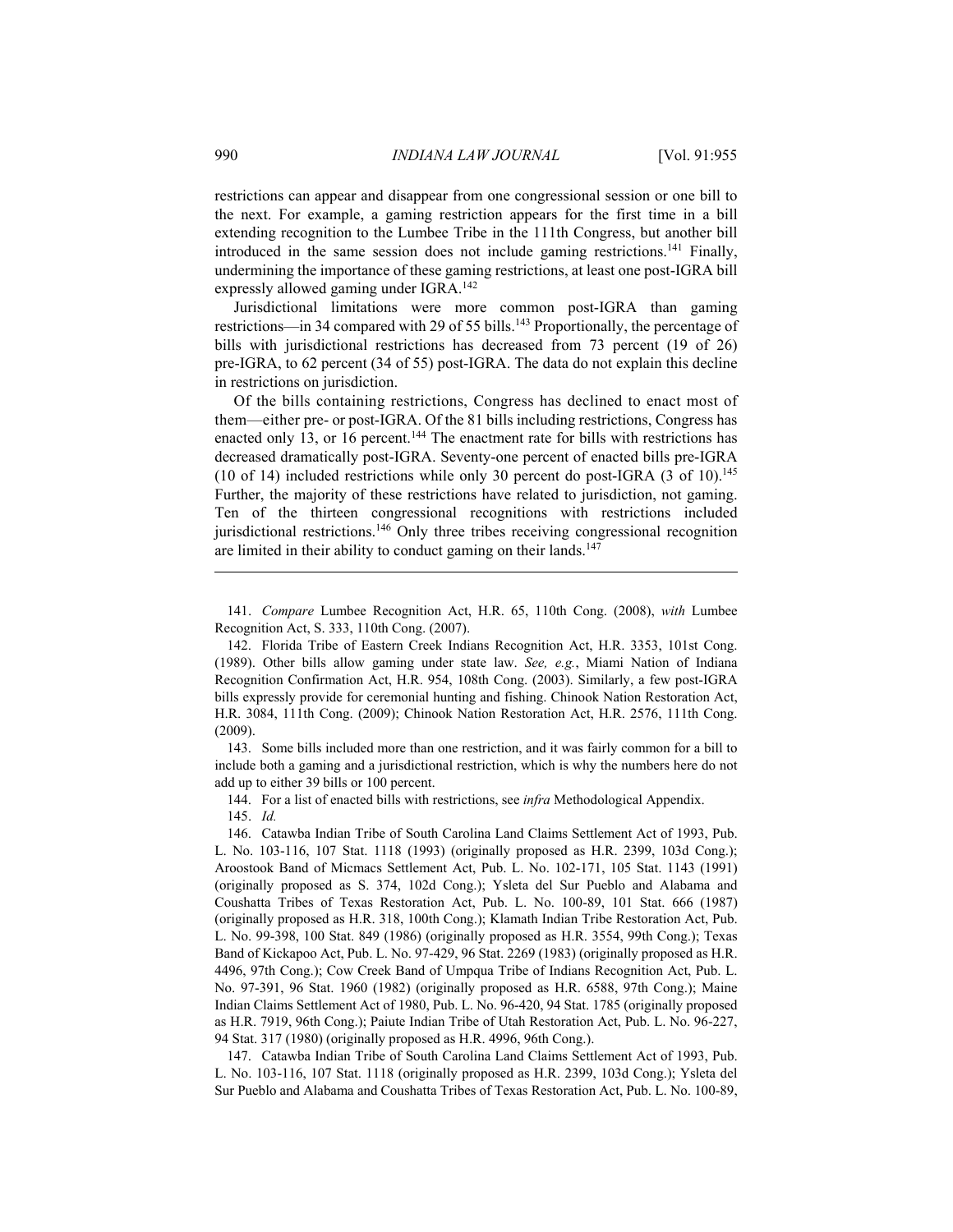restrictions can appear and disappear from one congressional session or one bill to the next. For example, a gaming restriction appears for the first time in a bill extending recognition to the Lumbee Tribe in the 111th Congress, but another bill introduced in the same session does not include gaming restrictions.[141] Finally, undermining the importance of these gaming restrictions, at least one post-IGRA bill expressly allowed gaming under IGRA.[142]

Jurisdictional limitations were more common post-IGRA than gaming restrictions—in 34 compared with 29 of 55 bills.[143] Proportionally, the percentage of bills with jurisdictional restrictions has decreased from 73 percent (19 of 26) pre-IGRA, to 62 percent (34 of 55) post-IGRA. The data do not explain this decline in restrictions on jurisdiction.

Of the bills containing restrictions, Congress has declined to enact most of them—either pre- or post-IGRA. Of the 81 bills including restrictions, Congress has enacted only 13, or 16 percent.[144] The enactment rate for bills with restrictions has decreased dramatically post-IGRA. Seventy-one percent of enacted bills pre-IGRA (10 of 14) included restrictions while only 30 percent do post-IGRA (3 of 10).[145] Further, the majority of these restrictions have related to jurisdiction, not gaming. Ten of the thirteen congressional recognitions with restrictions included jurisdictional restrictions.[146] Only three tribes receiving congressional recognition are limited in their ability to conduct gaming on their lands.[147]

---

141. *Compare* Lumbee Recognition Act, H.R. 65, 110th Cong. (2008), *with* Lumbee Recognition Act, S. 333, 110th Cong. (2007).

142. Florida Tribe of Eastern Creek Indians Recognition Act, H.R. 3353, 101st Cong. (1989). Other bills allow gaming under state law. *See, e.g.*, Miami Nation of Indiana Recognition Confirmation Act, H.R. 954, 108th Cong. (2003). Similarly, a few post-IGRA bills expressly provide for ceremonial hunting and fishing. Chinook Nation Restoration Act, H.R. 3084, 111th Cong. (2009); Chinook Nation Restoration Act, H.R. 2576, 111th Cong. (2009).

143. Some bills included more than one restriction, and it was fairly common for a bill to include both a gaming and a jurisdictional restriction, which is why the numbers here do not add up to either 39 bills or 100 percent.

144. For a list of enacted bills with restrictions, see *infra* Methodological Appendix.

145. *Id.*

146. Catawba Indian Tribe of South Carolina Land Claims Settlement Act of 1993, Pub. L. No. 103-116, 107 Stat. 1118 (1993) (originally proposed as H.R. 2399, 103d Cong.); Aroostook Band of Micmacs Settlement Act, Pub. L. No. 102-171, 105 Stat. 1143 (1991) (originally proposed as S. 374, 102d Cong.); Ysleta del Sur Pueblo and Alabama and Coushatta Tribes of Texas Restoration Act, Pub. L. No. 100-89, 101 Stat. 666 (1987) (originally proposed as H.R. 318, 100th Cong.); Klamath Indian Tribe Restoration Act, Pub. L. No. 99-398, 100 Stat. 849 (1986) (originally proposed as H.R. 3554, 99th Cong.); Texas Band of Kickapoo Act, Pub. L. No. 97-429, 96 Stat. 2269 (1983) (originally proposed as H.R. 4496, 97th Cong.); Cow Creek Band of Umpqua Tribe of Indians Recognition Act, Pub. L. No. 97-391, 96 Stat. 1960 (1982) (originally proposed as H.R. 6588, 97th Cong.); Maine Indian Claims Settlement Act of 1980, Pub. L. No. 96-420, 94 Stat. 1785 (originally proposed as H.R. 7919, 96th Cong.); Paiute Indian Tribe of Utah Restoration Act, Pub. L. No. 96-227, 94 Stat. 317 (1980) (originally proposed as H.R. 4996, 96th Cong.).

147. Catawba Indian Tribe of South Carolina Land Claims Settlement Act of 1993, Pub. L. No. 103-116, 107 Stat. 1118 (originally proposed as H.R. 2399, 103d Cong.); Ysleta del Sur Pueblo and Alabama and Coushatta Tribes of Texas Restoration Act, Pub. L. No. 100-89,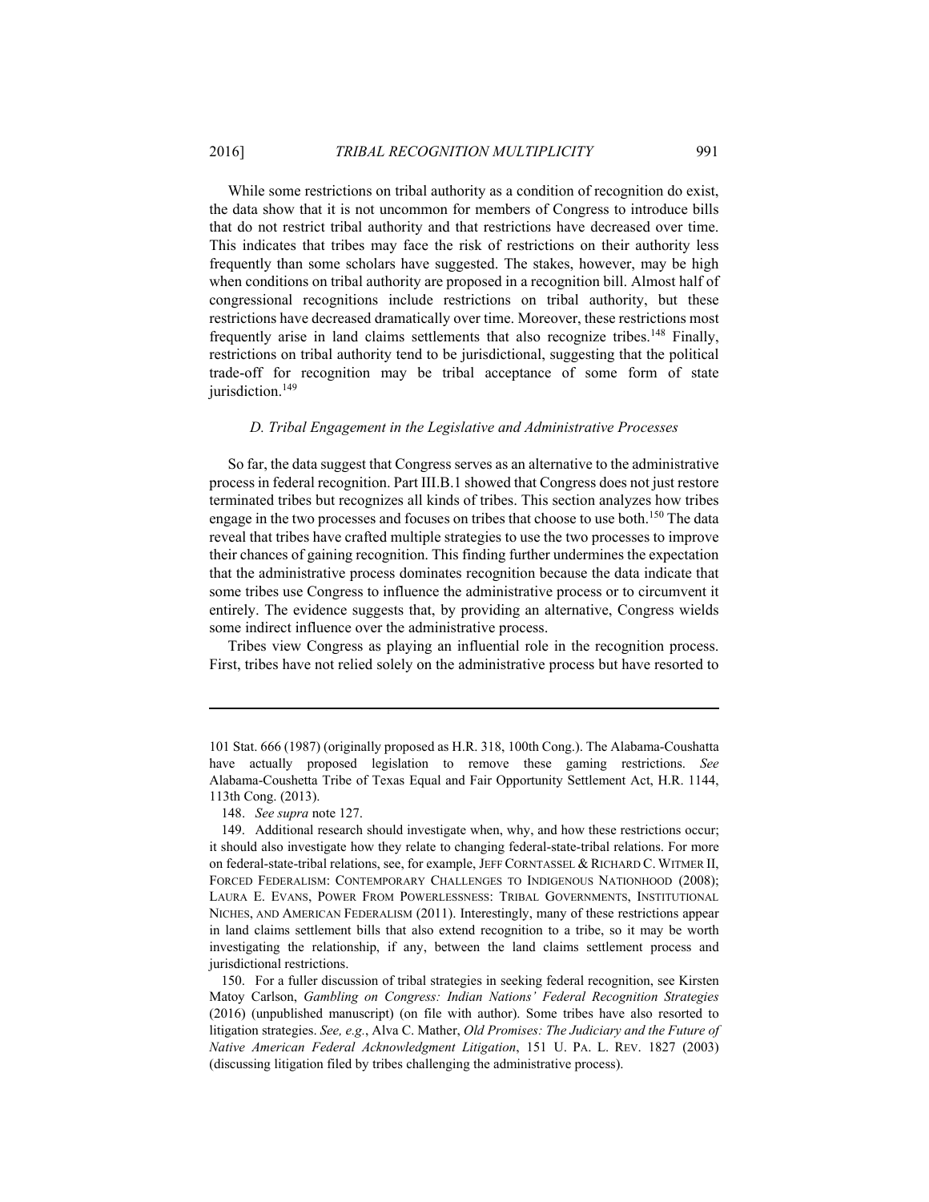While some restrictions on tribal authority as a condition of recognition do exist, the data show that it is not uncommon for members of Congress to introduce bills that do not restrict tribal authority and that restrictions have decreased over time. This indicates that tribes may face the risk of restrictions on their authority less frequently than some scholars have suggested. The stakes, however, may be high when conditions on tribal authority are proposed in a recognition bill. Almost half of congressional recognitions include restrictions on tribal authority, but these restrictions have decreased dramatically over time. Moreover, these restrictions most frequently arise in land claims settlements that also recognize tribes.[148] Finally, restrictions on tribal authority tend to be jurisdictional, suggesting that the political trade-off for recognition may be tribal acceptance of some form of state jurisdiction.[149]

### *D. Tribal Engagement in the Legislative and Administrative Processes*

So far, the data suggest that Congress serves as an alternative to the administrative process in federal recognition. Part III.B.1 showed that Congress does not just restore terminated tribes but recognizes all kinds of tribes. This section analyzes how tribes engage in the two processes and focuses on tribes that choose to use both.[150] The data reveal that tribes have crafted multiple strategies to use the two processes to improve their chances of gaining recognition. This finding further undermines the expectation that the administrative process dominates recognition because the data indicate that some tribes use Congress to influence the administrative process or to circumvent it entirely. The evidence suggests that, by providing an alternative, Congress wields some indirect influence over the administrative process.

Tribes view Congress as playing an influential role in the recognition process. First, tribes have not relied solely on the administrative process but have resorted to

---

101 Stat. 666 (1987) (originally proposed as H.R. 318, 100th Cong.). The Alabama-Coushatta have actually proposed legislation to remove these gaming restrictions. *See* Alabama-Coushetta Tribe of Texas Equal and Fair Opportunity Settlement Act, H.R. 1144, 113th Cong. (2013).

148. *See supra* note 127.

149. Additional research should investigate when, why, and how these restrictions occur; it should also investigate how they relate to changing federal-state-tribal relations. For more on federal-state-tribal relations, see, for example, JEFF CORNTASSEL & RICHARD C. WITMER II, FORCED FEDERALISM: CONTEMPORARY CHALLENGES TO INDIGENOUS NATIONHOOD (2008); LAURA E. EVANS, POWER FROM POWERLESSNESS: TRIBAL GOVERNMENTS, INSTITUTIONAL NICHES, AND AMERICAN FEDERALISM (2011). Interestingly, many of these restrictions appear in land claims settlement bills that also extend recognition to a tribe, so it may be worth investigating the relationship, if any, between the land claims settlement process and jurisdictional restrictions.

150. For a fuller discussion of tribal strategies in seeking federal recognition, see Kirsten Matoy Carlson, *Gambling on Congress: Indian Nations' Federal Recognition Strategies* (2016) (unpublished manuscript) (on file with author). Some tribes have also resorted to litigation strategies. *See, e.g.*, Alva C. Mather, *Old Promises: The Judiciary and the Future of Native American Federal Acknowledgment Litigation*, 151 U. PA. L. REV. 1827 (2003) (discussing litigation filed by tribes challenging the administrative process).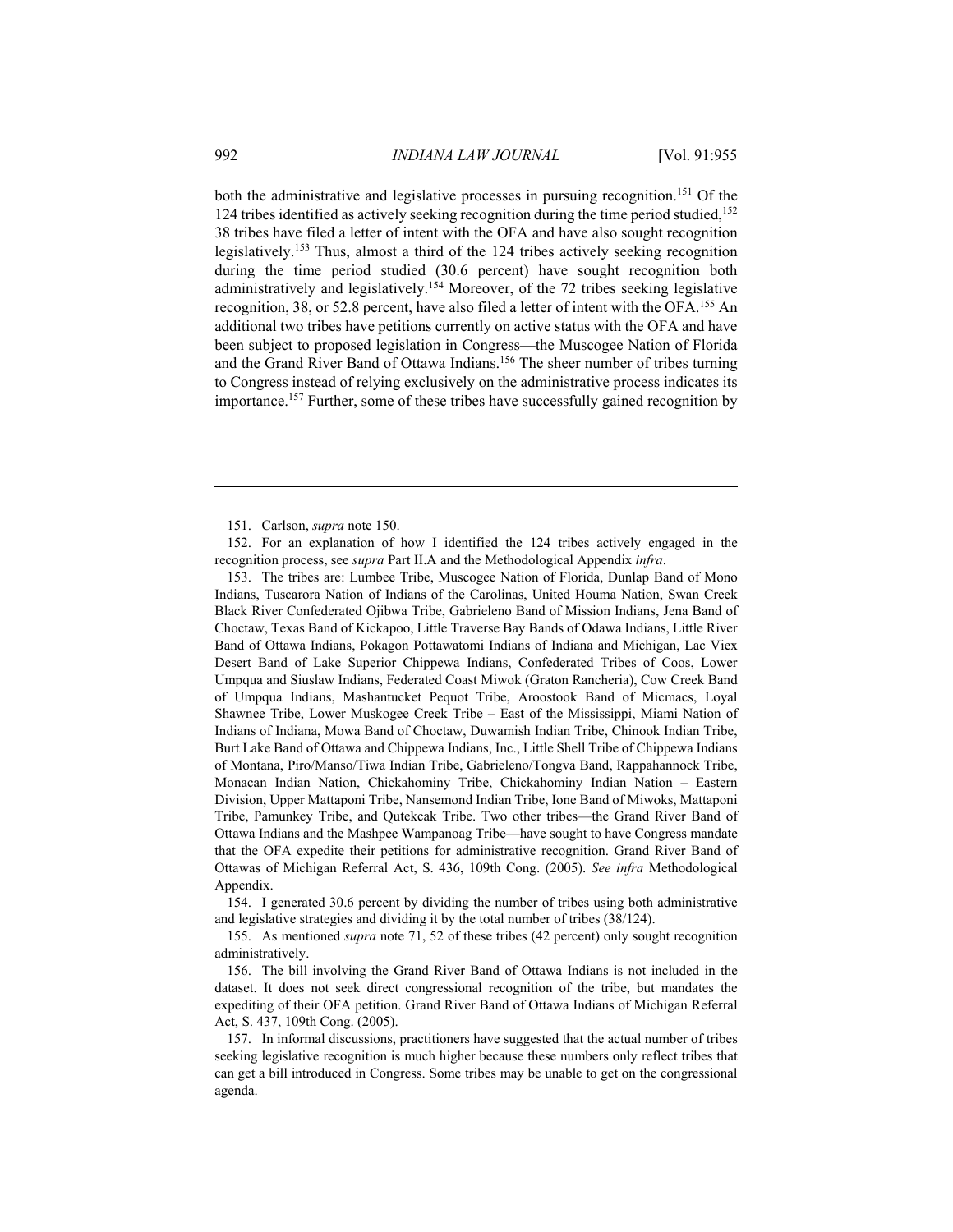both the administrative and legislative processes in pursuing recognition.[151] Of the 124 tribes identified as actively seeking recognition during the time period studied,[152] 38 tribes have filed a letter of intent with the OFA and have also sought recognition legislatively.[153] Thus, almost a third of the 124 tribes actively seeking recognition during the time period studied (30.6 percent) have sought recognition both administratively and legislatively.[154] Moreover, of the 72 tribes seeking legislative recognition, 38, or 52.8 percent, have also filed a letter of intent with the OFA.[155] An additional two tribes have petitions currently on active status with the OFA and have been subject to proposed legislation in Congress—the Muscogee Nation of Florida and the Grand River Band of Ottawa Indians.[156] The sheer number of tribes turning to Congress instead of relying exclusively on the administrative process indicates its importance.[157] Further, some of these tribes have successfully gained recognition by

---

151. Carlson, *supra* note 150.

152. For an explanation of how I identified the 124 tribes actively engaged in the recognition process, see *supra* Part II.A and the Methodological Appendix *infra*.

153. The tribes are: Lumbee Tribe, Muscogee Nation of Florida, Dunlap Band of Mono Indians, Tuscarora Nation of Indians of the Carolinas, United Houma Nation, Swan Creek Black River Confederated Ojibwa Tribe, Gabrieleno Band of Mission Indians, Jena Band of Choctaw, Texas Band of Kickapoo, Little Traverse Bay Bands of Odawa Indians, Little River Band of Ottawa Indians, Pokagon Pottawatomi Indians of Indiana and Michigan, Lac Viex Desert Band of Lake Superior Chippewa Indians, Confederated Tribes of Coos, Lower Umpqua and Siuslaw Indians, Federated Coast Miwok (Graton Rancheria), Cow Creek Band of Umpqua Indians, Mashantucket Pequot Tribe, Aroostook Band of Micmacs, Loyal Shawnee Tribe, Lower Muskogee Creek Tribe – East of the Mississippi, Miami Nation of Indians of Indiana, Mowa Band of Choctaw, Duwamish Indian Tribe, Chinook Indian Tribe, Burt Lake Band of Ottawa and Chippewa Indians, Inc., Little Shell Tribe of Chippewa Indians of Montana, Piro/Manso/Tiwa Indian Tribe, Gabrieleno/Tongva Band, Rappahannock Tribe, Monacan Indian Nation, Chickahominy Tribe, Chickahominy Indian Nation – Eastern Division, Upper Mattaponi Tribe, Nansemond Indian Tribe, Ione Band of Miwoks, Mattaponi Tribe, Pamunkey Tribe, and Qutekcak Tribe. Two other tribes—the Grand River Band of Ottawa Indians and the Mashpee Wampanoag Tribe—have sought to have Congress mandate that the OFA expedite their petitions for administrative recognition. Grand River Band of Ottawas of Michigan Referral Act, S. 436, 109th Cong. (2005). *See infra* Methodological Appendix.

154. I generated 30.6 percent by dividing the number of tribes using both administrative and legislative strategies and dividing it by the total number of tribes (38/124).

155. As mentioned *supra* note 71, 52 of these tribes (42 percent) only sought recognition administratively.

156. The bill involving the Grand River Band of Ottawa Indians is not included in the dataset. It does not seek direct congressional recognition of the tribe, but mandates the expediting of their OFA petition. Grand River Band of Ottawa Indians of Michigan Referral Act, S. 437, 109th Cong. (2005).

157. In informal discussions, practitioners have suggested that the actual number of tribes seeking legislative recognition is much higher because these numbers only reflect tribes that can get a bill introduced in Congress. Some tribes may be unable to get on the congressional agenda.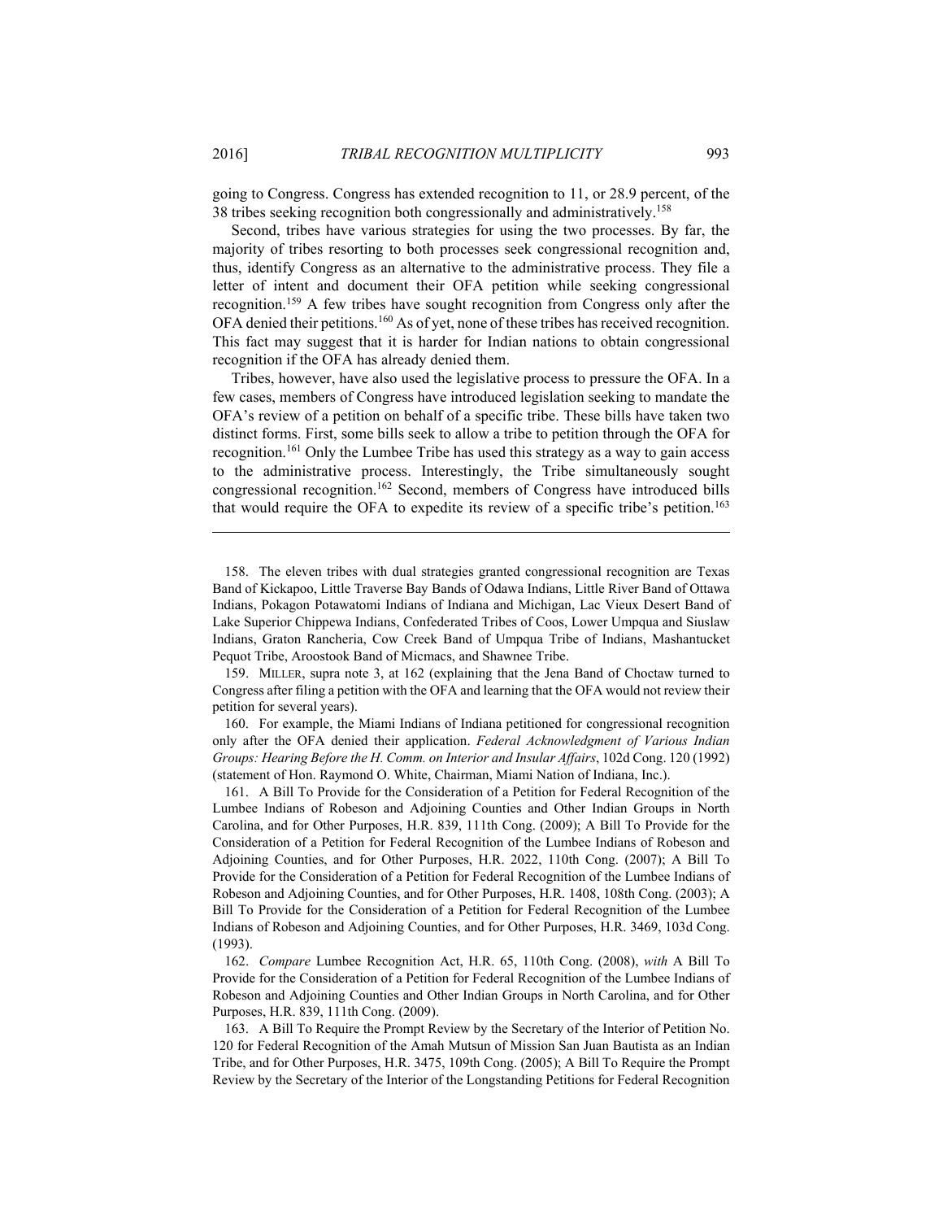going to Congress. Congress has extended recognition to 11, or 28.9 percent, of the 38 tribes seeking recognition both congressionally and administratively.[158]

Second, tribes have various strategies for using the two processes. By far, the majority of tribes resorting to both processes seek congressional recognition and, thus, identify Congress as an alternative to the administrative process. They file a letter of intent and document their OFA petition while seeking congressional recognition.[159] A few tribes have sought recognition from Congress only after the OFA denied their petitions.[160] As of yet, none of these tribes has received recognition. This fact may suggest that it is harder for Indian nations to obtain congressional recognition if the OFA has already denied them.

Tribes, however, have also used the legislative process to pressure the OFA. In a few cases, members of Congress have introduced legislation seeking to mandate the OFA's review of a petition on behalf of a specific tribe. These bills have taken two distinct forms. First, some bills seek to allow a tribe to petition through the OFA for recognition.[161] Only the Lumbee Tribe has used this strategy as a way to gain access to the administrative process. Interestingly, the Tribe simultaneously sought congressional recognition.[162] Second, members of Congress have introduced bills that would require the OFA to expedite its review of a specific tribe's petition.[163]

---

158. The eleven tribes with dual strategies granted congressional recognition are Texas Band of Kickapoo, Little Traverse Bay Bands of Odawa Indians, Little River Band of Ottawa Indians, Pokagon Potawatomi Indians of Indiana and Michigan, Lac Vieux Desert Band of Lake Superior Chippewa Indians, Confederated Tribes of Coos, Lower Umpqua and Siuslaw Indians, Graton Rancheria, Cow Creek Band of Umpqua Tribe of Indians, Mashantucket Pequot Tribe, Aroostook Band of Micmacs, and Shawnee Tribe.

159. MILLER, supra note 3, at 162 (explaining that the Jena Band of Choctaw turned to Congress after filing a petition with the OFA and learning that the OFA would not review their petition for several years).

160. For example, the Miami Indians of Indiana petitioned for congressional recognition only after the OFA denied their application. *Federal Acknowledgment of Various Indian Groups: Hearing Before the H. Comm. on Interior and Insular Affairs*, 102d Cong. 120 (1992) (statement of Hon. Raymond O. White, Chairman, Miami Nation of Indiana, Inc.).

161. A Bill To Provide for the Consideration of a Petition for Federal Recognition of the Lumbee Indians of Robeson and Adjoining Counties and Other Indian Groups in North Carolina, and for Other Purposes, H.R. 839, 111th Cong. (2009); A Bill To Provide for the Consideration of a Petition for Federal Recognition of the Lumbee Indians of Robeson and Adjoining Counties, and for Other Purposes, H.R. 2022, 110th Cong. (2007); A Bill To Provide for the Consideration of a Petition for Federal Recognition of the Lumbee Indians of Robeson and Adjoining Counties, and for Other Purposes, H.R. 1408, 108th Cong. (2003); A Bill To Provide for the Consideration of a Petition for Federal Recognition of the Lumbee Indians of Robeson and Adjoining Counties, and for Other Purposes, H.R. 3469, 103d Cong. (1993).

162. *Compare* Lumbee Recognition Act, H.R. 65, 110th Cong. (2008), *with* A Bill To Provide for the Consideration of a Petition for Federal Recognition of the Lumbee Indians of Robeson and Adjoining Counties and Other Indian Groups in North Carolina, and for Other Purposes, H.R. 839, 111th Cong. (2009).

163. A Bill To Require the Prompt Review by the Secretary of the Interior of Petition No. 120 for Federal Recognition of the Amah Mutsun of Mission San Juan Bautista as an Indian Tribe, and for Other Purposes, H.R. 3475, 109th Cong. (2005); A Bill To Require the Prompt Review by the Secretary of the Interior of the Longstanding Petitions for Federal Recognition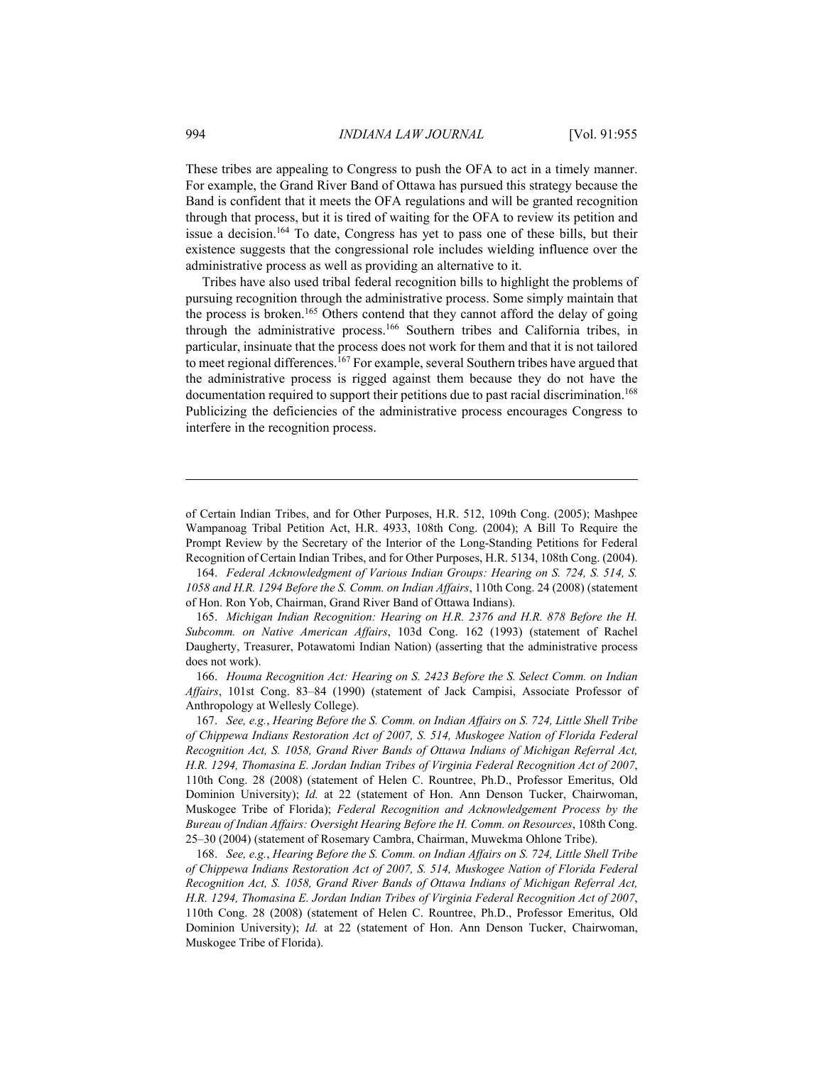These tribes are appealing to Congress to push the OFA to act in a timely manner. For example, the Grand River Band of Ottawa has pursued this strategy because the Band is confident that it meets the OFA regulations and will be granted recognition through that process, but it is tired of waiting for the OFA to review its petition and issue a decision.[164] To date, Congress has yet to pass one of these bills, but their existence suggests that the congressional role includes wielding influence over the administrative process as well as providing an alternative to it.

Tribes have also used tribal federal recognition bills to highlight the problems of pursuing recognition through the administrative process. Some simply maintain that the process is broken.[165] Others contend that they cannot afford the delay of going through the administrative process.[166] Southern tribes and California tribes, in particular, insinuate that the process does not work for them and that it is not tailored to meet regional differences.[167] For example, several Southern tribes have argued that the administrative process is rigged against them because they do not have the documentation required to support their petitions due to past racial discrimination.[168] Publicizing the deficiencies of the administrative process encourages Congress to interfere in the recognition process.

---

of Certain Indian Tribes, and for Other Purposes, H.R. 512, 109th Cong. (2005); Mashpee Wampanoag Tribal Petition Act, H.R. 4933, 108th Cong. (2004); A Bill To Require the Prompt Review by the Secretary of the Interior of the Long-Standing Petitions for Federal Recognition of Certain Indian Tribes, and for Other Purposes, H.R. 5134, 108th Cong. (2004).

164. *Federal Acknowledgment of Various Indian Groups: Hearing on S. 724, S. 514, S. 1058 and H.R. 1294 Before the S. Comm. on Indian Affairs*, 110th Cong. 24 (2008) (statement of Hon. Ron Yob, Chairman, Grand River Band of Ottawa Indians).

165. *Michigan Indian Recognition: Hearing on H.R. 2376 and H.R. 878 Before the H. Subcomm. on Native American Affairs*, 103d Cong. 162 (1993) (statement of Rachel Daugherty, Treasurer, Potawatomi Indian Nation) (asserting that the administrative process does not work).

166. *Houma Recognition Act: Hearing on S. 2423 Before the S. Select Comm. on Indian Affairs*, 101st Cong. 83–84 (1990) (statement of Jack Campisi, Associate Professor of Anthropology at Wellesly College).

167. *See, e.g.*, *Hearing Before the S. Comm. on Indian Affairs on S. 724, Little Shell Tribe of Chippewa Indians Restoration Act of 2007, S. 514, Muskogee Nation of Florida Federal Recognition Act, S. 1058, Grand River Bands of Ottawa Indians of Michigan Referral Act, H.R. 1294, Thomasina E. Jordan Indian Tribes of Virginia Federal Recognition Act of 2007*, 110th Cong. 28 (2008) (statement of Helen C. Rountree, Ph.D., Professor Emeritus, Old Dominion University); *Id.* at 22 (statement of Hon. Ann Denson Tucker, Chairwoman, Muskogee Tribe of Florida); *Federal Recognition and Acknowledgement Process by the Bureau of Indian Affairs: Oversight Hearing Before the H. Comm. on Resources*, 108th Cong. 25–30 (2004) (statement of Rosemary Cambra, Chairman, Muwekma Ohlone Tribe).

168. *See, e.g.*, *Hearing Before the S. Comm. on Indian Affairs on S. 724, Little Shell Tribe of Chippewa Indians Restoration Act of 2007, S. 514, Muskogee Nation of Florida Federal Recognition Act, S. 1058, Grand River Bands of Ottawa Indians of Michigan Referral Act, H.R. 1294, Thomasina E. Jordan Indian Tribes of Virginia Federal Recognition Act of 2007*, 110th Cong. 28 (2008) (statement of Helen C. Rountree, Ph.D., Professor Emeritus, Old Dominion University); *Id.* at 22 (statement of Hon. Ann Denson Tucker, Chairwoman, Muskogee Tribe of Florida).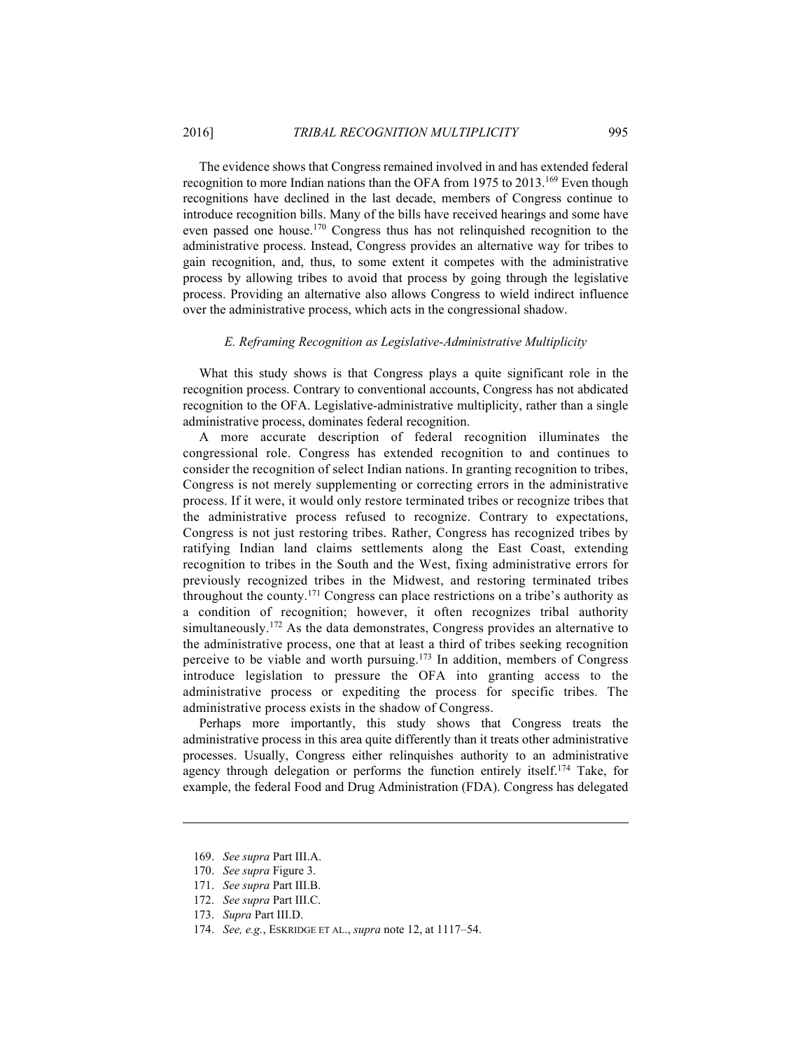The evidence shows that Congress remained involved in and has extended federal recognition to more Indian nations than the OFA from 1975 to 2013.[169] Even though recognitions have declined in the last decade, members of Congress continue to introduce recognition bills. Many of the bills have received hearings and some have even passed one house.[170] Congress thus has not relinquished recognition to the administrative process. Instead, Congress provides an alternative way for tribes to gain recognition, and, thus, to some extent it competes with the administrative process by allowing tribes to avoid that process by going through the legislative process. Providing an alternative also allows Congress to wield indirect influence over the administrative process, which acts in the congressional shadow.

### *E. Reframing Recognition as Legislative-Administrative Multiplicity*

What this study shows is that Congress plays a quite significant role in the recognition process. Contrary to conventional accounts, Congress has not abdicated recognition to the OFA. Legislative-administrative multiplicity, rather than a single administrative process, dominates federal recognition.

A more accurate description of federal recognition illuminates the congressional role. Congress has extended recognition to and continues to consider the recognition of select Indian nations. In granting recognition to tribes, Congress is not merely supplementing or correcting errors in the administrative process. If it were, it would only restore terminated tribes or recognize tribes that the administrative process refused to recognize. Contrary to expectations, Congress is not just restoring tribes. Rather, Congress has recognized tribes by ratifying Indian land claims settlements along the East Coast, extending recognition to tribes in the South and the West, fixing administrative errors for previously recognized tribes in the Midwest, and restoring terminated tribes throughout the county.[171] Congress can place restrictions on a tribe's authority as a condition of recognition; however, it often recognizes tribal authority simultaneously.[172] As the data demonstrates, Congress provides an alternative to the administrative process, one that at least a third of tribes seeking recognition perceive to be viable and worth pursuing.[173] In addition, members of Congress introduce legislation to pressure the OFA into granting access to the administrative process or expediting the process for specific tribes. The administrative process exists in the shadow of Congress.

Perhaps more importantly, this study shows that Congress treats the administrative process in this area quite differently than it treats other administrative processes. Usually, Congress either relinquishes authority to an administrative agency through delegation or performs the function entirely itself.[174] Take, for example, the federal Food and Drug Administration (FDA). Congress has delegated

---

169. *See supra* Part III.A.

170. *See supra* Figure 3.

171. *See supra* Part III.B.

172. *See supra* Part III.C.

173. *Supra* Part III.D.

174. *See, e.g.*, ESKRIDGE ET AL., *supra* note 12, at 1117–54.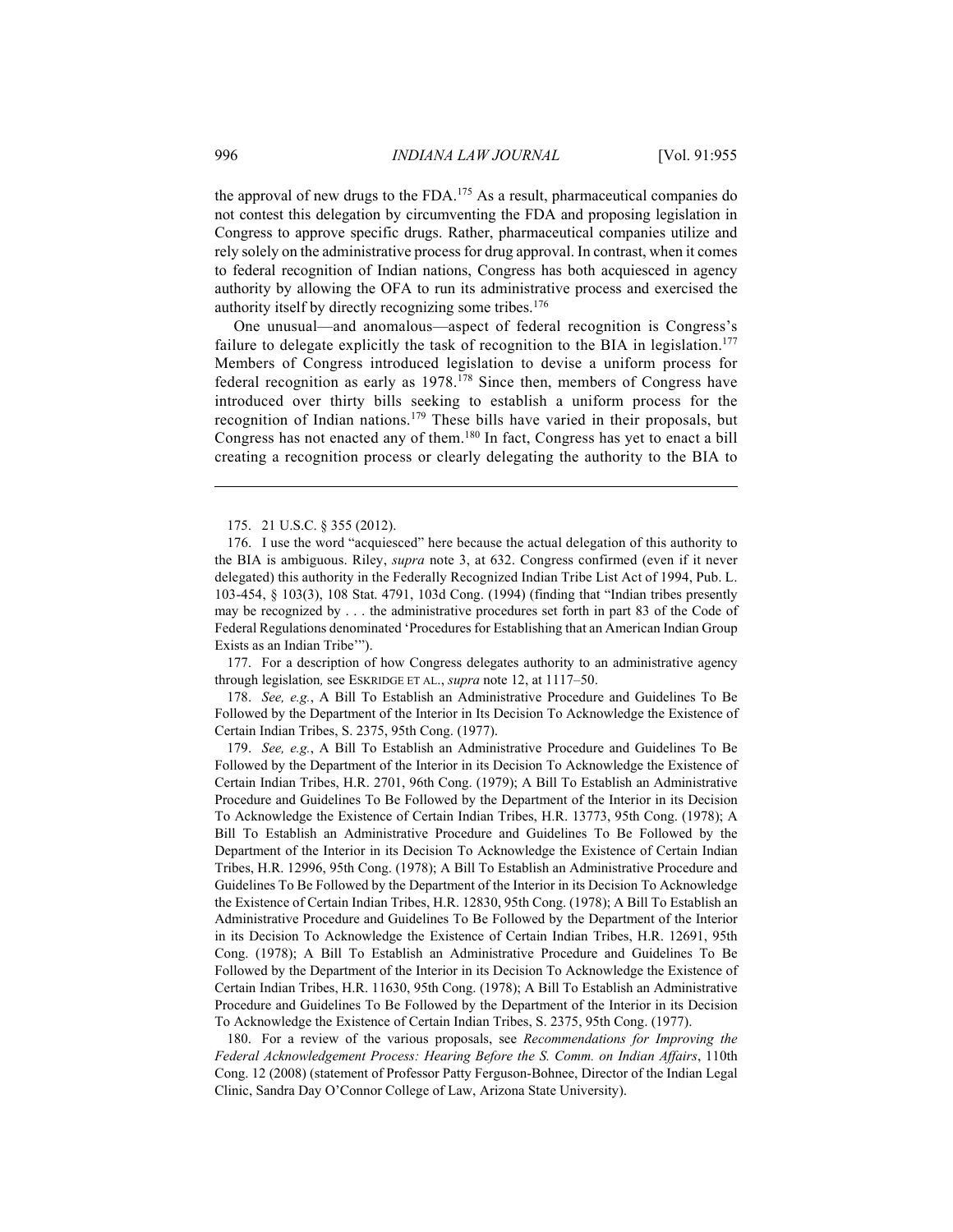the approval of new drugs to the FDA.[175] As a result, pharmaceutical companies do not contest this delegation by circumventing the FDA and proposing legislation in Congress to approve specific drugs. Rather, pharmaceutical companies utilize and rely solely on the administrative process for drug approval. In contrast, when it comes to federal recognition of Indian nations, Congress has both acquiesced in agency authority by allowing the OFA to run its administrative process and exercised the authority itself by directly recognizing some tribes.[176]

One unusual—and anomalous—aspect of federal recognition is Congress's failure to delegate explicitly the task of recognition to the BIA in legislation.[177] Members of Congress introduced legislation to devise a uniform process for federal recognition as early as 1978.[178] Since then, members of Congress have introduced over thirty bills seeking to establish a uniform process for the recognition of Indian nations.[179] These bills have varied in their proposals, but Congress has not enacted any of them.[180] In fact, Congress has yet to enact a bill creating a recognition process or clearly delegating the authority to the BIA to

---

175. 21 U.S.C. § 355 (2012).

176. I use the word "acquiesced" here because the actual delegation of this authority to the BIA is ambiguous. Riley, *supra* note 3, at 632. Congress confirmed (even if it never delegated) this authority in the Federally Recognized Indian Tribe List Act of 1994, Pub. L. 103-454, § 103(3), 108 Stat. 4791, 103d Cong. (1994) (finding that "Indian tribes presently may be recognized by . . . the administrative procedures set forth in part 83 of the Code of Federal Regulations denominated 'Procedures for Establishing that an American Indian Group Exists as an Indian Tribe'").

177. For a description of how Congress delegates authority to an administrative agency through legislation, see ESKRIDGE ET AL., *supra* note 12, at 1117–50.

178. *See, e.g.*, A Bill To Establish an Administrative Procedure and Guidelines To Be Followed by the Department of the Interior in Its Decision To Acknowledge the Existence of Certain Indian Tribes, S. 2375, 95th Cong. (1977).

179. *See, e.g.*, A Bill To Establish an Administrative Procedure and Guidelines To Be Followed by the Department of the Interior in its Decision To Acknowledge the Existence of Certain Indian Tribes, H.R. 2701, 96th Cong. (1979); A Bill To Establish an Administrative Procedure and Guidelines To Be Followed by the Department of the Interior in its Decision To Acknowledge the Existence of Certain Indian Tribes, H.R. 13773, 95th Cong. (1978); A Bill To Establish an Administrative Procedure and Guidelines To Be Followed by the Department of the Interior in its Decision To Acknowledge the Existence of Certain Indian Tribes, H.R. 12996, 95th Cong. (1978); A Bill To Establish an Administrative Procedure and Guidelines To Be Followed by the Department of the Interior in its Decision To Acknowledge the Existence of Certain Indian Tribes, H.R. 12830, 95th Cong. (1978); A Bill To Establish an Administrative Procedure and Guidelines To Be Followed by the Department of the Interior in its Decision To Acknowledge the Existence of Certain Indian Tribes, H.R. 12691, 95th Cong. (1978); A Bill To Establish an Administrative Procedure and Guidelines To Be Followed by the Department of the Interior in its Decision To Acknowledge the Existence of Certain Indian Tribes, H.R. 11630, 95th Cong. (1978); A Bill To Establish an Administrative Procedure and Guidelines To Be Followed by the Department of the Interior in its Decision To Acknowledge the Existence of Certain Indian Tribes, S. 2375, 95th Cong. (1977).

180. For a review of the various proposals, see *Recommendations for Improving the Federal Acknowledgement Process: Hearing Before the S. Comm. on Indian Affairs*, 110th Cong. 12 (2008) (statement of Professor Patty Ferguson-Bohnee, Director of the Indian Legal Clinic, Sandra Day O'Connor College of Law, Arizona State University).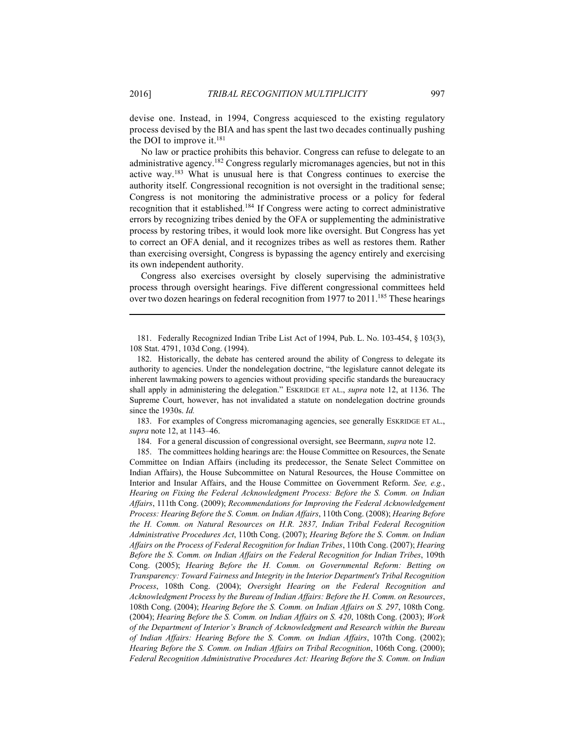devise one. Instead, in 1994, Congress acquiesced to the existing regulatory process devised by the BIA and has spent the last two decades continually pushing the DOI to improve it.[181]

No law or practice prohibits this behavior. Congress can refuse to delegate to an administrative agency.[182] Congress regularly micromanages agencies, but not in this active way.[183] What is unusual here is that Congress continues to exercise the authority itself. Congressional recognition is not oversight in the traditional sense; Congress is not monitoring the administrative process or a policy for federal recognition that it established.[184] If Congress were acting to correct administrative errors by recognizing tribes denied by the OFA or supplementing the administrative process by restoring tribes, it would look more like oversight. But Congress has yet to correct an OFA denial, and it recognizes tribes as well as restores them. Rather than exercising oversight, Congress is bypassing the agency entirely and exercising its own independent authority.

Congress also exercises oversight by closely supervising the administrative process through oversight hearings. Five different congressional committees held over two dozen hearings on federal recognition from 1977 to 2011.[185] These hearings

---

181. Federally Recognized Indian Tribe List Act of 1994, Pub. L. No. 103-454, § 103(3), 108 Stat. 4791, 103d Cong. (1994).

182. Historically, the debate has centered around the ability of Congress to delegate its authority to agencies. Under the nondelegation doctrine, "the legislature cannot delegate its inherent lawmaking powers to agencies without providing specific standards the bureaucracy shall apply in administering the delegation." ESKRIDGE ET AL., *supra* note 12, at 1136. The Supreme Court, however, has not invalidated a statute on nondelegation doctrine grounds since the 1930s. *Id.*

183. For examples of Congress micromanaging agencies, see generally ESKRIDGE ET AL., *supra* note 12, at 1143–46.

184. For a general discussion of congressional oversight, see Beermann, *supra* note 12.

185. The committees holding hearings are: the House Committee on Resources, the Senate Committee on Indian Affairs (including its predecessor, the Senate Select Committee on Indian Affairs), the House Subcommittee on Natural Resources, the House Committee on Interior and Insular Affairs, and the House Committee on Government Reform. *See, e.g.*, *Hearing on Fixing the Federal Acknowledgment Process: Before the S. Comm. on Indian Affairs*, 111th Cong. (2009); *Recommendations for Improving the Federal Acknowledgement Process: Hearing Before the S. Comm. on Indian Affairs*, 110th Cong. (2008); *Hearing Before the H. Comm. on Natural Resources on H.R. 2837, Indian Tribal Federal Recognition Administrative Procedures Act*, 110th Cong. (2007); *Hearing Before the S. Comm. on Indian Affairs on the Process of Federal Recognition for Indian Tribes*, 110th Cong. (2007); *Hearing Before the S. Comm. on Indian Affairs on the Federal Recognition for Indian Tribes*, 109th Cong. (2005); *Hearing Before the H. Comm. on Governmental Reform: Betting on Transparency: Toward Fairness and Integrity in the Interior Department's Tribal Recognition Process*, 108th Cong. (2004); *Oversight Hearing on the Federal Recognition and Acknowledgment Process by the Bureau of Indian Affairs: Before the H. Comm. on Resources*, 108th Cong. (2004); *Hearing Before the S. Comm. on Indian Affairs on S. 297*, 108th Cong. (2004); *Hearing Before the S. Comm. on Indian Affairs on S. 420*, 108th Cong. (2003); *Work of the Department of Interior's Branch of Acknowledgment and Research within the Bureau of Indian Affairs: Hearing Before the S. Comm. on Indian Affairs*, 107th Cong. (2002); *Hearing Before the S. Comm. on Indian Affairs on Tribal Recognition*, 106th Cong. (2000); *Federal Recognition Administrative Procedures Act: Hearing Before the S. Comm. on Indian*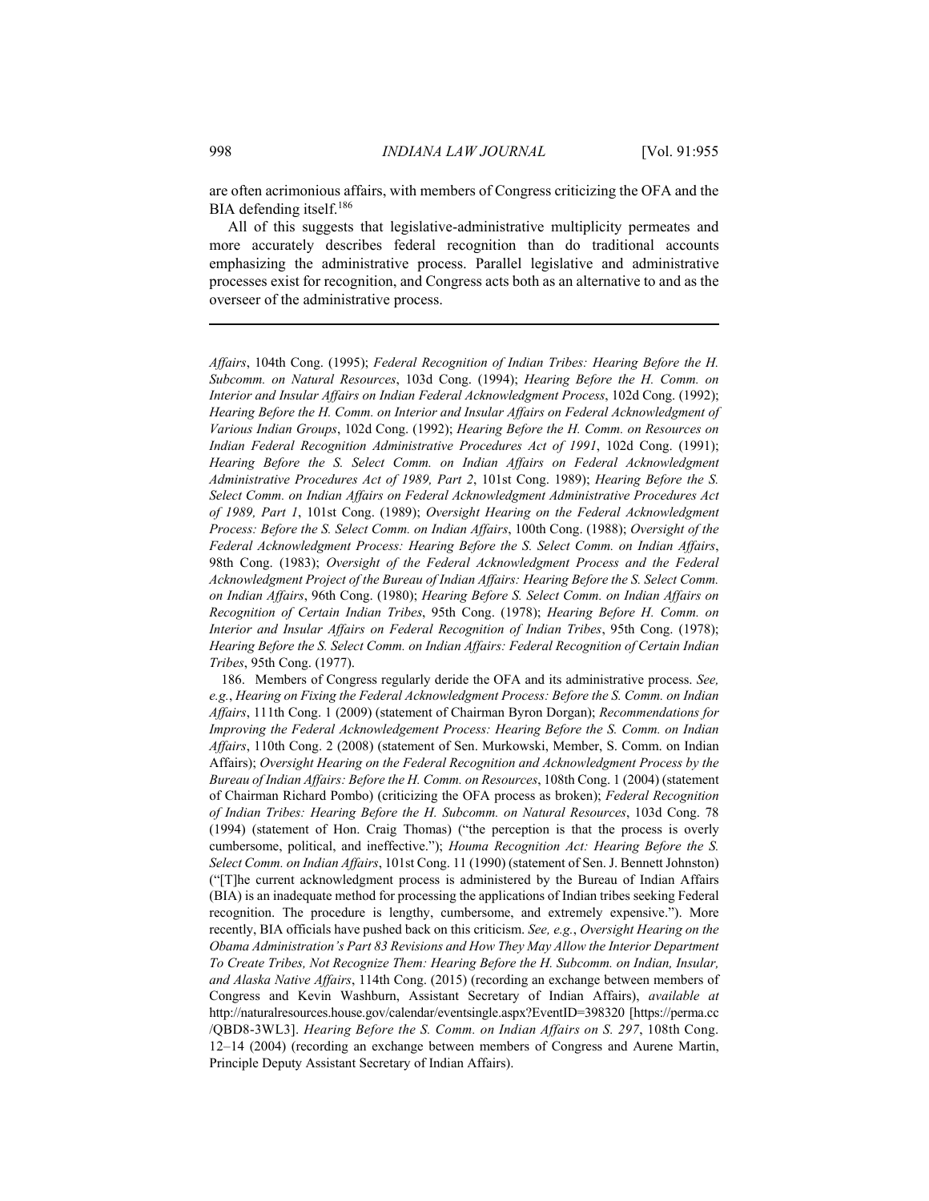are often acrimonious affairs, with members of Congress criticizing the OFA and the BIA defending itself.[186]

All of this suggests that legislative-administrative multiplicity permeates and more accurately describes federal recognition than do traditional accounts emphasizing the administrative process. Parallel legislative and administrative processes exist for recognition, and Congress acts both as an alternative to and as the overseer of the administrative process.

---

*Affairs*, 104th Cong. (1995); *Federal Recognition of Indian Tribes: Hearing Before the H. Subcomm. on Natural Resources*, 103d Cong. (1994); *Hearing Before the H. Comm. on Interior and Insular Affairs on Indian Federal Acknowledgment Process*, 102d Cong. (1992); *Hearing Before the H. Comm. on Interior and Insular Affairs on Federal Acknowledgment of Various Indian Groups*, 102d Cong. (1992); *Hearing Before the H. Comm. on Resources on Indian Federal Recognition Administrative Procedures Act of 1991*, 102d Cong. (1991); *Hearing Before the S. Select Comm. on Indian Affairs on Federal Acknowledgment Administrative Procedures Act of 1989, Part 2*, 101st Cong. 1989); *Hearing Before the S. Select Comm. on Indian Affairs on Federal Acknowledgment Administrative Procedures Act of 1989, Part 1*, 101st Cong. (1989); *Oversight Hearing on the Federal Acknowledgment Process: Before the S. Select Comm. on Indian Affairs*, 100th Cong. (1988); *Oversight of the Federal Acknowledgment Process: Hearing Before the S. Select Comm. on Indian Affairs*, 98th Cong. (1983); *Oversight of the Federal Acknowledgment Process and the Federal Acknowledgment Project of the Bureau of Indian Affairs: Hearing Before the S. Select Comm. on Indian Affairs*, 96th Cong. (1980); *Hearing Before S. Select Comm. on Indian Affairs on Recognition of Certain Indian Tribes*, 95th Cong. (1978); *Hearing Before H. Comm. on Interior and Insular Affairs on Federal Recognition of Indian Tribes*, 95th Cong. (1978); *Hearing Before the S. Select Comm. on Indian Affairs: Federal Recognition of Certain Indian Tribes*, 95th Cong. (1977).

186. Members of Congress regularly deride the OFA and its administrative process. *See, e.g.*, *Hearing on Fixing the Federal Acknowledgment Process: Before the S. Comm. on Indian Affairs*, 111th Cong. 1 (2009) (statement of Chairman Byron Dorgan); *Recommendations for Improving the Federal Acknowledgement Process: Hearing Before the S. Comm. on Indian Affairs*, 110th Cong. 2 (2008) (statement of Sen. Murkowski, Member, S. Comm. on Indian Affairs); *Oversight Hearing on the Federal Recognition and Acknowledgment Process by the Bureau of Indian Affairs: Before the H. Comm. on Resources*, 108th Cong. 1 (2004) (statement of Chairman Richard Pombo) (criticizing the OFA process as broken); *Federal Recognition of Indian Tribes: Hearing Before the H. Subcomm. on Natural Resources*, 103d Cong. 78 (1994) (statement of Hon. Craig Thomas) ("the perception is that the process is overly cumbersome, political, and ineffective."); *Houma Recognition Act: Hearing Before the S. Select Comm. on Indian Affairs*, 101st Cong. 11 (1990) (statement of Sen. J. Bennett Johnston) ("[T]he current acknowledgment process is administered by the Bureau of Indian Affairs (BIA) is an inadequate method for processing the applications of Indian tribes seeking Federal recognition. The procedure is lengthy, cumbersome, and extremely expensive."). More recently, BIA officials have pushed back on this criticism. *See, e.g.*, *Oversight Hearing on the Obama Administration's Part 83 Revisions and How They May Allow the Interior Department To Create Tribes, Not Recognize Them: Hearing Before the H. Subcomm. on Indian, Insular, and Alaska Native Affairs*, 114th Cong. (2015) (recording an exchange between members of Congress and Kevin Washburn, Assistant Secretary of Indian Affairs), *available at* http://naturalresources.house.gov/calendar/eventsingle.aspx?EventID=398320 [https://perma.cc/QBD8-3WL3]. *Hearing Before the S. Comm. on Indian Affairs on S. 297*, 108th Cong. 12–14 (2004) (recording an exchange between members of Congress and Aurene Martin, Principle Deputy Assistant Secretary of Indian Affairs).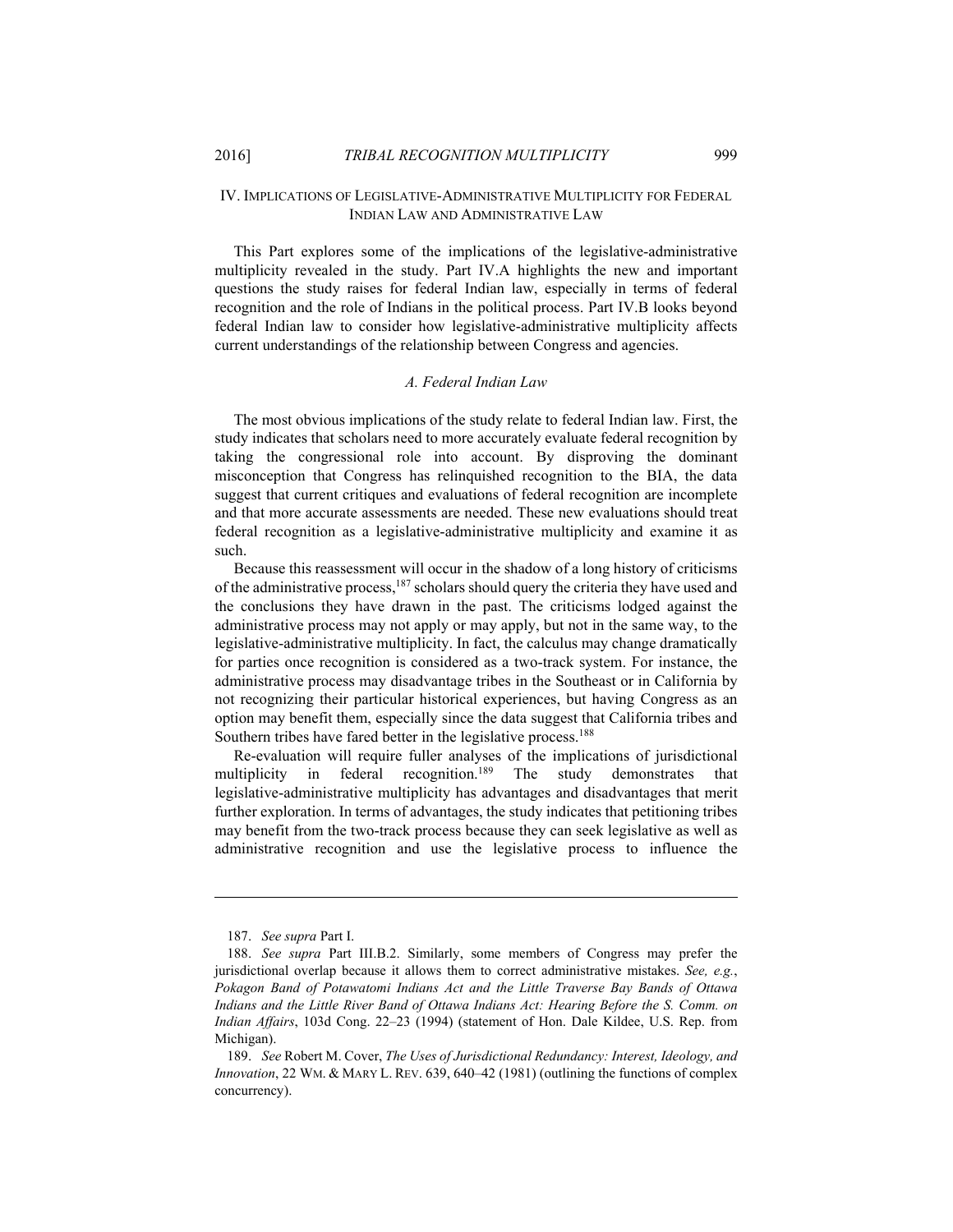## IV. IMPLICATIONS OF LEGISLATIVE-ADMINISTRATIVE MULTIPLICITY FOR FEDERAL INDIAN LAW AND ADMINISTRATIVE LAW

This Part explores some of the implications of the legislative-administrative multiplicity revealed in the study. Part IV.A highlights the new and important questions the study raises for federal Indian law, especially in terms of federal recognition and the role of Indians in the political process. Part IV.B looks beyond federal Indian law to consider how legislative-administrative multiplicity affects current understandings of the relationship between Congress and agencies.

### *A. Federal Indian Law*

The most obvious implications of the study relate to federal Indian law. First, the study indicates that scholars need to more accurately evaluate federal recognition by taking the congressional role into account. By disproving the dominant misconception that Congress has relinquished recognition to the BIA, the data suggest that current critiques and evaluations of federal recognition are incomplete and that more accurate assessments are needed. These new evaluations should treat federal recognition as a legislative-administrative multiplicity and examine it as such.

Because this reassessment will occur in the shadow of a long history of criticisms of the administrative process,[187] scholars should query the criteria they have used and the conclusions they have drawn in the past. The criticisms lodged against the administrative process may not apply or may apply, but not in the same way, to the legislative-administrative multiplicity. In fact, the calculus may change dramatically for parties once recognition is considered as a two-track system. For instance, the administrative process may disadvantage tribes in the Southeast or in California by not recognizing their particular historical experiences, but having Congress as an option may benefit them, especially since the data suggest that California tribes and Southern tribes have fared better in the legislative process.[188]

Re-evaluation will require fuller analyses of the implications of jurisdictional multiplicity in federal recognition.[189] The study demonstrates that legislative-administrative multiplicity has advantages and disadvantages that merit further exploration. In terms of advantages, the study indicates that petitioning tribes may benefit from the two-track process because they can seek legislative as well as administrative recognition and use the legislative process to influence the

---

187. *See supra* Part I.

188. *See supra* Part III.B.2. Similarly, some members of Congress may prefer the jurisdictional overlap because it allows them to correct administrative mistakes. *See, e.g.*, *Pokagon Band of Potawatomi Indians Act and the Little Traverse Bay Bands of Ottawa Indians and the Little River Band of Ottawa Indians Act: Hearing Before the S. Comm. on Indian Affairs*, 103d Cong. 22–23 (1994) (statement of Hon. Dale Kildee, U.S. Rep. from Michigan).

189. *See* Robert M. Cover, *The Uses of Jurisdictional Redundancy: Interest, Ideology, and Innovation*, 22 WM. & MARY L. REV. 639, 640–42 (1981) (outlining the functions of complex concurrency).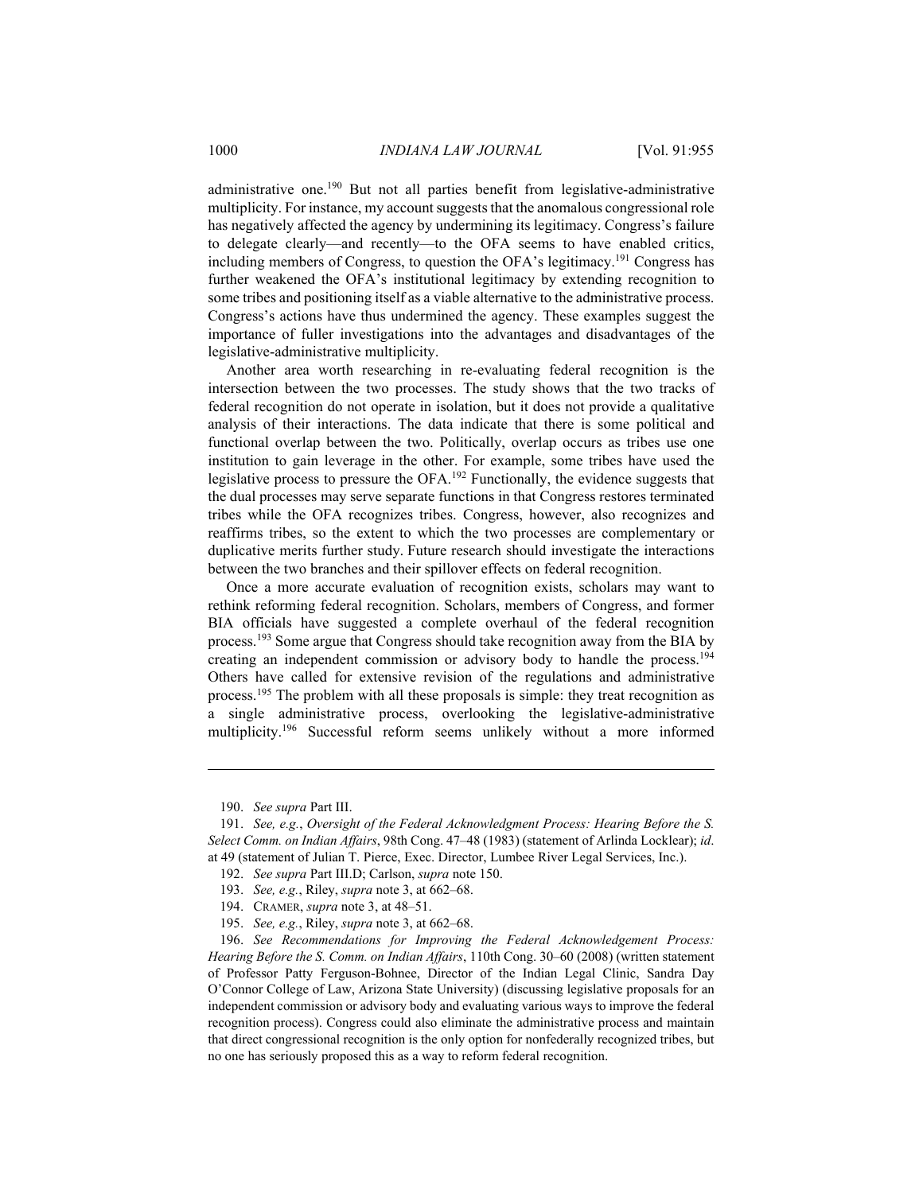administrative one.[190] But not all parties benefit from legislative-administrative multiplicity. For instance, my account suggests that the anomalous congressional role has negatively affected the agency by undermining its legitimacy. Congress's failure to delegate clearly—and recently—to the OFA seems to have enabled critics, including members of Congress, to question the OFA's legitimacy.[191] Congress has further weakened the OFA's institutional legitimacy by extending recognition to some tribes and positioning itself as a viable alternative to the administrative process. Congress's actions have thus undermined the agency. These examples suggest the importance of fuller investigations into the advantages and disadvantages of the legislative-administrative multiplicity.

Another area worth researching in re-evaluating federal recognition is the intersection between the two processes. The study shows that the two tracks of federal recognition do not operate in isolation, but it does not provide a qualitative analysis of their interactions. The data indicate that there is some political and functional overlap between the two. Politically, overlap occurs as tribes use one institution to gain leverage in the other. For example, some tribes have used the legislative process to pressure the OFA.[192] Functionally, the evidence suggests that the dual processes may serve separate functions in that Congress restores terminated tribes while the OFA recognizes tribes. Congress, however, also recognizes and reaffirms tribes, so the extent to which the two processes are complementary or duplicative merits further study. Future research should investigate the interactions between the two branches and their spillover effects on federal recognition.

Once a more accurate evaluation of recognition exists, scholars may want to rethink reforming federal recognition. Scholars, members of Congress, and former BIA officials have suggested a complete overhaul of the federal recognition process.[193] Some argue that Congress should take recognition away from the BIA by creating an independent commission or advisory body to handle the process.[194] Others have called for extensive revision of the regulations and administrative process.[195] The problem with all these proposals is simple: they treat recognition as a single administrative process, overlooking the legislative-administrative multiplicity.[196] Successful reform seems unlikely without a more informed

---

190. *See supra* Part III.

191. *See, e.g.*, *Oversight of the Federal Acknowledgment Process: Hearing Before the S. Select Comm. on Indian Affairs*, 98th Cong. 47–48 (1983) (statement of Arlinda Locklear); *id*. at 49 (statement of Julian T. Pierce, Exec. Director, Lumbee River Legal Services, Inc.).

192. *See supra* Part III.D; Carlson, *supra* note 150.

193. *See, e.g.*, Riley, *supra* note 3, at 662–68.

194. CRAMER, *supra* note 3, at 48–51.

195. *See, e.g.*, Riley, *supra* note 3, at 662–68.

196. *See Recommendations for Improving the Federal Acknowledgement Process: Hearing Before the S. Comm. on Indian Affairs*, 110th Cong. 30–60 (2008) (written statement of Professor Patty Ferguson-Bohnee, Director of the Indian Legal Clinic, Sandra Day O'Connor College of Law, Arizona State University) (discussing legislative proposals for an independent commission or advisory body and evaluating various ways to improve the federal recognition process). Congress could also eliminate the administrative process and maintain that direct congressional recognition is the only option for nonfederally recognized tribes, but no one has seriously proposed this as a way to reform federal recognition.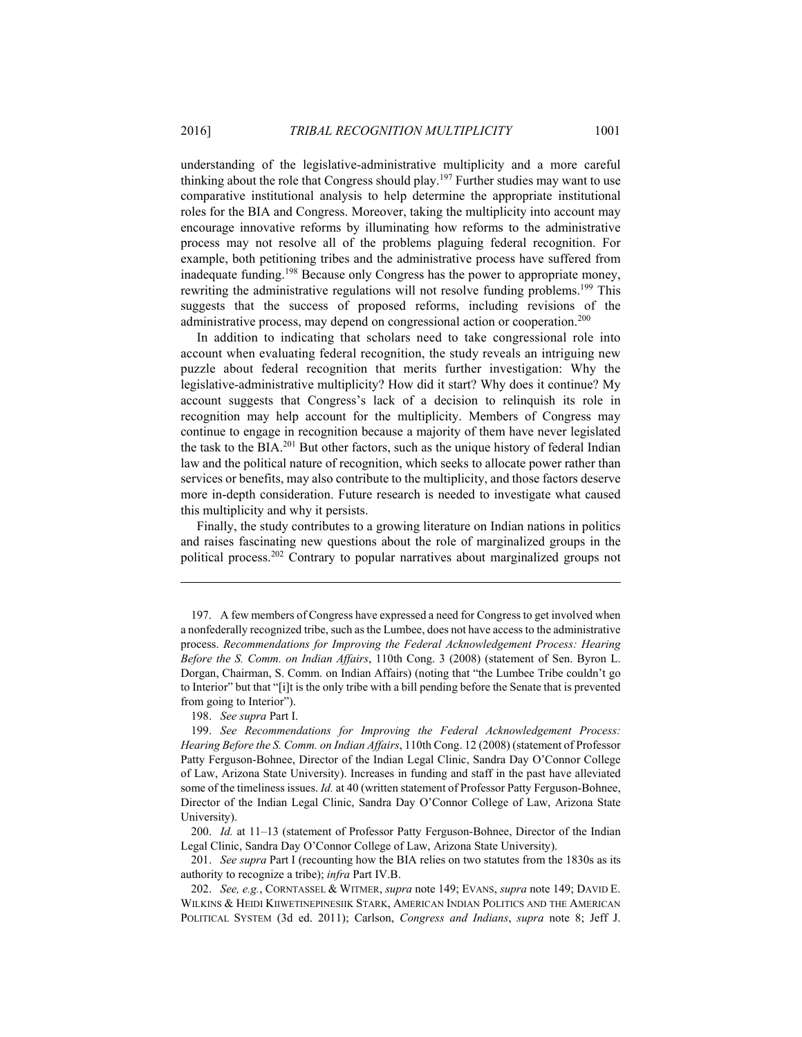understanding of the legislative-administrative multiplicity and a more careful thinking about the role that Congress should play.[197] Further studies may want to use comparative institutional analysis to help determine the appropriate institutional roles for the BIA and Congress. Moreover, taking the multiplicity into account may encourage innovative reforms by illuminating how reforms to the administrative process may not resolve all of the problems plaguing federal recognition. For example, both petitioning tribes and the administrative process have suffered from inadequate funding.[198] Because only Congress has the power to appropriate money, rewriting the administrative regulations will not resolve funding problems.[199] This suggests that the success of proposed reforms, including revisions of the administrative process, may depend on congressional action or cooperation.[200]

In addition to indicating that scholars need to take congressional role into account when evaluating federal recognition, the study reveals an intriguing new puzzle about federal recognition that merits further investigation: Why the legislative-administrative multiplicity? How did it start? Why does it continue? My account suggests that Congress's lack of a decision to relinquish its role in recognition may help account for the multiplicity. Members of Congress may continue to engage in recognition because a majority of them have never legislated the task to the BIA.[201] But other factors, such as the unique history of federal Indian law and the political nature of recognition, which seeks to allocate power rather than services or benefits, may also contribute to the multiplicity, and those factors deserve more in-depth consideration. Future research is needed to investigate what caused this multiplicity and why it persists.

Finally, the study contributes to a growing literature on Indian nations in politics and raises fascinating new questions about the role of marginalized groups in the political process.[202] Contrary to popular narratives about marginalized groups not

---

197. A few members of Congress have expressed a need for Congress to get involved when a nonfederally recognized tribe, such as the Lumbee, does not have access to the administrative process. *Recommendations for Improving the Federal Acknowledgement Process: Hearing Before the S. Comm. on Indian Affairs*, 110th Cong. 3 (2008) (statement of Sen. Byron L. Dorgan, Chairman, S. Comm. on Indian Affairs) (noting that "the Lumbee Tribe couldn't go to Interior" but that "[i]t is the only tribe with a bill pending before the Senate that is prevented from going to Interior").

198. *See supra* Part I.

199. *See Recommendations for Improving the Federal Acknowledgement Process: Hearing Before the S. Comm. on Indian Affairs*, 110th Cong. 12 (2008) (statement of Professor Patty Ferguson-Bohnee, Director of the Indian Legal Clinic, Sandra Day O'Connor College of Law, Arizona State University). Increases in funding and staff in the past have alleviated some of the timeliness issues. *Id.* at 40 (written statement of Professor Patty Ferguson-Bohnee, Director of the Indian Legal Clinic, Sandra Day O'Connor College of Law, Arizona State University).

200. *Id.* at 11–13 (statement of Professor Patty Ferguson-Bohnee, Director of the Indian Legal Clinic, Sandra Day O'Connor College of Law, Arizona State University).

201. *See supra* Part I (recounting how the BIA relies on two statutes from the 1830s as its authority to recognize a tribe); *infra* Part IV.B.

202. *See, e.g.*, CORNTASSEL & WITMER, *supra* note 149; EVANS, *supra* note 149; DAVID E. WILKINS & HEIDI KIIWETINEPINESIIK STARK, AMERICAN INDIAN POLITICS AND THE AMERICAN POLITICAL SYSTEM (3d ed. 2011); Carlson, *Congress and Indians*, *supra* note 8; Jeff J.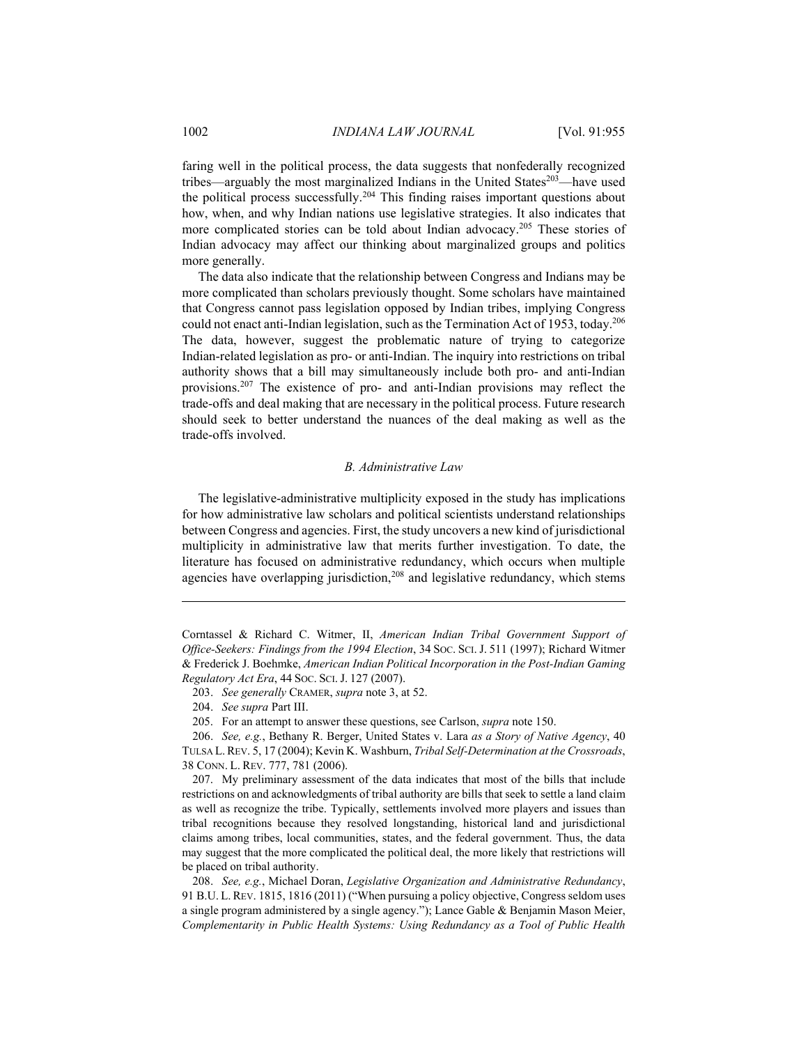faring well in the political process, the data suggests that nonfederally recognized tribes—arguably the most marginalized Indians in the United States[203]—have used the political process successfully.[204] This finding raises important questions about how, when, and why Indian nations use legislative strategies. It also indicates that more complicated stories can be told about Indian advocacy.[205] These stories of Indian advocacy may affect our thinking about marginalized groups and politics more generally.

The data also indicate that the relationship between Congress and Indians may be more complicated than scholars previously thought. Some scholars have maintained that Congress cannot pass legislation opposed by Indian tribes, implying Congress could not enact anti-Indian legislation, such as the Termination Act of 1953, today.[206] The data, however, suggest the problematic nature of trying to categorize Indian-related legislation as pro- or anti-Indian. The inquiry into restrictions on tribal authority shows that a bill may simultaneously include both pro- and anti-Indian provisions.[207] The existence of pro- and anti-Indian provisions may reflect the trade-offs and deal making that are necessary in the political process. Future research should seek to better understand the nuances of the deal making as well as the trade-offs involved.

### *B. Administrative Law*

The legislative-administrative multiplicity exposed in the study has implications for how administrative law scholars and political scientists understand relationships between Congress and agencies. First, the study uncovers a new kind of jurisdictional multiplicity in administrative law that merits further investigation. To date, the literature has focused on administrative redundancy, which occurs when multiple agencies have overlapping jurisdiction,[208] and legislative redundancy, which stems

---

Corntassel & Richard C. Witmer, II, *American Indian Tribal Government Support of Office-Seekers: Findings from the 1994 Election*, 34 SOC. SCI. J. 511 (1997); Richard Witmer & Frederick J. Boehmke, *American Indian Political Incorporation in the Post-Indian Gaming Regulatory Act Era*, 44 SOC. SCI. J. 127 (2007).

203. *See generally* CRAMER, *supra* note 3, at 52.

204. *See supra* Part III.

205. For an attempt to answer these questions, see Carlson, *supra* note 150.

206. *See, e.g.*, Bethany R. Berger, United States v. Lara *as a Story of Native Agency*, 40 TULSA L. REV. 5, 17 (2004); Kevin K. Washburn, *Tribal Self-Determination at the Crossroads*, 38 CONN. L. REV. 777, 781 (2006).

207. My preliminary assessment of the data indicates that most of the bills that include restrictions on and acknowledgments of tribal authority are bills that seek to settle a land claim as well as recognize the tribe. Typically, settlements involved more players and issues than tribal recognitions because they resolved longstanding, historical land and jurisdictional claims among tribes, local communities, states, and the federal government. Thus, the data may suggest that the more complicated the political deal, the more likely that restrictions will be placed on tribal authority.

208. *See, e.g.*, Michael Doran, *Legislative Organization and Administrative Redundancy*, 91 B.U. L. REV. 1815, 1816 (2011) ("When pursuing a policy objective, Congress seldom uses a single program administered by a single agency."); Lance Gable & Benjamin Mason Meier, *Complementarity in Public Health Systems: Using Redundancy as a Tool of Public Health*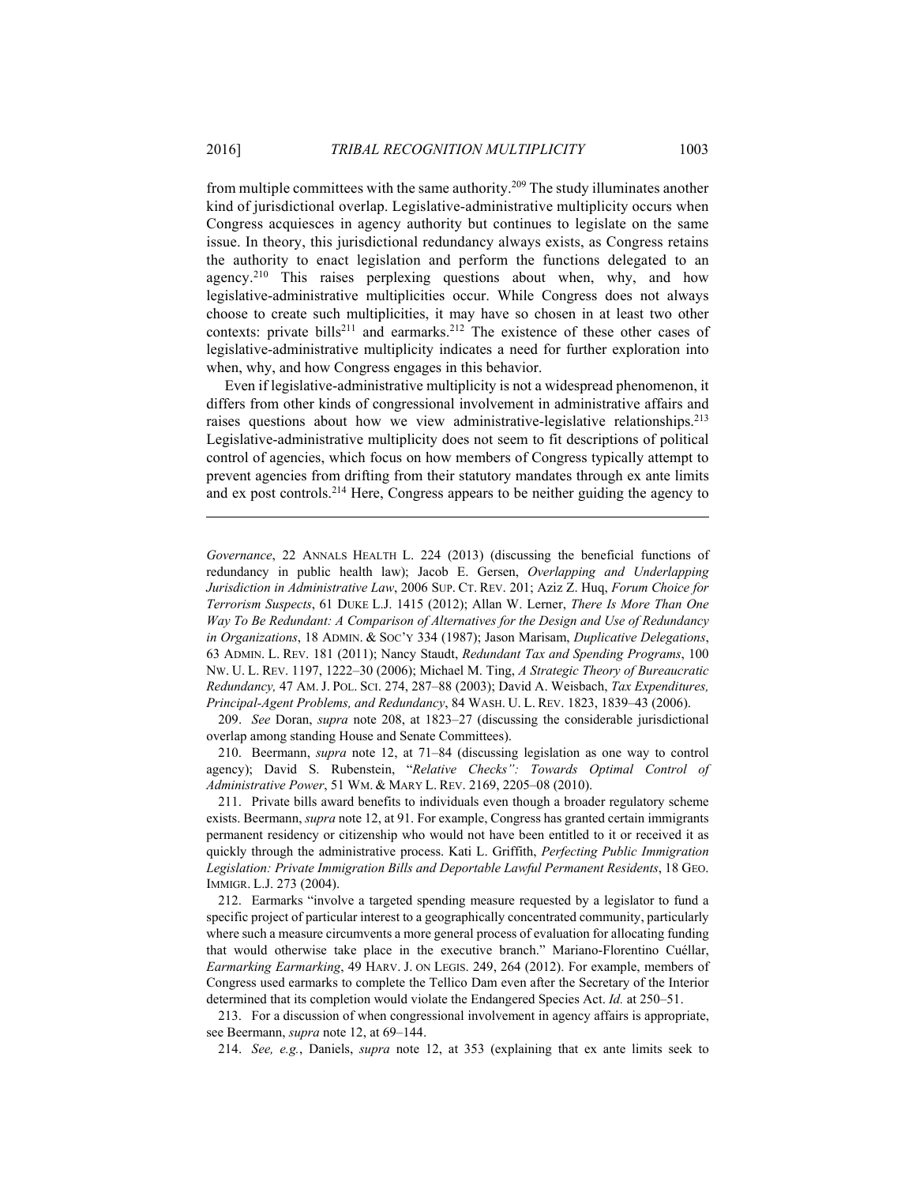from multiple committees with the same authority.[209] The study illuminates another kind of jurisdictional overlap. Legislative-administrative multiplicity occurs when Congress acquiesces in agency authority but continues to legislate on the same issue. In theory, this jurisdictional redundancy always exists, as Congress retains the authority to enact legislation and perform the functions delegated to an agency.[210] This raises perplexing questions about when, why, and how legislative-administrative multiplicities occur. While Congress does not always choose to create such multiplicities, it may have so chosen in at least two other contexts: private bills[211] and earmarks.[212] The existence of these other cases of legislative-administrative multiplicity indicates a need for further exploration into when, why, and how Congress engages in this behavior.

Even if legislative-administrative multiplicity is not a widespread phenomenon, it differs from other kinds of congressional involvement in administrative affairs and raises questions about how we view administrative-legislative relationships.[213] Legislative-administrative multiplicity does not seem to fit descriptions of political control of agencies, which focus on how members of Congress typically attempt to prevent agencies from drifting from their statutory mandates through ex ante limits and ex post controls.[214] Here, Congress appears to be neither guiding the agency to

---

*Governance*, 22 ANNALS HEALTH L. 224 (2013) (discussing the beneficial functions of redundancy in public health law); Jacob E. Gersen, *Overlapping and Underlapping Jurisdiction in Administrative Law*, 2006 SUP. CT. REV. 201; Aziz Z. Huq, *Forum Choice for Terrorism Suspects*, 61 DUKE L.J. 1415 (2012); Allan W. Lerner, *There Is More Than One Way To Be Redundant: A Comparison of Alternatives for the Design and Use of Redundancy in Organizations*, 18 ADMIN. & SOC'Y 334 (1987); Jason Marisam, *Duplicative Delegations*, 63 ADMIN. L. REV. 181 (2011); Nancy Staudt, *Redundant Tax and Spending Programs*, 100 NW. U. L. REV. 1197, 1222–30 (2006); Michael M. Ting, *A Strategic Theory of Bureaucratic Redundancy,* 47 AM. J. POL. SCI. 274, 287–88 (2003); David A. Weisbach, *Tax Expenditures, Principal-Agent Problems, and Redundancy*, 84 WASH. U. L. REV. 1823, 1839–43 (2006).

209. *See* Doran, *supra* note 208, at 1823–27 (discussing the considerable jurisdictional overlap among standing House and Senate Committees).

210. Beermann, *supra* note 12, at 71–84 (discussing legislation as one way to control agency); David S. Rubenstein, "*Relative Checks": Towards Optimal Control of Administrative Power*, 51 WM. & MARY L. REV. 2169, 2205–08 (2010).

211. Private bills award benefits to individuals even though a broader regulatory scheme exists. Beermann, *supra* note 12, at 91. For example, Congress has granted certain immigrants permanent residency or citizenship who would not have been entitled to it or received it as quickly through the administrative process. Kati L. Griffith, *Perfecting Public Immigration Legislation: Private Immigration Bills and Deportable Lawful Permanent Residents*, 18 GEO. IMMIGR. L.J. 273 (2004).

212. Earmarks "involve a targeted spending measure requested by a legislator to fund a specific project of particular interest to a geographically concentrated community, particularly where such a measure circumvents a more general process of evaluation for allocating funding that would otherwise take place in the executive branch." Mariano-Florentino Cuéllar, *Earmarking Earmarking*, 49 HARV. J. ON LEGIS. 249, 264 (2012). For example, members of Congress used earmarks to complete the Tellico Dam even after the Secretary of the Interior determined that its completion would violate the Endangered Species Act. *Id.* at 250–51.

213. For a discussion of when congressional involvement in agency affairs is appropriate, see Beermann, *supra* note 12, at 69–144.

214. *See, e.g.*, Daniels, *supra* note 12, at 353 (explaining that ex ante limits seek to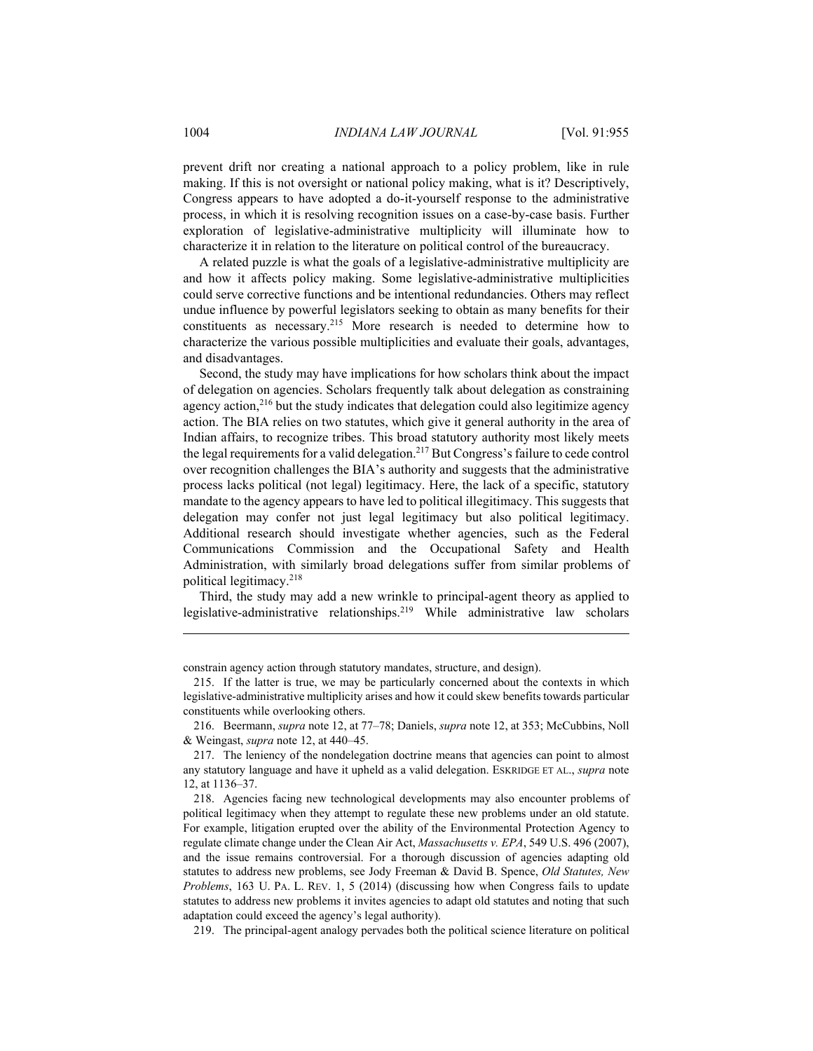prevent drift nor creating a national approach to a policy problem, like in rule making. If this is not oversight or national policy making, what is it? Descriptively, Congress appears to have adopted a do-it-yourself response to the administrative process, in which it is resolving recognition issues on a case-by-case basis. Further exploration of legislative-administrative multiplicity will illuminate how to characterize it in relation to the literature on political control of the bureaucracy.

A related puzzle is what the goals of a legislative-administrative multiplicity are and how it affects policy making. Some legislative-administrative multiplicities could serve corrective functions and be intentional redundancies. Others may reflect undue influence by powerful legislators seeking to obtain as many benefits for their constituents as necessary.[215] More research is needed to determine how to characterize the various possible multiplicities and evaluate their goals, advantages, and disadvantages.

Second, the study may have implications for how scholars think about the impact of delegation on agencies. Scholars frequently talk about delegation as constraining agency action,[216] but the study indicates that delegation could also legitimize agency action. The BIA relies on two statutes, which give it general authority in the area of Indian affairs, to recognize tribes. This broad statutory authority most likely meets the legal requirements for a valid delegation.[217] But Congress's failure to cede control over recognition challenges the BIA's authority and suggests that the administrative process lacks political (not legal) legitimacy. Here, the lack of a specific, statutory mandate to the agency appears to have led to political illegitimacy. This suggests that delegation may confer not just legal legitimacy but also political legitimacy. Additional research should investigate whether agencies, such as the Federal Communications Commission and the Occupational Safety and Health Administration, with similarly broad delegations suffer from similar problems of political legitimacy.[218]

Third, the study may add a new wrinkle to principal-agent theory as applied to legislative-administrative relationships.[219] While administrative law scholars

---

constrain agency action through statutory mandates, structure, and design).

215. If the latter is true, we may be particularly concerned about the contexts in which legislative-administrative multiplicity arises and how it could skew benefits towards particular constituents while overlooking others.

216. Beermann, *supra* note 12, at 77–78; Daniels, *supra* note 12, at 353; McCubbins, Noll & Weingast, *supra* note 12, at 440–45.

217. The leniency of the nondelegation doctrine means that agencies can point to almost any statutory language and have it upheld as a valid delegation. ESKRIDGE ET AL., *supra* note 12, at 1136–37.

218. Agencies facing new technological developments may also encounter problems of political legitimacy when they attempt to regulate these new problems under an old statute. For example, litigation erupted over the ability of the Environmental Protection Agency to regulate climate change under the Clean Air Act, *Massachusetts v. EPA*, 549 U.S. 496 (2007), and the issue remains controversial. For a thorough discussion of agencies adapting old statutes to address new problems, see Jody Freeman & David B. Spence, *Old Statutes, New Problems*, 163 U. PA. L. REV. 1, 5 (2014) (discussing how when Congress fails to update statutes to address new problems it invites agencies to adapt old statutes and noting that such adaptation could exceed the agency's legal authority).

219. The principal-agent analogy pervades both the political science literature on political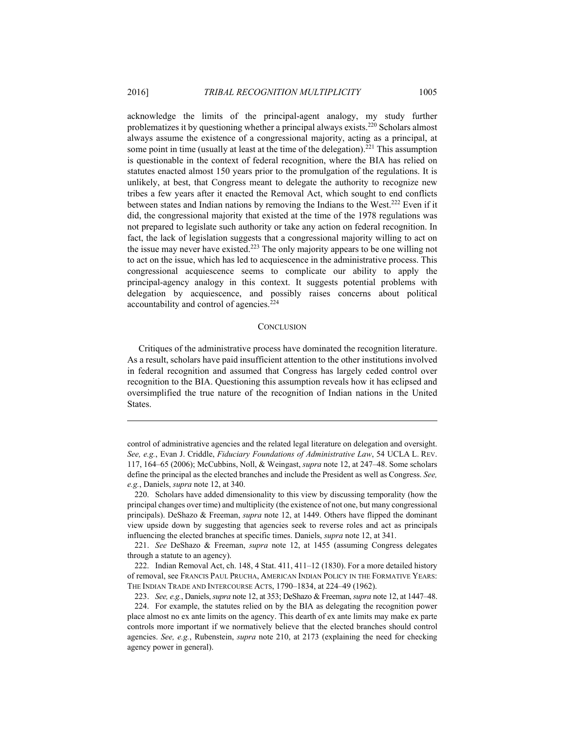acknowledge the limits of the principal-agent analogy, my study further problematizes it by questioning whether a principal always exists.[220] Scholars almost always assume the existence of a congressional majority, acting as a principal, at some point in time (usually at least at the time of the delegation).[221] This assumption is questionable in the context of federal recognition, where the BIA has relied on statutes enacted almost 150 years prior to the promulgation of the regulations. It is unlikely, at best, that Congress meant to delegate the authority to recognize new tribes a few years after it enacted the Removal Act, which sought to end conflicts between states and Indian nations by removing the Indians to the West.[222] Even if it did, the congressional majority that existed at the time of the 1978 regulations was not prepared to legislate such authority or take any action on federal recognition. In fact, the lack of legislation suggests that a congressional majority willing to act on the issue may never have existed.[223] The only majority appears to be one willing not to act on the issue, which has led to acquiescence in the administrative process. This congressional acquiescence seems to complicate our ability to apply the principal-agency analogy in this context. It suggests potential problems with delegation by acquiescence, and possibly raises concerns about political accountability and control of agencies.[224]

## CONCLUSION

Critiques of the administrative process have dominated the recognition literature. As a result, scholars have paid insufficient attention to the other institutions involved in federal recognition and assumed that Congress has largely ceded control over recognition to the BIA. Questioning this assumption reveals how it has eclipsed and oversimplified the true nature of the recognition of Indian nations in the United States.

---

control of administrative agencies and the related legal literature on delegation and oversight. *See, e.g.*, Evan J. Criddle, *Fiduciary Foundations of Administrative Law*, 54 UCLA L. REV. 117, 164–65 (2006); McCubbins, Noll, & Weingast, *supra* note 12, at 247–48. Some scholars define the principal as the elected branches and include the President as well as Congress. *See, e.g.*, Daniels, *supra* note 12, at 340.

220. Scholars have added dimensionality to this view by discussing temporality (how the principal changes over time) and multiplicity (the existence of not one, but many congressional principals). DeShazo & Freeman, *supra* note 12, at 1449. Others have flipped the dominant view upside down by suggesting that agencies seek to reverse roles and act as principals influencing the elected branches at specific times. Daniels, *supra* note 12, at 341.

221. *See* DeShazo & Freeman, *supra* note 12, at 1455 (assuming Congress delegates through a statute to an agency).

222. Indian Removal Act, ch. 148, 4 Stat. 411, 411–12 (1830). For a more detailed history of removal, see FRANCIS PAUL PRUCHA, AMERICAN INDIAN POLICY IN THE FORMATIVE YEARS: THE INDIAN TRADE AND INTERCOURSE ACTS, 1790–1834, at 224–49 (1962).

223. *See, e.g.*, Daniels, *supra* note 12, at 353; DeShazo & Freeman, *supra* note 12, at 1447–48.

224. For example, the statutes relied on by the BIA as delegating the recognition power place almost no ex ante limits on the agency. This dearth of ex ante limits may make ex parte controls more important if we normatively believe that the elected branches should control agencies. *See, e.g.*, Rubenstein, *supra* note 210, at 2173 (explaining the need for checking agency power in general).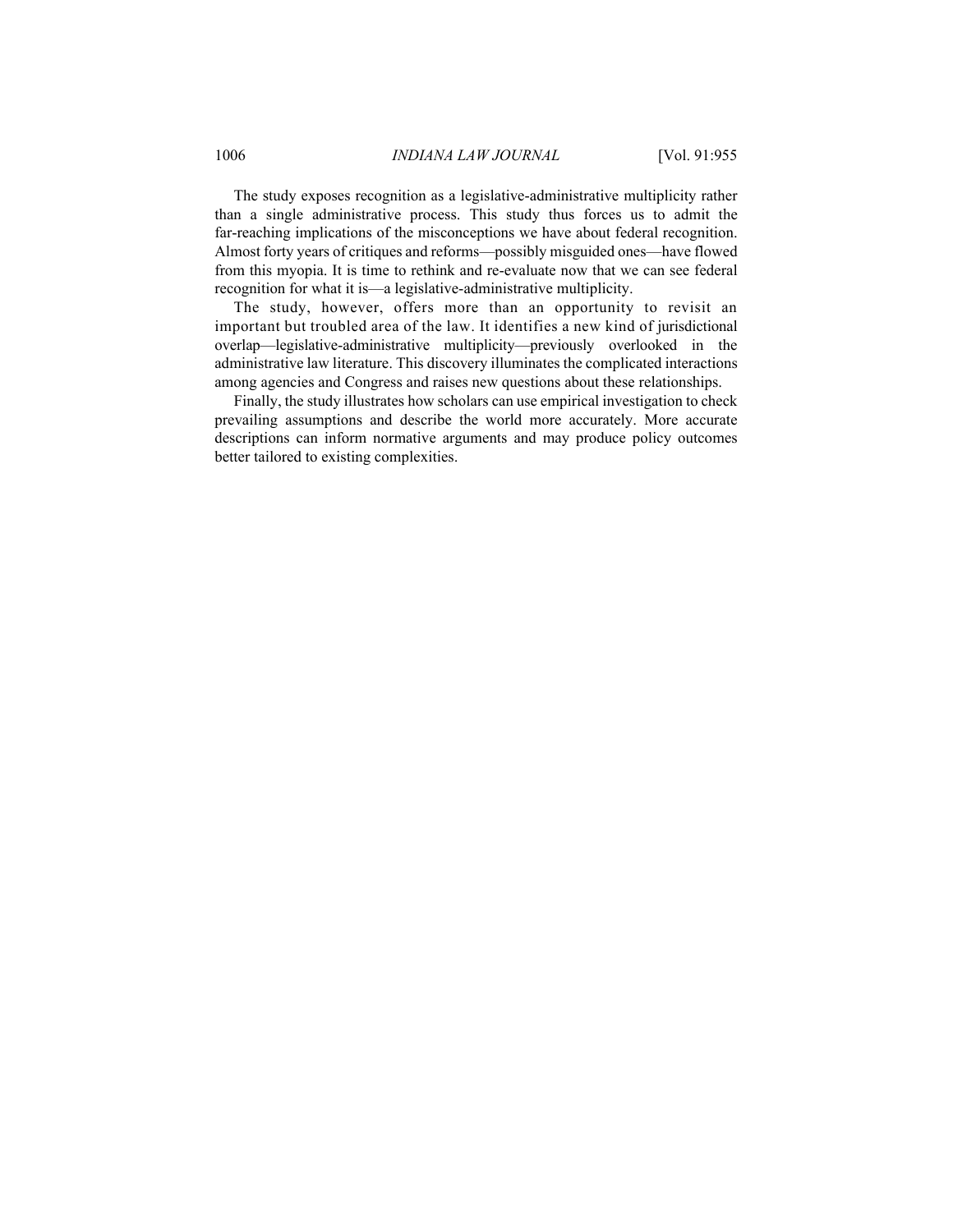The study exposes recognition as a legislative-administrative multiplicity rather than a single administrative process. This study thus forces us to admit the far-reaching implications of the misconceptions we have about federal recognition. Almost forty years of critiques and reforms—possibly misguided ones—have flowed from this myopia. It is time to rethink and re-evaluate now that we can see federal recognition for what it is—a legislative-administrative multiplicity.

The study, however, offers more than an opportunity to revisit an important but troubled area of the law. It identifies a new kind of jurisdictional overlap—legislative-administrative multiplicity—previously overlooked in the administrative law literature. This discovery illuminates the complicated interactions among agencies and Congress and raises new questions about these relationships.

Finally, the study illustrates how scholars can use empirical investigation to check prevailing assumptions and describe the world more accurately. More accurate descriptions can inform normative arguments and may produce policy outcomes better tailored to existing complexities.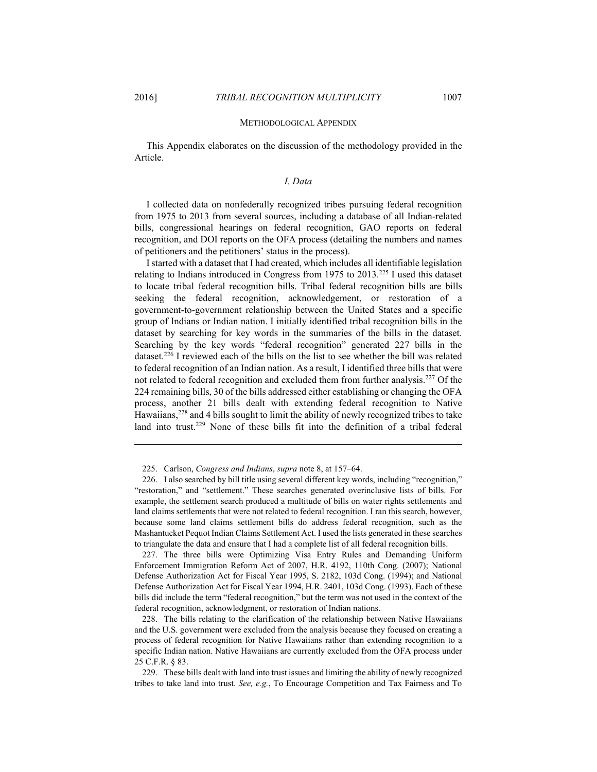METHODOLOGICAL APPENDIX

This Appendix elaborates on the discussion of the methodology provided in the Article.

### *I. Data*

I collected data on nonfederally recognized tribes pursuing federal recognition from 1975 to 2013 from several sources, including a database of all Indian-related bills, congressional hearings on federal recognition, GAO reports on federal recognition, and DOI reports on the OFA process (detailing the numbers and names of petitioners and the petitioners' status in the process).

I started with a dataset that I had created, which includes all identifiable legislation relating to Indians introduced in Congress from 1975 to 2013.[225] I used this dataset to locate tribal federal recognition bills. Tribal federal recognition bills are bills seeking the federal recognition, acknowledgement, or restoration of a government-to-government relationship between the United States and a specific group of Indians or Indian nation. I initially identified tribal recognition bills in the dataset by searching for key words in the summaries of the bills in the dataset. Searching by the key words "federal recognition" generated 227 bills in the dataset.[226] I reviewed each of the bills on the list to see whether the bill was related to federal recognition of an Indian nation. As a result, I identified three bills that were not related to federal recognition and excluded them from further analysis.[227] Of the 224 remaining bills, 30 of the bills addressed either establishing or changing the OFA process, another 21 bills dealt with extending federal recognition to Native Hawaiians,[228] and 4 bills sought to limit the ability of newly recognized tribes to take land into trust.[229] None of these bills fit into the definition of a tribal federal

---

225. Carlson, *Congress and Indians*, *supra* note 8, at 157–64.

226. I also searched by bill title using several different key words, including "recognition," "restoration," and "settlement." These searches generated overinclusive lists of bills. For example, the settlement search produced a multitude of bills on water rights settlements and land claims settlements that were not related to federal recognition. I ran this search, however, because some land claims settlement bills do address federal recognition, such as the Mashantucket Pequot Indian Claims Settlement Act. I used the lists generated in these searches to triangulate the data and ensure that I had a complete list of all federal recognition bills.

227. The three bills were Optimizing Visa Entry Rules and Demanding Uniform Enforcement Immigration Reform Act of 2007, H.R. 4192, 110th Cong. (2007); National Defense Authorization Act for Fiscal Year 1995, S. 2182, 103d Cong. (1994); and National Defense Authorization Act for Fiscal Year 1994, H.R. 2401, 103d Cong. (1993). Each of these bills did include the term "federal recognition," but the term was not used in the context of the federal recognition, acknowledgment, or restoration of Indian nations.

228. The bills relating to the clarification of the relationship between Native Hawaiians and the U.S. government were excluded from the analysis because they focused on creating a process of federal recognition for Native Hawaiians rather than extending recognition to a specific Indian nation. Native Hawaiians are currently excluded from the OFA process under 25 C.F.R. § 83.

229. These bills dealt with land into trust issues and limiting the ability of newly recognized tribes to take land into trust. *See, e.g.*, To Encourage Competition and Tax Fairness and To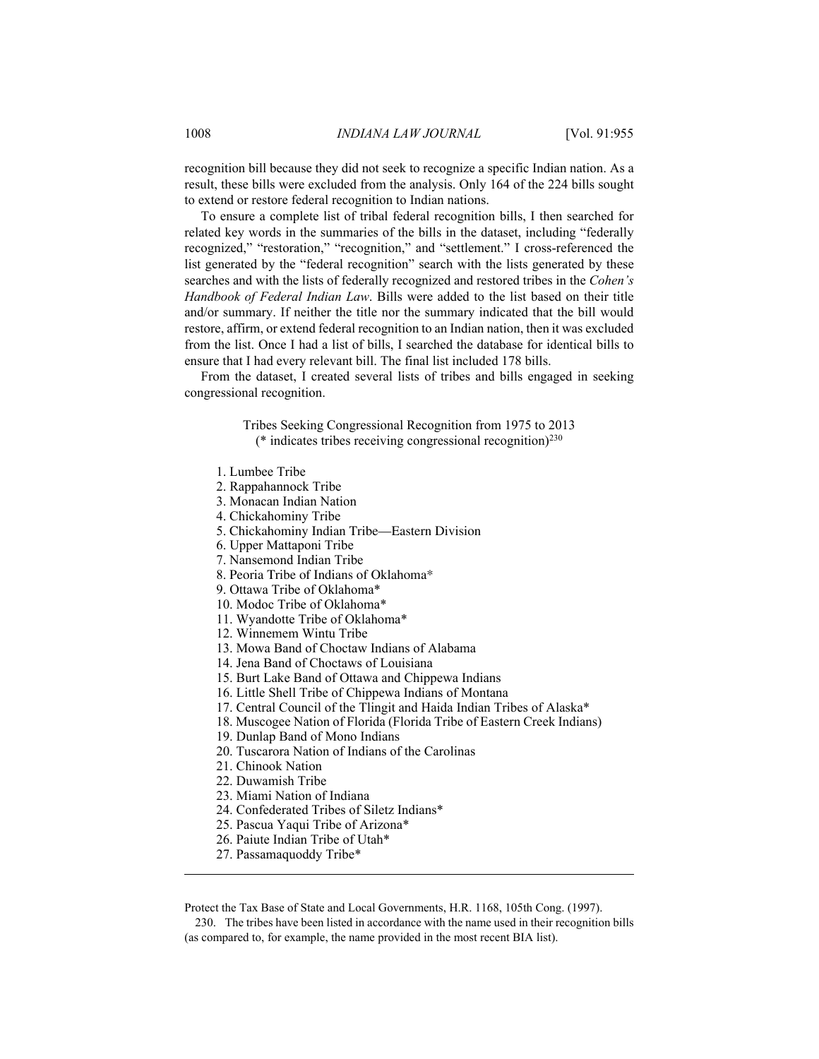recognition bill because they did not seek to recognize a specific Indian nation. As a result, these bills were excluded from the analysis. Only 164 of the 224 bills sought to extend or restore federal recognition to Indian nations.

To ensure a complete list of tribal federal recognition bills, I then searched for related key words in the summaries of the bills in the dataset, including "federally recognized," "restoration," "recognition," and "settlement." I cross-referenced the list generated by the "federal recognition" search with the lists generated by these searches and with the lists of federally recognized and restored tribes in the *Cohen's Handbook of Federal Indian Law*. Bills were added to the list based on their title and/or summary. If neither the title nor the summary indicated that the bill would restore, affirm, or extend federal recognition to an Indian nation, then it was excluded from the list. Once I had a list of bills, I searched the database for identical bills to ensure that I had every relevant bill. The final list included 178 bills.

From the dataset, I created several lists of tribes and bills engaged in seeking congressional recognition.

Tribes Seeking Congressional Recognition from 1975 to 2013
(* indicates tribes receiving congressional recognition)[230]

1. Lumbee Tribe
2. Rappahannock Tribe
3. Monacan Indian Nation
4. Chickahominy Tribe
5. Chickahominy Indian Tribe—Eastern Division
6. Upper Mattaponi Tribe
7. Nansemond Indian Tribe
8. Peoria Tribe of Indians of Oklahoma*
9. Ottawa Tribe of Oklahoma*
10. Modoc Tribe of Oklahoma*
11. Wyandotte Tribe of Oklahoma*
12. Winnemem Wintu Tribe
13. Mowa Band of Choctaw Indians of Alabama
14. Jena Band of Choctaws of Louisiana
15. Burt Lake Band of Ottawa and Chippewa Indians
16. Little Shell Tribe of Chippewa Indians of Montana
17. Central Council of the Tlingit and Haida Indian Tribes of Alaska*
18. Muscogee Nation of Florida (Florida Tribe of Eastern Creek Indians)
19. Dunlap Band of Mono Indians
20. Tuscarora Nation of Indians of the Carolinas
21. Chinook Nation
22. Duwamish Tribe
23. Miami Nation of Indiana
24. Confederated Tribes of Siletz Indians*
25. Pascua Yaqui Tribe of Arizona*
26. Paiute Indian Tribe of Utah*
27. Passamaquoddy Tribe*

---

Protect the Tax Base of State and Local Governments, H.R. 1168, 105th Cong. (1997).

230. The tribes have been listed in accordance with the name used in their recognition bills (as compared to, for example, the name provided in the most recent BIA list).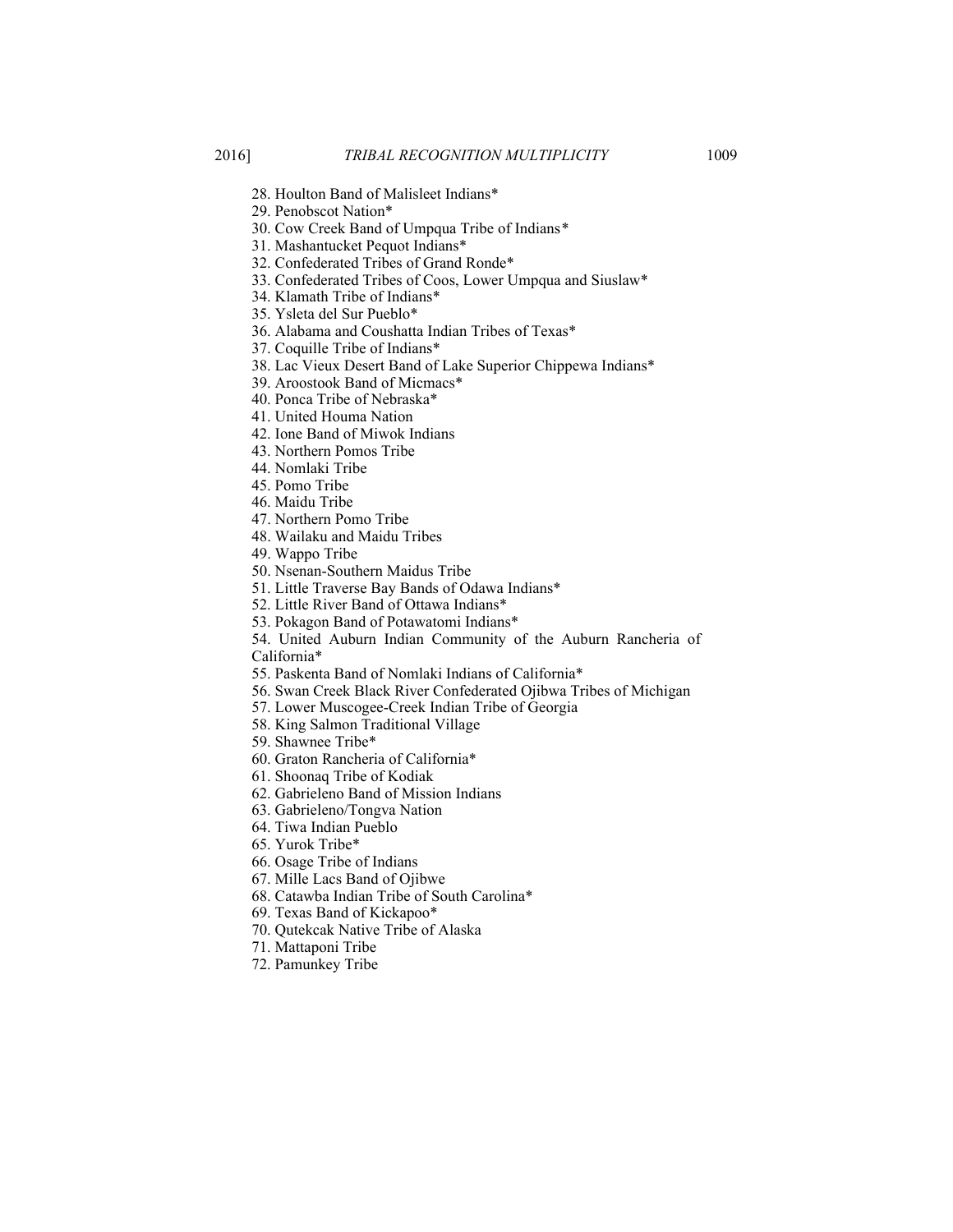28. Houlton Band of Malisleet Indians*
29. Penobscot Nation*
30. Cow Creek Band of Umpqua Tribe of Indians*
31. Mashantucket Pequot Indians*
32. Confederated Tribes of Grand Ronde*
33. Confederated Tribes of Coos, Lower Umpqua and Siuslaw*
34. Klamath Tribe of Indians*
35. Ysleta del Sur Pueblo*
36. Alabama and Coushatta Indian Tribes of Texas*
37. Coquille Tribe of Indians*
38. Lac Vieux Desert Band of Lake Superior Chippewa Indians*
39. Aroostook Band of Micmacs*
40. Ponca Tribe of Nebraska*
41. United Houma Nation
42. Ione Band of Miwok Indians
43. Northern Pomos Tribe
44. Nomlaki Tribe
45. Pomo Tribe
46. Maidu Tribe
47. Northern Pomo Tribe
48. Wailaku and Maidu Tribes
49. Wappo Tribe
50. Nsenan-Southern Maidus Tribe
51. Little Traverse Bay Bands of Odawa Indians*
52. Little River Band of Ottawa Indians*
53. Pokagon Band of Potawatomi Indians*
54. United Auburn Indian Community of the Auburn Rancheria of California*
55. Paskenta Band of Nomlaki Indians of California*
56. Swan Creek Black River Confederated Ojibwa Tribes of Michigan
57. Lower Muscogee-Creek Indian Tribe of Georgia
58. King Salmon Traditional Village
59. Shawnee Tribe*
60. Graton Rancheria of California*
61. Shoonaq Tribe of Kodiak
62. Gabrieleno Band of Mission Indians
63. Gabrieleno/Tongva Nation
64. Tiwa Indian Pueblo
65. Yurok Tribe*
66. Osage Tribe of Indians
67. Mille Lacs Band of Ojibwe
68. Catawba Indian Tribe of South Carolina*
69. Texas Band of Kickapoo*
70. Qutekcak Native Tribe of Alaska
71. Mattaponi Tribe
72. Pamunkey Tribe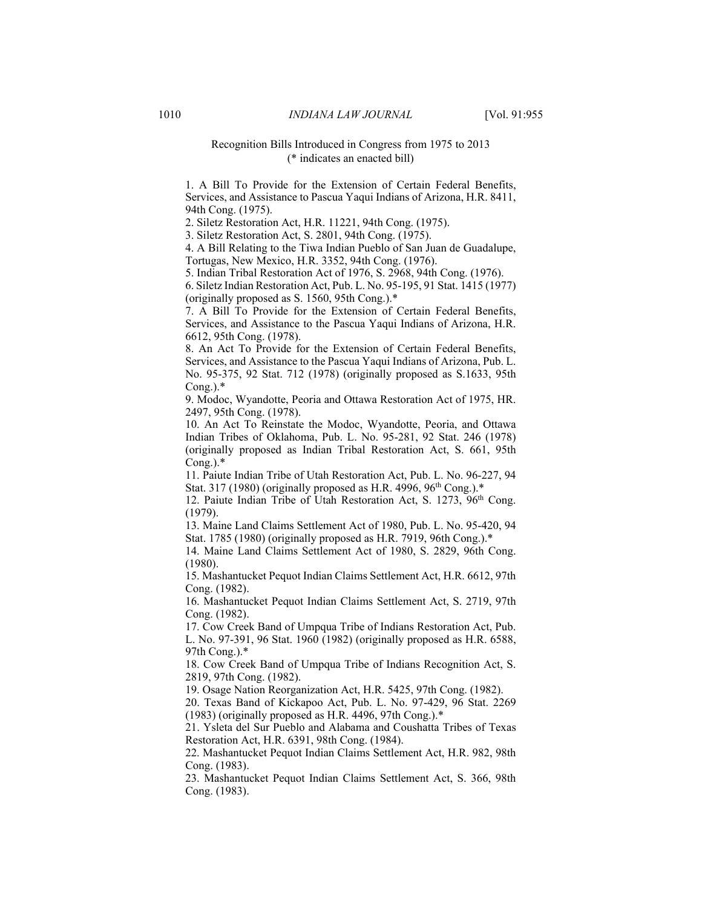Recognition Bills Introduced in Congress from 1975 to 2013
(* indicates an enacted bill)

1. A Bill To Provide for the Extension of Certain Federal Benefits, Services, and Assistance to Pascua Yaqui Indians of Arizona, H.R. 8411, 94th Cong. (1975).

2. Siletz Restoration Act, H.R. 11221, 94th Cong. (1975).

3. Siletz Restoration Act, S. 2801, 94th Cong. (1975).

4. A Bill Relating to the Tiwa Indian Pueblo of San Juan de Guadalupe, Tortugas, New Mexico, H.R. 3352, 94th Cong. (1976).

5. Indian Tribal Restoration Act of 1976, S. 2968, 94th Cong. (1976).

6. Siletz Indian Restoration Act, Pub. L. No. 95-195, 91 Stat. 1415 (1977) (originally proposed as S. 1560, 95th Cong.).*

7. A Bill To Provide for the Extension of Certain Federal Benefits, Services, and Assistance to the Pascua Yaqui Indians of Arizona, H.R. 6612, 95th Cong. (1978).

8. An Act To Provide for the Extension of Certain Federal Benefits, Services, and Assistance to the Pascua Yaqui Indians of Arizona, Pub. L. No. 95-375, 92 Stat. 712 (1978) (originally proposed as S.1633, 95th Cong.).*

9. Modoc, Wyandotte, Peoria and Ottawa Restoration Act of 1975, HR. 2497, 95th Cong. (1978).

10. An Act To Reinstate the Modoc, Wyandotte, Peoria, and Ottawa Indian Tribes of Oklahoma, Pub. L. No. 95-281, 92 Stat. 246 (1978) (originally proposed as Indian Tribal Restoration Act, S. 661, 95th Cong.).*

11. Paiute Indian Tribe of Utah Restoration Act, Pub. L. No. 96-227, 94 Stat. 317 (1980) (originally proposed as H.R. 4996, 96th Cong.).*

12. Paiute Indian Tribe of Utah Restoration Act, S. 1273, 96th Cong. (1979).

13. Maine Land Claims Settlement Act of 1980, Pub. L. No. 95-420, 94 Stat. 1785 (1980) (originally proposed as H.R. 7919, 96th Cong.).*

14. Maine Land Claims Settlement Act of 1980, S. 2829, 96th Cong. (1980).

15. Mashantucket Pequot Indian Claims Settlement Act, H.R. 6612, 97th Cong. (1982).

16. Mashantucket Pequot Indian Claims Settlement Act, S. 2719, 97th Cong. (1982).

17. Cow Creek Band of Umpqua Tribe of Indians Restoration Act, Pub. L. No. 97-391, 96 Stat. 1960 (1982) (originally proposed as H.R. 6588, 97th Cong.).*

18. Cow Creek Band of Umpqua Tribe of Indians Recognition Act, S. 2819, 97th Cong. (1982).

19. Osage Nation Reorganization Act, H.R. 5425, 97th Cong. (1982).

20. Texas Band of Kickapoo Act, Pub. L. No. 97-429, 96 Stat. 2269 (1983) (originally proposed as H.R. 4496, 97th Cong.).*

21. Ysleta del Sur Pueblo and Alabama and Coushatta Tribes of Texas Restoration Act, H.R. 6391, 98th Cong. (1984).

22. Mashantucket Pequot Indian Claims Settlement Act, H.R. 982, 98th Cong. (1983).

23. Mashantucket Pequot Indian Claims Settlement Act, S. 366, 98th Cong. (1983).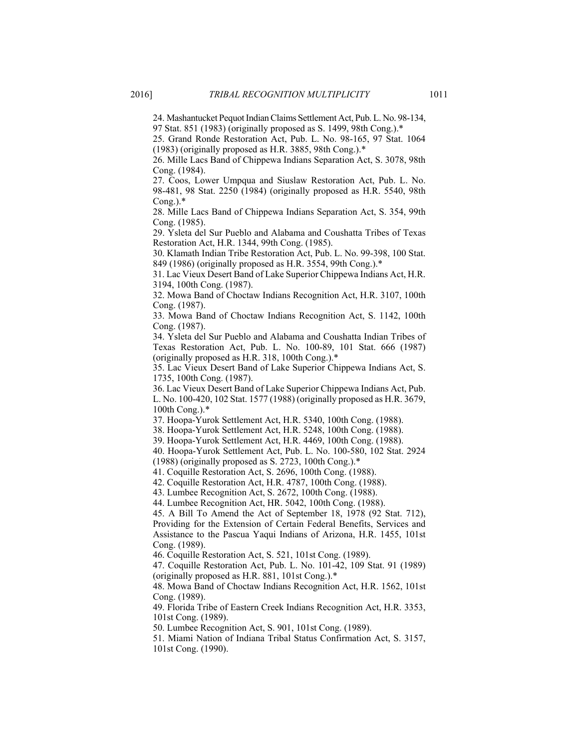24. Mashantucket Pequot Indian Claims Settlement Act, Pub. L. No. 98-134, 97 Stat. 851 (1983) (originally proposed as S. 1499, 98th Cong.).*

25. Grand Ronde Restoration Act, Pub. L. No. 98-165, 97 Stat. 1064 (1983) (originally proposed as H.R. 3885, 98th Cong.).*

26. Mille Lacs Band of Chippewa Indians Separation Act, S. 3078, 98th Cong. (1984).

27. Coos, Lower Umpqua and Siuslaw Restoration Act, Pub. L. No. 98-481, 98 Stat. 2250 (1984) (originally proposed as H.R. 5540, 98th Cong.).*

28. Mille Lacs Band of Chippewa Indians Separation Act, S. 354, 99th Cong. (1985).

29. Ysleta del Sur Pueblo and Alabama and Coushatta Tribes of Texas Restoration Act, H.R. 1344, 99th Cong. (1985).

30. Klamath Indian Tribe Restoration Act, Pub. L. No. 99-398, 100 Stat. 849 (1986) (originally proposed as H.R. 3554, 99th Cong.).*

31. Lac Vieux Desert Band of Lake Superior Chippewa Indians Act, H.R. 3194, 100th Cong. (1987).

32. Mowa Band of Choctaw Indians Recognition Act, H.R. 3107, 100th Cong. (1987).

33. Mowa Band of Choctaw Indians Recognition Act, S. 1142, 100th Cong. (1987).

34. Ysleta del Sur Pueblo and Alabama and Coushatta Indian Tribes of Texas Restoration Act, Pub. L. No. 100-89, 101 Stat. 666 (1987) (originally proposed as H.R. 318, 100th Cong.).*

35. Lac Vieux Desert Band of Lake Superior Chippewa Indians Act, S. 1735, 100th Cong. (1987).

36. Lac Vieux Desert Band of Lake Superior Chippewa Indians Act, Pub. L. No. 100-420, 102 Stat. 1577 (1988) (originally proposed as H.R. 3679, 100th Cong.).*

37. Hoopa-Yurok Settlement Act, H.R. 5340, 100th Cong. (1988).

38. Hoopa-Yurok Settlement Act, H.R. 5248, 100th Cong. (1988).

39. Hoopa-Yurok Settlement Act, H.R. 4469, 100th Cong. (1988).

40. Hoopa-Yurok Settlement Act, Pub. L. No. 100-580, 102 Stat. 2924 (1988) (originally proposed as S. 2723, 100th Cong.).*

41. Coquille Restoration Act, S. 2696, 100th Cong. (1988).

42. Coquille Restoration Act, H.R. 4787, 100th Cong. (1988).

43. Lumbee Recognition Act, S. 2672, 100th Cong. (1988).

44. Lumbee Recognition Act, HR. 5042, 100th Cong. (1988).

45. A Bill To Amend the Act of September 18, 1978 (92 Stat. 712), Providing for the Extension of Certain Federal Benefits, Services and Assistance to the Pascua Yaqui Indians of Arizona, H.R. 1455, 101st Cong. (1989).

46. Coquille Restoration Act, S. 521, 101st Cong. (1989).

47. Coquille Restoration Act, Pub. L. No. 101-42, 109 Stat. 91 (1989) (originally proposed as H.R. 881, 101st Cong.).*

48. Mowa Band of Choctaw Indians Recognition Act, H.R. 1562, 101st Cong. (1989).

49. Florida Tribe of Eastern Creek Indians Recognition Act, H.R. 3353, 101st Cong. (1989).

50. Lumbee Recognition Act, S. 901, 101st Cong. (1989).

51. Miami Nation of Indiana Tribal Status Confirmation Act, S. 3157, 101st Cong. (1990).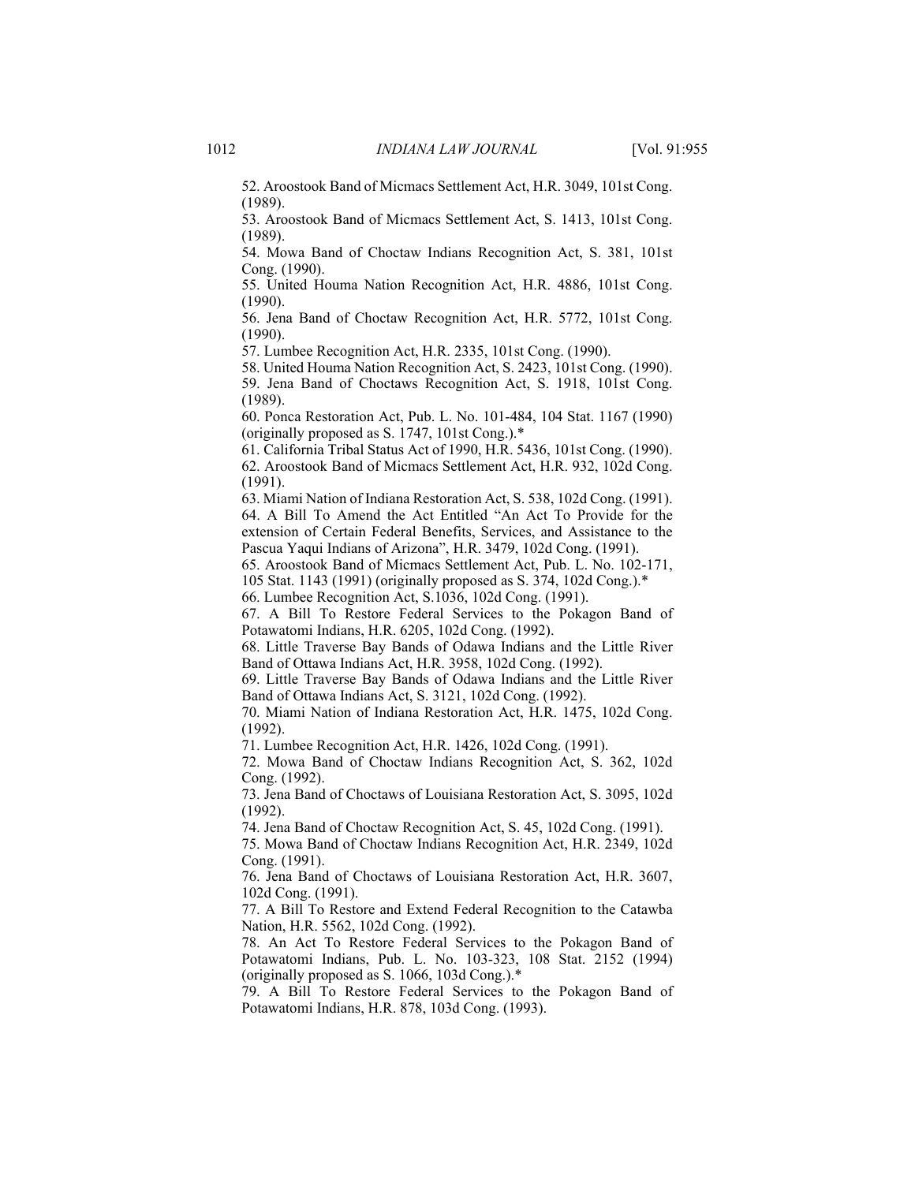52. Aroostook Band of Micmacs Settlement Act, H.R. 3049, 101st Cong. (1989).

53. Aroostook Band of Micmacs Settlement Act, S. 1413, 101st Cong. (1989).

54. Mowa Band of Choctaw Indians Recognition Act, S. 381, 101st Cong. (1990).

55. United Houma Nation Recognition Act, H.R. 4886, 101st Cong. (1990).

56. Jena Band of Choctaw Recognition Act, H.R. 5772, 101st Cong. (1990).

57. Lumbee Recognition Act, H.R. 2335, 101st Cong. (1990).

58. United Houma Nation Recognition Act, S. 2423, 101st Cong. (1990).

59. Jena Band of Choctaws Recognition Act, S. 1918, 101st Cong. (1989).

60. Ponca Restoration Act, Pub. L. No. 101-484, 104 Stat. 1167 (1990) (originally proposed as S. 1747, 101st Cong.).*

61. California Tribal Status Act of 1990, H.R. 5436, 101st Cong. (1990).

62. Aroostook Band of Micmacs Settlement Act, H.R. 932, 102d Cong. (1991).

63. Miami Nation of Indiana Restoration Act, S. 538, 102d Cong. (1991).

64. A Bill To Amend the Act Entitled "An Act To Provide for the extension of Certain Federal Benefits, Services, and Assistance to the Pascua Yaqui Indians of Arizona", H.R. 3479, 102d Cong. (1991).

65. Aroostook Band of Micmacs Settlement Act, Pub. L. No. 102-171, 105 Stat. 1143 (1991) (originally proposed as S. 374, 102d Cong.).*

66. Lumbee Recognition Act, S.1036, 102d Cong. (1991).

67. A Bill To Restore Federal Services to the Pokagon Band of Potawatomi Indians, H.R. 6205, 102d Cong. (1992).

68. Little Traverse Bay Bands of Odawa Indians and the Little River Band of Ottawa Indians Act, H.R. 3958, 102d Cong. (1992).

69. Little Traverse Bay Bands of Odawa Indians and the Little River Band of Ottawa Indians Act, S. 3121, 102d Cong. (1992).

70. Miami Nation of Indiana Restoration Act, H.R. 1475, 102d Cong. (1992).

71. Lumbee Recognition Act, H.R. 1426, 102d Cong. (1991).

72. Mowa Band of Choctaw Indians Recognition Act, S. 362, 102d Cong. (1992).

73. Jena Band of Choctaws of Louisiana Restoration Act, S. 3095, 102d (1992).

74. Jena Band of Choctaw Recognition Act, S. 45, 102d Cong. (1991).

75. Mowa Band of Choctaw Indians Recognition Act, H.R. 2349, 102d Cong. (1991).

76. Jena Band of Choctaws of Louisiana Restoration Act, H.R. 3607, 102d Cong. (1991).

77. A Bill To Restore and Extend Federal Recognition to the Catawba Nation, H.R. 5562, 102d Cong. (1992).

78. An Act To Restore Federal Services to the Pokagon Band of Potawatomi Indians, Pub. L. No. 103-323, 108 Stat. 2152 (1994) (originally proposed as S. 1066, 103d Cong.).*

79. A Bill To Restore Federal Services to the Pokagon Band of Potawatomi Indians, H.R. 878, 103d Cong. (1993).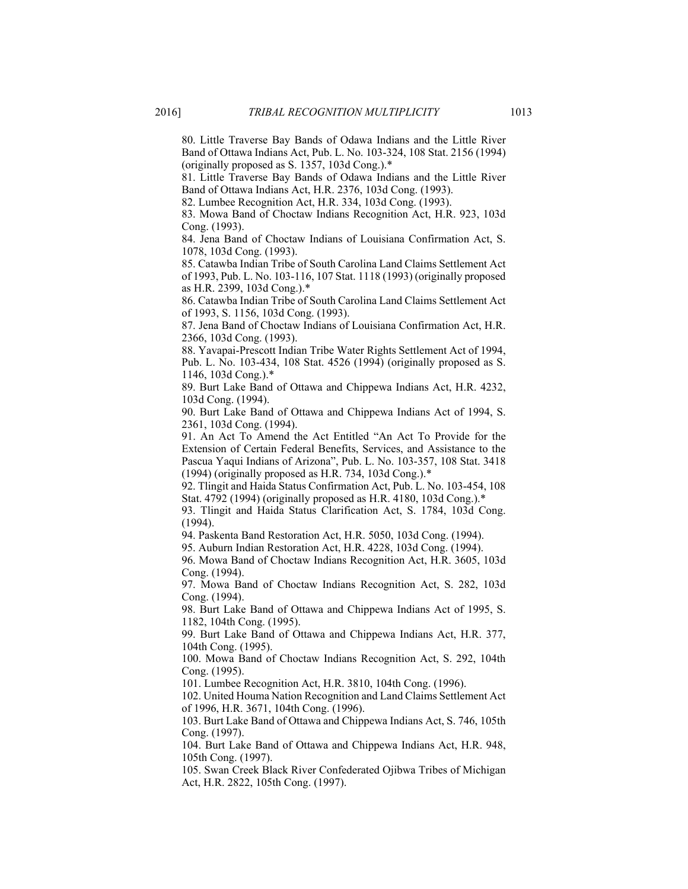80. Little Traverse Bay Bands of Odawa Indians and the Little River Band of Ottawa Indians Act, Pub. L. No. 103-324, 108 Stat. 2156 (1994) (originally proposed as S. 1357, 103d Cong.).*

81. Little Traverse Bay Bands of Odawa Indians and the Little River Band of Ottawa Indians Act, H.R. 2376, 103d Cong. (1993).

82. Lumbee Recognition Act, H.R. 334, 103d Cong. (1993).

83. Mowa Band of Choctaw Indians Recognition Act, H.R. 923, 103d Cong. (1993).

84. Jena Band of Choctaw Indians of Louisiana Confirmation Act, S. 1078, 103d Cong. (1993).

85. Catawba Indian Tribe of South Carolina Land Claims Settlement Act of 1993, Pub. L. No. 103-116, 107 Stat. 1118 (1993) (originally proposed as H.R. 2399, 103d Cong.).*

86. Catawba Indian Tribe of South Carolina Land Claims Settlement Act of 1993, S. 1156, 103d Cong. (1993).

87. Jena Band of Choctaw Indians of Louisiana Confirmation Act, H.R. 2366, 103d Cong. (1993).

88. Yavapai-Prescott Indian Tribe Water Rights Settlement Act of 1994, Pub. L. No. 103-434, 108 Stat. 4526 (1994) (originally proposed as S. 1146, 103d Cong.).*

89. Burt Lake Band of Ottawa and Chippewa Indians Act, H.R. 4232, 103d Cong. (1994).

90. Burt Lake Band of Ottawa and Chippewa Indians Act of 1994, S. 2361, 103d Cong. (1994).

91. An Act To Amend the Act Entitled "An Act To Provide for the Extension of Certain Federal Benefits, Services, and Assistance to the Pascua Yaqui Indians of Arizona", Pub. L. No. 103-357, 108 Stat. 3418 (1994) (originally proposed as H.R. 734, 103d Cong.).*

92. Tlingit and Haida Status Confirmation Act, Pub. L. No. 103-454, 108 Stat. 4792 (1994) (originally proposed as H.R. 4180, 103d Cong.).*

93. Tlingit and Haida Status Clarification Act, S. 1784, 103d Cong. (1994).

94. Paskenta Band Restoration Act, H.R. 5050, 103d Cong. (1994).

95. Auburn Indian Restoration Act, H.R. 4228, 103d Cong. (1994).

96. Mowa Band of Choctaw Indians Recognition Act, H.R. 3605, 103d Cong. (1994).

97. Mowa Band of Choctaw Indians Recognition Act, S. 282, 103d Cong. (1994).

98. Burt Lake Band of Ottawa and Chippewa Indians Act of 1995, S. 1182, 104th Cong. (1995).

99. Burt Lake Band of Ottawa and Chippewa Indians Act, H.R. 377, 104th Cong. (1995).

100. Mowa Band of Choctaw Indians Recognition Act, S. 292, 104th Cong. (1995).

101. Lumbee Recognition Act, H.R. 3810, 104th Cong. (1996).

102. United Houma Nation Recognition and Land Claims Settlement Act of 1996, H.R. 3671, 104th Cong. (1996).

103. Burt Lake Band of Ottawa and Chippewa Indians Act, S. 746, 105th Cong. (1997).

104. Burt Lake Band of Ottawa and Chippewa Indians Act, H.R. 948, 105th Cong. (1997).

105. Swan Creek Black River Confederated Ojibwa Tribes of Michigan Act, H.R. 2822, 105th Cong. (1997).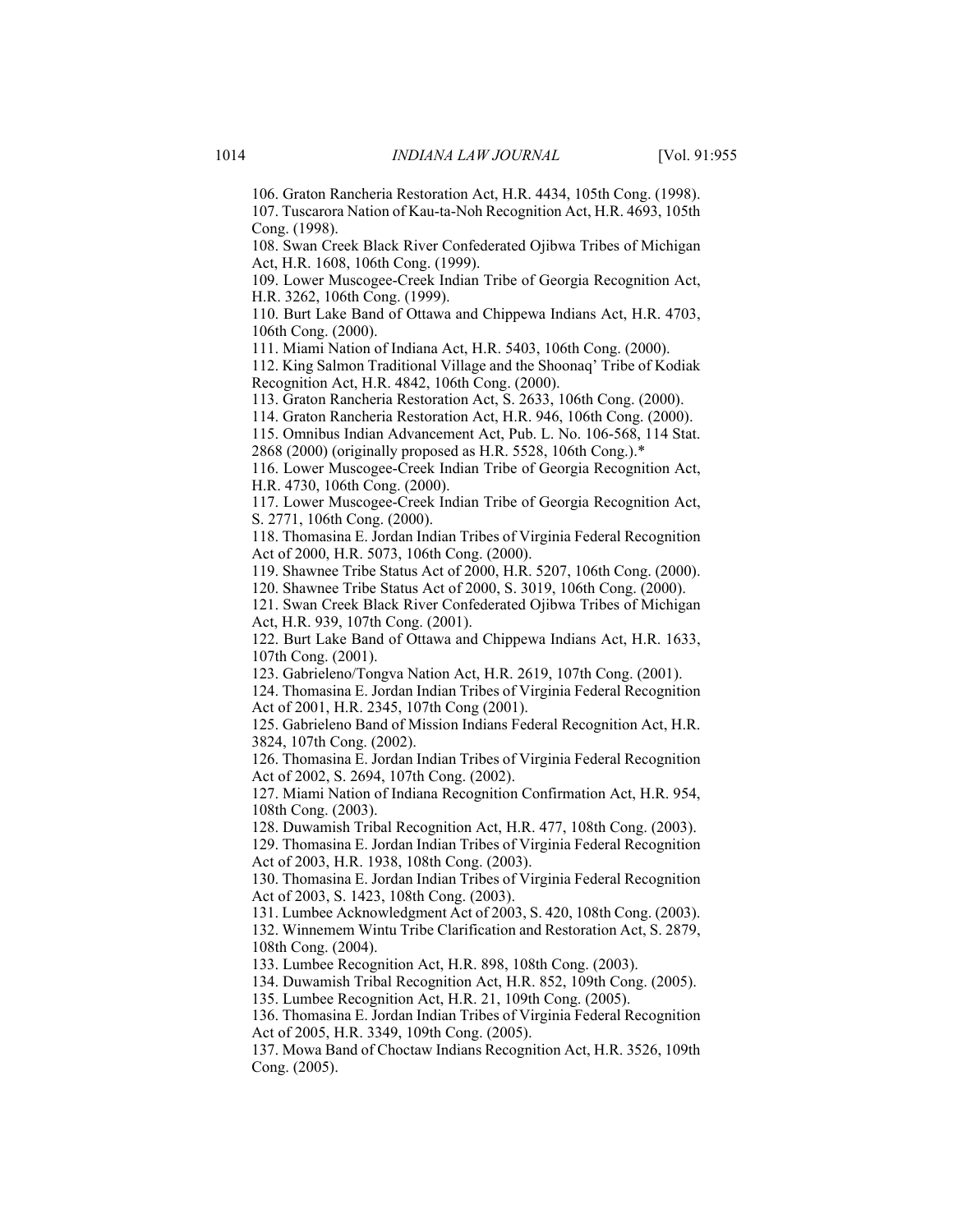106. Graton Rancheria Restoration Act, H.R. 4434, 105th Cong. (1998).

107. Tuscarora Nation of Kau-ta-Noh Recognition Act, H.R. 4693, 105th Cong. (1998).

108. Swan Creek Black River Confederated Ojibwa Tribes of Michigan Act, H.R. 1608, 106th Cong. (1999).

109. Lower Muscogee-Creek Indian Tribe of Georgia Recognition Act, H.R. 3262, 106th Cong. (1999).

110. Burt Lake Band of Ottawa and Chippewa Indians Act, H.R. 4703, 106th Cong. (2000).

111. Miami Nation of Indiana Act, H.R. 5403, 106th Cong. (2000).

112. King Salmon Traditional Village and the Shoonaq' Tribe of Kodiak Recognition Act, H.R. 4842, 106th Cong. (2000).

113. Graton Rancheria Restoration Act, S. 2633, 106th Cong. (2000).

114. Graton Rancheria Restoration Act, H.R. 946, 106th Cong. (2000).

115. Omnibus Indian Advancement Act, Pub. L. No. 106-568, 114 Stat. 2868 (2000) (originally proposed as H.R. 5528, 106th Cong.).*

116. Lower Muscogee-Creek Indian Tribe of Georgia Recognition Act, H.R. 4730, 106th Cong. (2000).

117. Lower Muscogee-Creek Indian Tribe of Georgia Recognition Act, S. 2771, 106th Cong. (2000).

118. Thomasina E. Jordan Indian Tribes of Virginia Federal Recognition Act of 2000, H.R. 5073, 106th Cong. (2000).

119. Shawnee Tribe Status Act of 2000, H.R. 5207, 106th Cong. (2000).

120. Shawnee Tribe Status Act of 2000, S. 3019, 106th Cong. (2000).

121. Swan Creek Black River Confederated Ojibwa Tribes of Michigan Act, H.R. 939, 107th Cong. (2001).

122. Burt Lake Band of Ottawa and Chippewa Indians Act, H.R. 1633, 107th Cong. (2001).

123. Gabrieleno/Tongva Nation Act, H.R. 2619, 107th Cong. (2001).

124. Thomasina E. Jordan Indian Tribes of Virginia Federal Recognition Act of 2001, H.R. 2345, 107th Cong (2001).

125. Gabrieleno Band of Mission Indians Federal Recognition Act, H.R. 3824, 107th Cong. (2002).

126. Thomasina E. Jordan Indian Tribes of Virginia Federal Recognition Act of 2002, S. 2694, 107th Cong. (2002).

127. Miami Nation of Indiana Recognition Confirmation Act, H.R. 954, 108th Cong. (2003).

128. Duwamish Tribal Recognition Act, H.R. 477, 108th Cong. (2003).

129. Thomasina E. Jordan Indian Tribes of Virginia Federal Recognition Act of 2003, H.R. 1938, 108th Cong. (2003).

130. Thomasina E. Jordan Indian Tribes of Virginia Federal Recognition Act of 2003, S. 1423, 108th Cong. (2003).

131. Lumbee Acknowledgment Act of 2003, S. 420, 108th Cong. (2003).

132. Winnemem Wintu Tribe Clarification and Restoration Act, S. 2879, 108th Cong. (2004).

133. Lumbee Recognition Act, H.R. 898, 108th Cong. (2003).

134. Duwamish Tribal Recognition Act, H.R. 852, 109th Cong. (2005).

135. Lumbee Recognition Act, H.R. 21, 109th Cong. (2005).

136. Thomasina E. Jordan Indian Tribes of Virginia Federal Recognition Act of 2005, H.R. 3349, 109th Cong. (2005).

137. Mowa Band of Choctaw Indians Recognition Act, H.R. 3526, 109th Cong. (2005).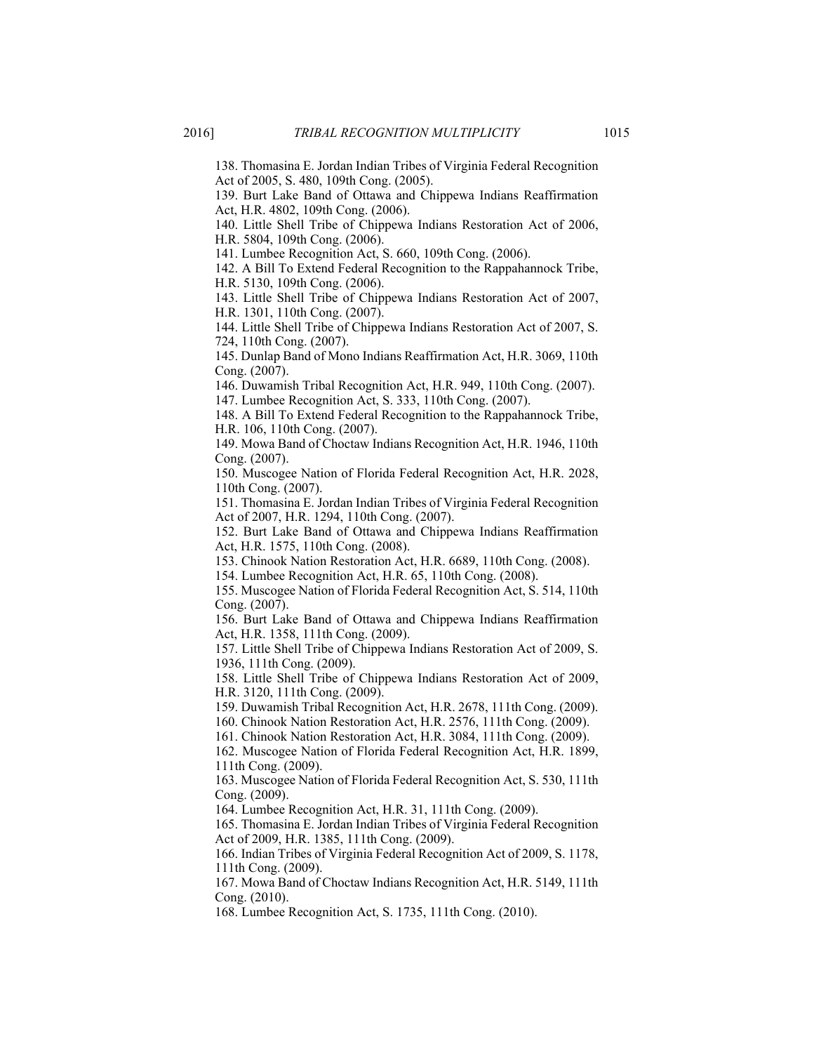138. Thomasina E. Jordan Indian Tribes of Virginia Federal Recognition Act of 2005, S. 480, 109th Cong. (2005).

139. Burt Lake Band of Ottawa and Chippewa Indians Reaffirmation Act, H.R. 4802, 109th Cong. (2006).

140. Little Shell Tribe of Chippewa Indians Restoration Act of 2006, H.R. 5804, 109th Cong. (2006).

141. Lumbee Recognition Act, S. 660, 109th Cong. (2006).

142. A Bill To Extend Federal Recognition to the Rappahannock Tribe, H.R. 5130, 109th Cong. (2006).

143. Little Shell Tribe of Chippewa Indians Restoration Act of 2007, H.R. 1301, 110th Cong. (2007).

144. Little Shell Tribe of Chippewa Indians Restoration Act of 2007, S. 724, 110th Cong. (2007).

145. Dunlap Band of Mono Indians Reaffirmation Act, H.R. 3069, 110th Cong. (2007).

146. Duwamish Tribal Recognition Act, H.R. 949, 110th Cong. (2007).

147. Lumbee Recognition Act, S. 333, 110th Cong. (2007).

148. A Bill To Extend Federal Recognition to the Rappahannock Tribe, H.R. 106, 110th Cong. (2007).

149. Mowa Band of Choctaw Indians Recognition Act, H.R. 1946, 110th Cong. (2007).

150. Muscogee Nation of Florida Federal Recognition Act, H.R. 2028, 110th Cong. (2007).

151. Thomasina E. Jordan Indian Tribes of Virginia Federal Recognition Act of 2007, H.R. 1294, 110th Cong. (2007).

152. Burt Lake Band of Ottawa and Chippewa Indians Reaffirmation Act, H.R. 1575, 110th Cong. (2008).

153. Chinook Nation Restoration Act, H.R. 6689, 110th Cong. (2008).

154. Lumbee Recognition Act, H.R. 65, 110th Cong. (2008).

155. Muscogee Nation of Florida Federal Recognition Act, S. 514, 110th Cong. (2007).

156. Burt Lake Band of Ottawa and Chippewa Indians Reaffirmation Act, H.R. 1358, 111th Cong. (2009).

157. Little Shell Tribe of Chippewa Indians Restoration Act of 2009, S. 1936, 111th Cong. (2009).

158. Little Shell Tribe of Chippewa Indians Restoration Act of 2009, H.R. 3120, 111th Cong. (2009).

159. Duwamish Tribal Recognition Act, H.R. 2678, 111th Cong. (2009).

160. Chinook Nation Restoration Act, H.R. 2576, 111th Cong. (2009).

161. Chinook Nation Restoration Act, H.R. 3084, 111th Cong. (2009).

162. Muscogee Nation of Florida Federal Recognition Act, H.R. 1899, 111th Cong. (2009).

163. Muscogee Nation of Florida Federal Recognition Act, S. 530, 111th Cong. (2009).

164. Lumbee Recognition Act, H.R. 31, 111th Cong. (2009).

165. Thomasina E. Jordan Indian Tribes of Virginia Federal Recognition Act of 2009, H.R. 1385, 111th Cong. (2009).

166. Indian Tribes of Virginia Federal Recognition Act of 2009, S. 1178, 111th Cong. (2009).

167. Mowa Band of Choctaw Indians Recognition Act, H.R. 5149, 111th Cong. (2010).

168. Lumbee Recognition Act, S. 1735, 111th Cong. (2010).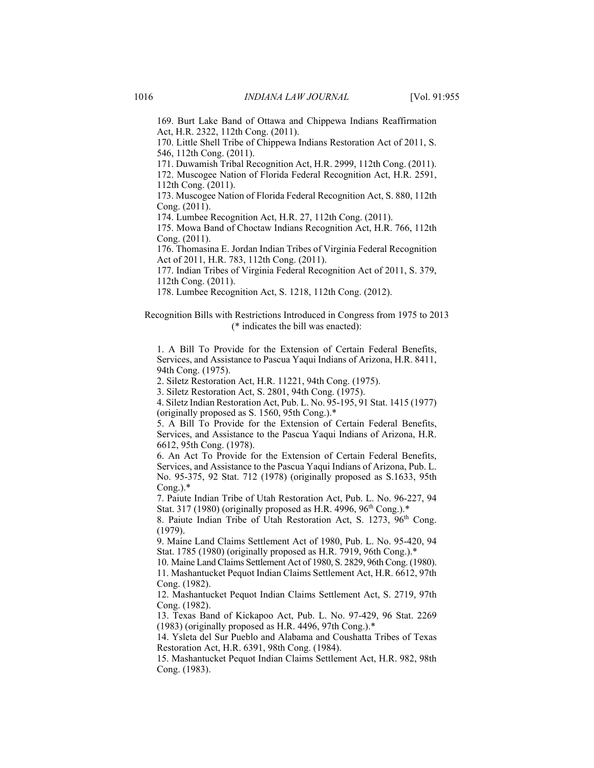169. Burt Lake Band of Ottawa and Chippewa Indians Reaffirmation Act, H.R. 2322, 112th Cong. (2011).

170. Little Shell Tribe of Chippewa Indians Restoration Act of 2011, S. 546, 112th Cong. (2011).

171. Duwamish Tribal Recognition Act, H.R. 2999, 112th Cong. (2011).

172. Muscogee Nation of Florida Federal Recognition Act, H.R. 2591, 112th Cong. (2011).

173. Muscogee Nation of Florida Federal Recognition Act, S. 880, 112th Cong. (2011).

174. Lumbee Recognition Act, H.R. 27, 112th Cong. (2011).

175. Mowa Band of Choctaw Indians Recognition Act, H.R. 766, 112th Cong. (2011).

176. Thomasina E. Jordan Indian Tribes of Virginia Federal Recognition Act of 2011, H.R. 783, 112th Cong. (2011).

177. Indian Tribes of Virginia Federal Recognition Act of 2011, S. 379, 112th Cong. (2011).

178. Lumbee Recognition Act, S. 1218, 112th Cong. (2012).

Recognition Bills with Restrictions Introduced in Congress from 1975 to 2013 (* indicates the bill was enacted):

1. A Bill To Provide for the Extension of Certain Federal Benefits, Services, and Assistance to Pascua Yaqui Indians of Arizona, H.R. 8411, 94th Cong. (1975).

2. Siletz Restoration Act, H.R. 11221, 94th Cong. (1975).

3. Siletz Restoration Act, S. 2801, 94th Cong. (1975).

4. Siletz Indian Restoration Act, Pub. L. No. 95-195, 91 Stat. 1415 (1977) (originally proposed as S. 1560, 95th Cong.).*

5. A Bill To Provide for the Extension of Certain Federal Benefits, Services, and Assistance to the Pascua Yaqui Indians of Arizona, H.R. 6612, 95th Cong. (1978).

6. An Act To Provide for the Extension of Certain Federal Benefits, Services, and Assistance to the Pascua Yaqui Indians of Arizona, Pub. L. No. 95-375, 92 Stat. 712 (1978) (originally proposed as S.1633, 95th Cong.).*

7. Paiute Indian Tribe of Utah Restoration Act, Pub. L. No. 96-227, 94 Stat. 317 (1980) (originally proposed as H.R. 4996, 96th Cong.).*

8. Paiute Indian Tribe of Utah Restoration Act, S. 1273, 96th Cong. (1979).

9. Maine Land Claims Settlement Act of 1980, Pub. L. No. 95-420, 94 Stat. 1785 (1980) (originally proposed as H.R. 7919, 96th Cong.).*

10. Maine Land Claims Settlement Act of 1980, S. 2829, 96th Cong. (1980).

11. Mashantucket Pequot Indian Claims Settlement Act, H.R. 6612, 97th Cong. (1982).

12. Mashantucket Pequot Indian Claims Settlement Act, S. 2719, 97th Cong. (1982).

13. Texas Band of Kickapoo Act, Pub. L. No. 97-429, 96 Stat. 2269 (1983) (originally proposed as H.R. 4496, 97th Cong.).*

14. Ysleta del Sur Pueblo and Alabama and Coushatta Tribes of Texas Restoration Act, H.R. 6391, 98th Cong. (1984).

15. Mashantucket Pequot Indian Claims Settlement Act, H.R. 982, 98th Cong. (1983).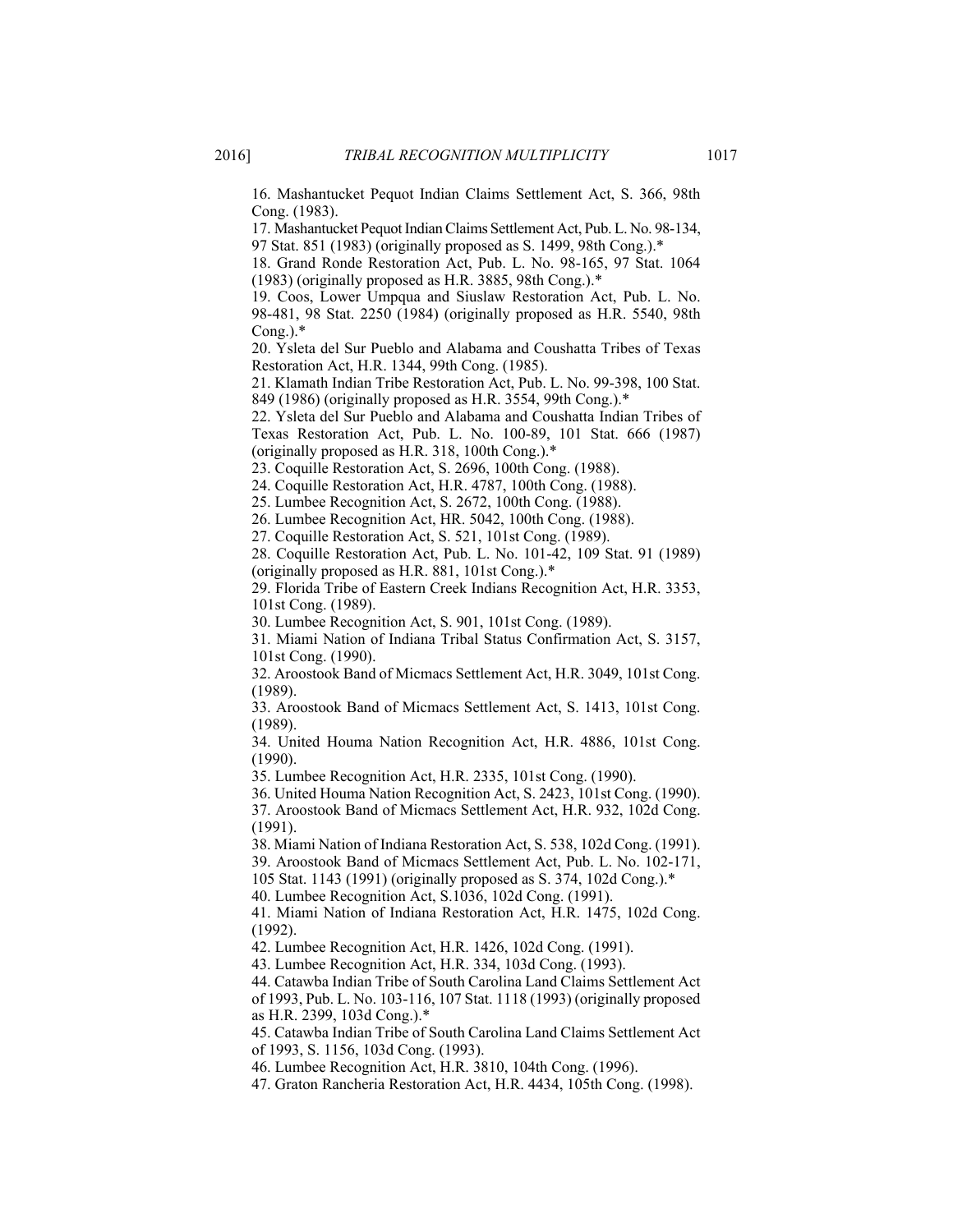16. Mashantucket Pequot Indian Claims Settlement Act, S. 366, 98th Cong. (1983).

17. Mashantucket Pequot Indian Claims Settlement Act, Pub. L. No. 98-134, 97 Stat. 851 (1983) (originally proposed as S. 1499, 98th Cong.).*

18. Grand Ronde Restoration Act, Pub. L. No. 98-165, 97 Stat. 1064 (1983) (originally proposed as H.R. 3885, 98th Cong.).*

19. Coos, Lower Umpqua and Siuslaw Restoration Act, Pub. L. No. 98-481, 98 Stat. 2250 (1984) (originally proposed as H.R. 5540, 98th Cong.).*

20. Ysleta del Sur Pueblo and Alabama and Coushatta Tribes of Texas Restoration Act, H.R. 1344, 99th Cong. (1985).

21. Klamath Indian Tribe Restoration Act, Pub. L. No. 99-398, 100 Stat. 849 (1986) (originally proposed as H.R. 3554, 99th Cong.).*

22. Ysleta del Sur Pueblo and Alabama and Coushatta Indian Tribes of Texas Restoration Act, Pub. L. No. 100-89, 101 Stat. 666 (1987) (originally proposed as H.R. 318, 100th Cong.).*

23. Coquille Restoration Act, S. 2696, 100th Cong. (1988).

24. Coquille Restoration Act, H.R. 4787, 100th Cong. (1988).

25. Lumbee Recognition Act, S. 2672, 100th Cong. (1988).

26. Lumbee Recognition Act, HR. 5042, 100th Cong. (1988).

27. Coquille Restoration Act, S. 521, 101st Cong. (1989).

28. Coquille Restoration Act, Pub. L. No. 101-42, 109 Stat. 91 (1989) (originally proposed as H.R. 881, 101st Cong.).*

29. Florida Tribe of Eastern Creek Indians Recognition Act, H.R. 3353, 101st Cong. (1989).

30. Lumbee Recognition Act, S. 901, 101st Cong. (1989).

31. Miami Nation of Indiana Tribal Status Confirmation Act, S. 3157, 101st Cong. (1990).

32. Aroostook Band of Micmacs Settlement Act, H.R. 3049, 101st Cong. (1989).

33. Aroostook Band of Micmacs Settlement Act, S. 1413, 101st Cong. (1989).

34. United Houma Nation Recognition Act, H.R. 4886, 101st Cong. (1990).

35. Lumbee Recognition Act, H.R. 2335, 101st Cong. (1990).

36. United Houma Nation Recognition Act, S. 2423, 101st Cong. (1990).

37. Aroostook Band of Micmacs Settlement Act, H.R. 932, 102d Cong. (1991).

38. Miami Nation of Indiana Restoration Act, S. 538, 102d Cong. (1991).

39. Aroostook Band of Micmacs Settlement Act, Pub. L. No. 102-171, 105 Stat. 1143 (1991) (originally proposed as S. 374, 102d Cong.).*

40. Lumbee Recognition Act, S.1036, 102d Cong. (1991).

41. Miami Nation of Indiana Restoration Act, H.R. 1475, 102d Cong. (1992).

42. Lumbee Recognition Act, H.R. 1426, 102d Cong. (1991).

43. Lumbee Recognition Act, H.R. 334, 103d Cong. (1993).

44. Catawba Indian Tribe of South Carolina Land Claims Settlement Act of 1993, Pub. L. No. 103-116, 107 Stat. 1118 (1993) (originally proposed as H.R. 2399, 103d Cong.).*

45. Catawba Indian Tribe of South Carolina Land Claims Settlement Act of 1993, S. 1156, 103d Cong. (1993).

46. Lumbee Recognition Act, H.R. 3810, 104th Cong. (1996).

47. Graton Rancheria Restoration Act, H.R. 4434, 105th Cong. (1998).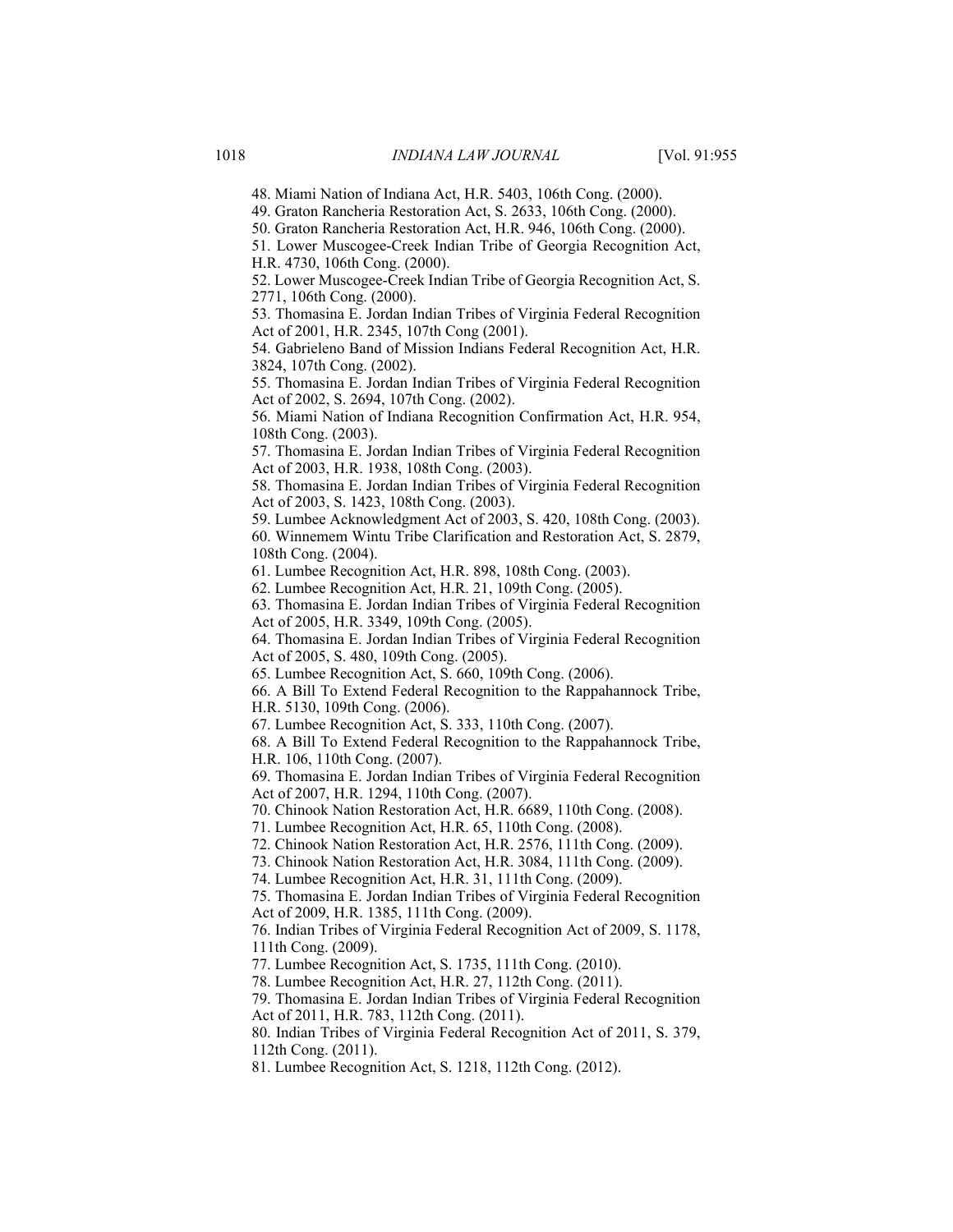48. Miami Nation of Indiana Act, H.R. 5403, 106th Cong. (2000).

49. Graton Rancheria Restoration Act, S. 2633, 106th Cong. (2000).

50. Graton Rancheria Restoration Act, H.R. 946, 106th Cong. (2000).

51. Lower Muscogee-Creek Indian Tribe of Georgia Recognition Act, H.R. 4730, 106th Cong. (2000).

52. Lower Muscogee-Creek Indian Tribe of Georgia Recognition Act, S. 2771, 106th Cong. (2000).

53. Thomasina E. Jordan Indian Tribes of Virginia Federal Recognition Act of 2001, H.R. 2345, 107th Cong (2001).

54. Gabrieleno Band of Mission Indians Federal Recognition Act, H.R. 3824, 107th Cong. (2002).

55. Thomasina E. Jordan Indian Tribes of Virginia Federal Recognition Act of 2002, S. 2694, 107th Cong. (2002).

56. Miami Nation of Indiana Recognition Confirmation Act, H.R. 954, 108th Cong. (2003).

57. Thomasina E. Jordan Indian Tribes of Virginia Federal Recognition Act of 2003, H.R. 1938, 108th Cong. (2003).

58. Thomasina E. Jordan Indian Tribes of Virginia Federal Recognition Act of 2003, S. 1423, 108th Cong. (2003).

59. Lumbee Acknowledgment Act of 2003, S. 420, 108th Cong. (2003).

60. Winnemem Wintu Tribe Clarification and Restoration Act, S. 2879, 108th Cong. (2004).

61. Lumbee Recognition Act, H.R. 898, 108th Cong. (2003).

62. Lumbee Recognition Act, H.R. 21, 109th Cong. (2005).

63. Thomasina E. Jordan Indian Tribes of Virginia Federal Recognition Act of 2005, H.R. 3349, 109th Cong. (2005).

64. Thomasina E. Jordan Indian Tribes of Virginia Federal Recognition Act of 2005, S. 480, 109th Cong. (2005).

65. Lumbee Recognition Act, S. 660, 109th Cong. (2006).

66. A Bill To Extend Federal Recognition to the Rappahannock Tribe, H.R. 5130, 109th Cong. (2006).

67. Lumbee Recognition Act, S. 333, 110th Cong. (2007).

68. A Bill To Extend Federal Recognition to the Rappahannock Tribe, H.R. 106, 110th Cong. (2007).

69. Thomasina E. Jordan Indian Tribes of Virginia Federal Recognition Act of 2007, H.R. 1294, 110th Cong. (2007).

70. Chinook Nation Restoration Act, H.R. 6689, 110th Cong. (2008).

71. Lumbee Recognition Act, H.R. 65, 110th Cong. (2008).

72. Chinook Nation Restoration Act, H.R. 2576, 111th Cong. (2009).

73. Chinook Nation Restoration Act, H.R. 3084, 111th Cong. (2009).

74. Lumbee Recognition Act, H.R. 31, 111th Cong. (2009).

75. Thomasina E. Jordan Indian Tribes of Virginia Federal Recognition Act of 2009, H.R. 1385, 111th Cong. (2009).

76. Indian Tribes of Virginia Federal Recognition Act of 2009, S. 1178, 111th Cong. (2009).

77. Lumbee Recognition Act, S. 1735, 111th Cong. (2010).

78. Lumbee Recognition Act, H.R. 27, 112th Cong. (2011).

79. Thomasina E. Jordan Indian Tribes of Virginia Federal Recognition Act of 2011, H.R. 783, 112th Cong. (2011).

80. Indian Tribes of Virginia Federal Recognition Act of 2011, S. 379, 112th Cong. (2011).

81. Lumbee Recognition Act, S. 1218, 112th Cong. (2012).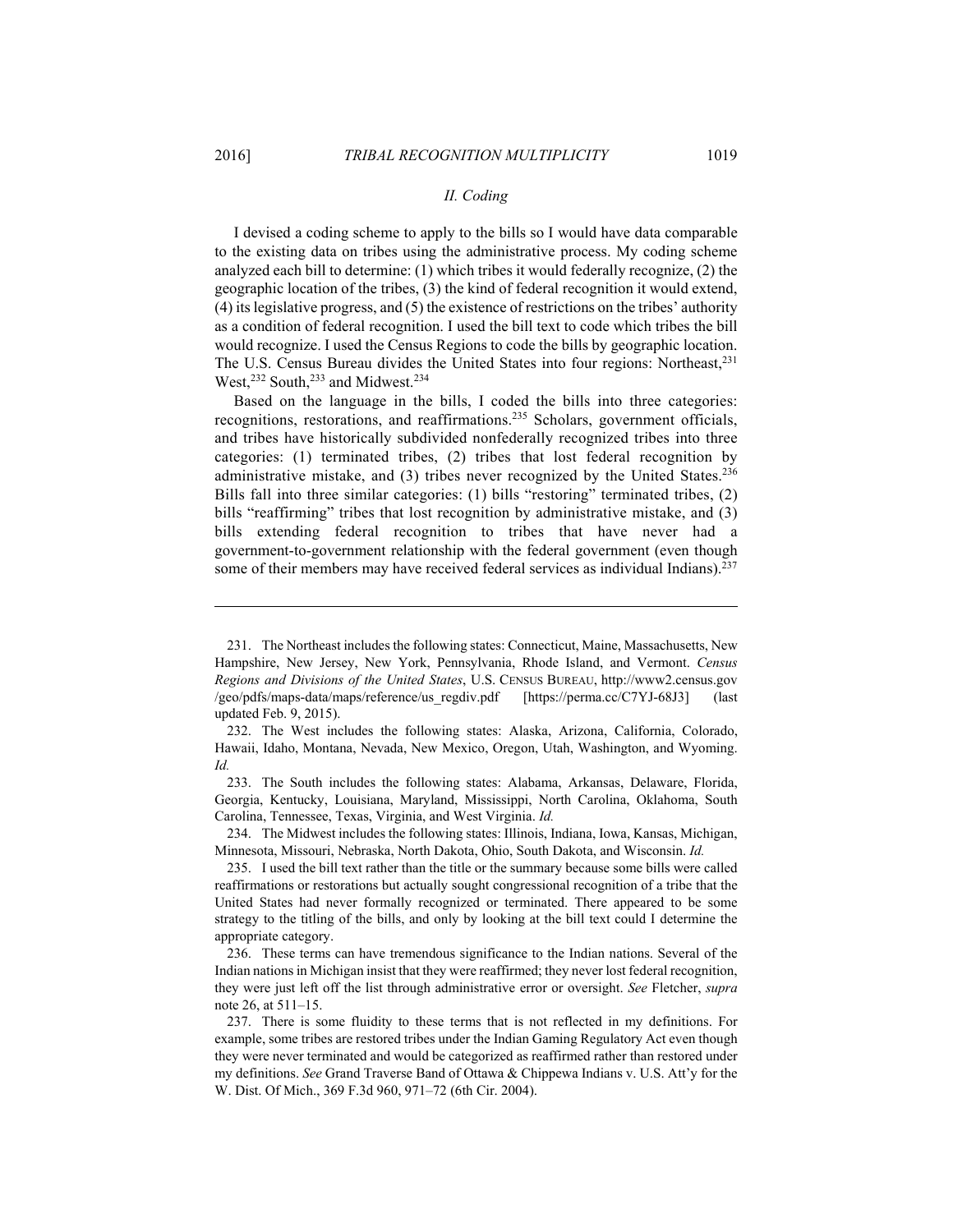### *II. Coding*

I devised a coding scheme to apply to the bills so I would have data comparable to the existing data on tribes using the administrative process. My coding scheme analyzed each bill to determine: (1) which tribes it would federally recognize, (2) the geographic location of the tribes, (3) the kind of federal recognition it would extend, (4) its legislative progress, and (5) the existence of restrictions on the tribes' authority as a condition of federal recognition. I used the bill text to code which tribes the bill would recognize. I used the Census Regions to code the bills by geographic location. The U.S. Census Bureau divides the United States into four regions: Northeast,[231] West,[232] South,[233] and Midwest.[234]

Based on the language in the bills, I coded the bills into three categories: recognitions, restorations, and reaffirmations.[235] Scholars, government officials, and tribes have historically subdivided nonfederally recognized tribes into three categories: (1) terminated tribes, (2) tribes that lost federal recognition by administrative mistake, and (3) tribes never recognized by the United States.[236] Bills fall into three similar categories: (1) bills "restoring" terminated tribes, (2) bills "reaffirming" tribes that lost recognition by administrative mistake, and (3) bills extending federal recognition to tribes that have never had a government-to-government relationship with the federal government (even though some of their members may have received federal services as individual Indians).[237]

---

231. The Northeast includes the following states: Connecticut, Maine, Massachusetts, New Hampshire, New Jersey, New York, Pennsylvania, Rhode Island, and Vermont. *Census Regions and Divisions of the United States*, U.S. CENSUS BUREAU, http://www2.census.gov/geo/pdfs/maps-data/maps/reference/us_regdiv.pdf [https://perma.cc/C7YJ-68J3] (last updated Feb. 9, 2015).

232. The West includes the following states: Alaska, Arizona, California, Colorado, Hawaii, Idaho, Montana, Nevada, New Mexico, Oregon, Utah, Washington, and Wyoming. *Id.*

233. The South includes the following states: Alabama, Arkansas, Delaware, Florida, Georgia, Kentucky, Louisiana, Maryland, Mississippi, North Carolina, Oklahoma, South Carolina, Tennessee, Texas, Virginia, and West Virginia. *Id.*

234. The Midwest includes the following states: Illinois, Indiana, Iowa, Kansas, Michigan, Minnesota, Missouri, Nebraska, North Dakota, Ohio, South Dakota, and Wisconsin. *Id.*

235. I used the bill text rather than the title or the summary because some bills were called reaffirmations or restorations but actually sought congressional recognition of a tribe that the United States had never formally recognized or terminated. There appeared to be some strategy to the titling of the bills, and only by looking at the bill text could I determine the appropriate category.

236. These terms can have tremendous significance to the Indian nations. Several of the Indian nations in Michigan insist that they were reaffirmed; they never lost federal recognition, they were just left off the list through administrative error or oversight. *See* Fletcher, *supra* note 26, at 511–15.

237. There is some fluidity to these terms that is not reflected in my definitions. For example, some tribes are restored tribes under the Indian Gaming Regulatory Act even though they were never terminated and would be categorized as reaffirmed rather than restored under my definitions. *See* Grand Traverse Band of Ottawa & Chippewa Indians v. U.S. Att'y for the W. Dist. Of Mich., 369 F.3d 960, 971–72 (6th Cir. 2004).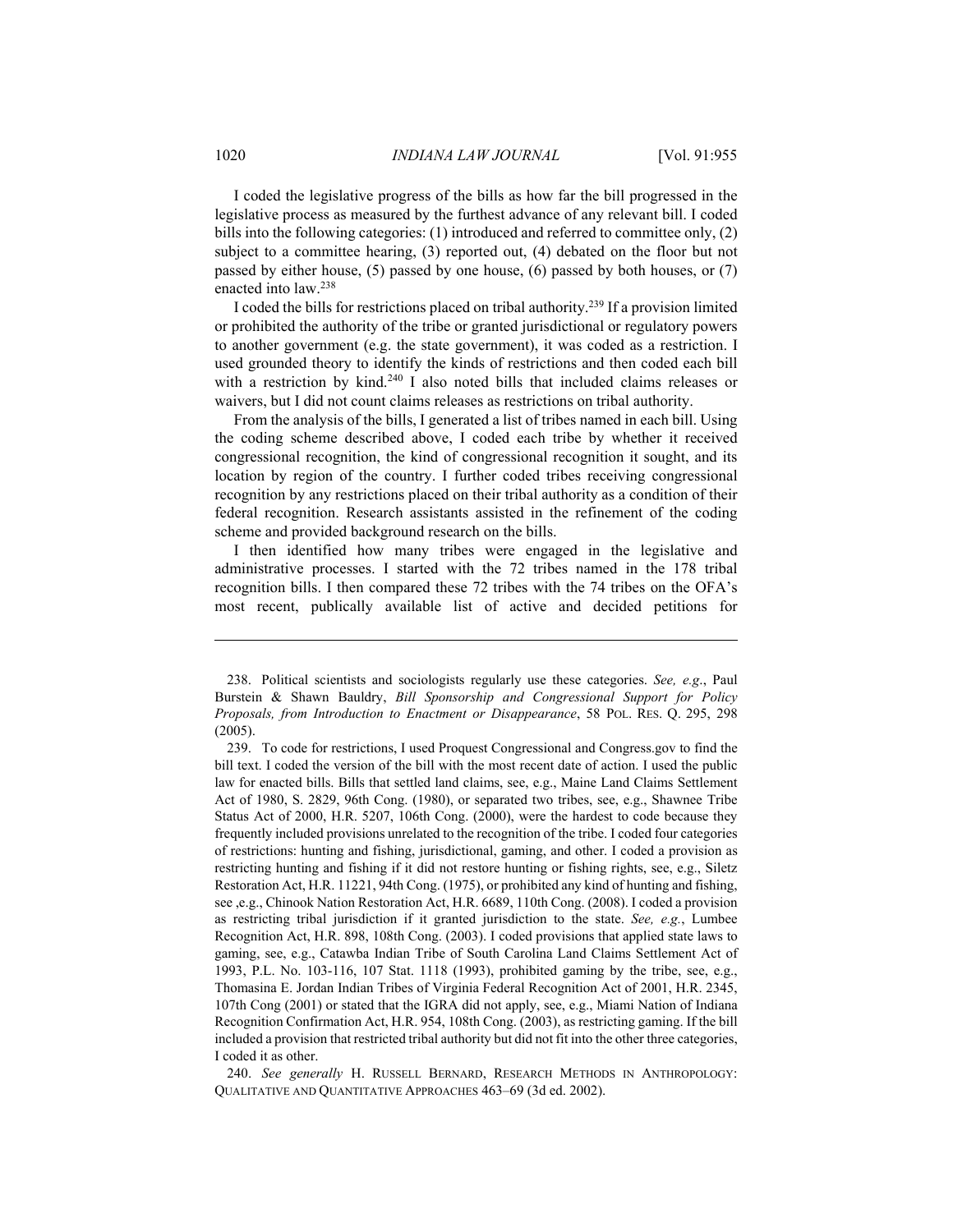I coded the legislative progress of the bills as how far the bill progressed in the legislative process as measured by the furthest advance of any relevant bill. I coded bills into the following categories: (1) introduced and referred to committee only, (2) subject to a committee hearing, (3) reported out, (4) debated on the floor but not passed by either house, (5) passed by one house, (6) passed by both houses, or (7) enacted into law.[238]

I coded the bills for restrictions placed on tribal authority.[239] If a provision limited or prohibited the authority of the tribe or granted jurisdictional or regulatory powers to another government (e.g. the state government), it was coded as a restriction. I used grounded theory to identify the kinds of restrictions and then coded each bill with a restriction by kind.[240] I also noted bills that included claims releases or waivers, but I did not count claims releases as restrictions on tribal authority.

From the analysis of the bills, I generated a list of tribes named in each bill. Using the coding scheme described above, I coded each tribe by whether it received congressional recognition, the kind of congressional recognition it sought, and its location by region of the country. I further coded tribes receiving congressional recognition by any restrictions placed on their tribal authority as a condition of their federal recognition. Research assistants assisted in the refinement of the coding scheme and provided background research on the bills.

I then identified how many tribes were engaged in the legislative and administrative processes. I started with the 72 tribes named in the 178 tribal recognition bills. I then compared these 72 tribes with the 74 tribes on the OFA's most recent, publically available list of active and decided petitions for

---

238. Political scientists and sociologists regularly use these categories. *See, e.g.*, Paul Burstein & Shawn Bauldry, *Bill Sponsorship and Congressional Support for Policy Proposals, from Introduction to Enactment or Disappearance*, 58 POL. RES. Q. 295, 298 (2005).

239. To code for restrictions, I used Proquest Congressional and Congress.gov to find the bill text. I coded the version of the bill with the most recent date of action. I used the public law for enacted bills. Bills that settled land claims, see, e.g., Maine Land Claims Settlement Act of 1980, S. 2829, 96th Cong. (1980), or separated two tribes, see, e.g., Shawnee Tribe Status Act of 2000, H.R. 5207, 106th Cong. (2000), were the hardest to code because they frequently included provisions unrelated to the recognition of the tribe. I coded four categories of restrictions: hunting and fishing, jurisdictional, gaming, and other. I coded a provision as restricting hunting and fishing if it did not restore hunting or fishing rights, see, e.g., Siletz Restoration Act, H.R. 11221, 94th Cong. (1975), or prohibited any kind of hunting and fishing, see ,e.g., Chinook Nation Restoration Act, H.R. 6689, 110th Cong. (2008). I coded a provision as restricting tribal jurisdiction if it granted jurisdiction to the state. *See, e.g.*, Lumbee Recognition Act, H.R. 898, 108th Cong. (2003). I coded provisions that applied state laws to gaming, see, e.g., Catawba Indian Tribe of South Carolina Land Claims Settlement Act of 1993, P.L. No. 103-116, 107 Stat. 1118 (1993), prohibited gaming by the tribe, see, e.g., Thomasina E. Jordan Indian Tribes of Virginia Federal Recognition Act of 2001, H.R. 2345, 107th Cong (2001) or stated that the IGRA did not apply, see, e.g., Miami Nation of Indiana Recognition Confirmation Act, H.R. 954, 108th Cong. (2003), as restricting gaming. If the bill included a provision that restricted tribal authority but did not fit into the other three categories, I coded it as other.

240. *See generally* H. RUSSELL BERNARD, RESEARCH METHODS IN ANTHROPOLOGY: QUALITATIVE AND QUANTITATIVE APPROACHES 463–69 (3d ed. 2002).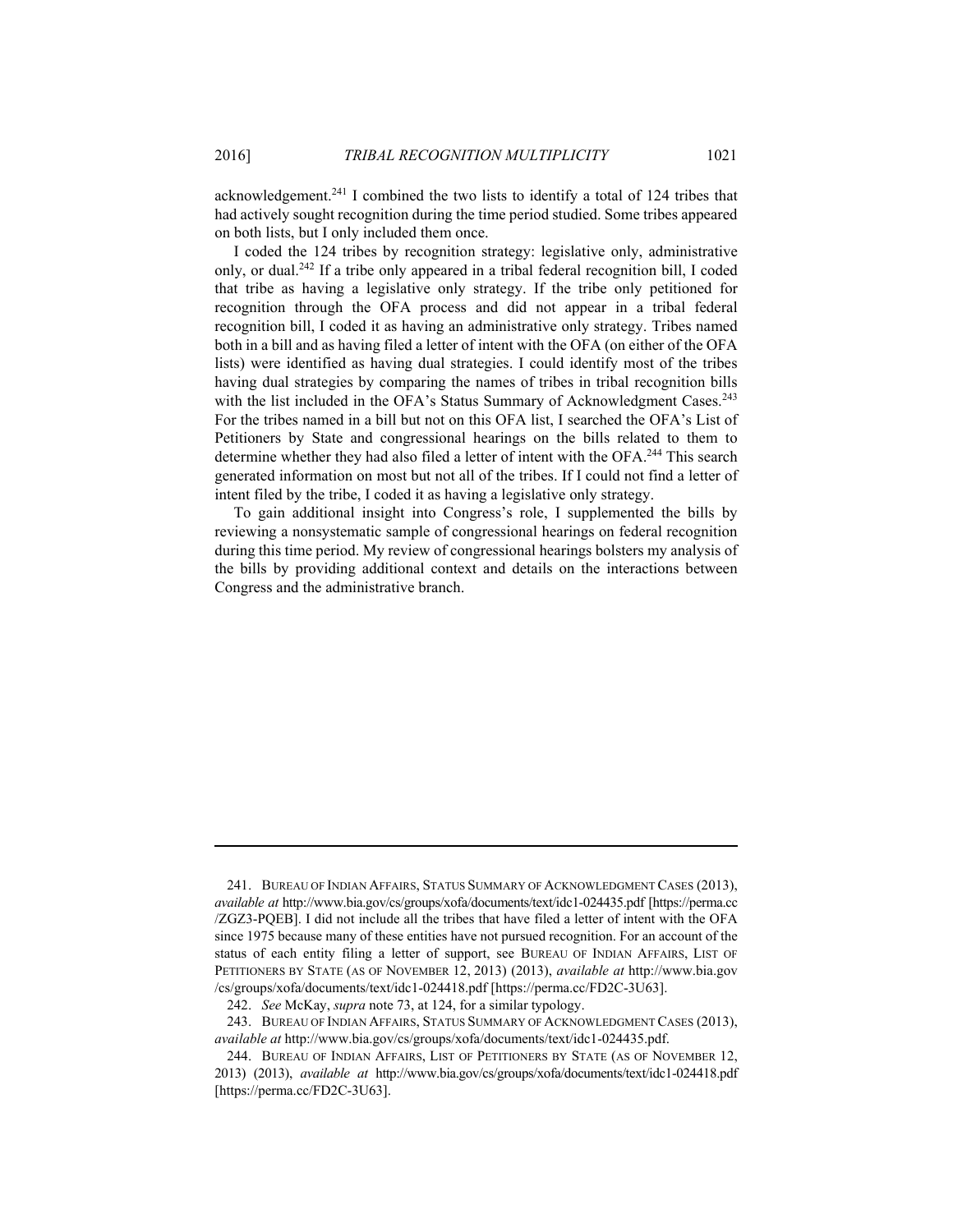acknowledgement.[241] I combined the two lists to identify a total of 124 tribes that had actively sought recognition during the time period studied. Some tribes appeared on both lists, but I only included them once.

I coded the 124 tribes by recognition strategy: legislative only, administrative only, or dual.[242] If a tribe only appeared in a tribal federal recognition bill, I coded that tribe as having a legislative only strategy. If the tribe only petitioned for recognition through the OFA process and did not appear in a tribal federal recognition bill, I coded it as having an administrative only strategy. Tribes named both in a bill and as having filed a letter of intent with the OFA (on either of the OFA lists) were identified as having dual strategies. I could identify most of the tribes having dual strategies by comparing the names of tribes in tribal recognition bills with the list included in the OFA's Status Summary of Acknowledgment Cases.[243] For the tribes named in a bill but not on this OFA list, I searched the OFA's List of Petitioners by State and congressional hearings on the bills related to them to determine whether they had also filed a letter of intent with the OFA.[244] This search generated information on most but not all of the tribes. If I could not find a letter of intent filed by the tribe, I coded it as having a legislative only strategy.

To gain additional insight into Congress's role, I supplemented the bills by reviewing a nonsystematic sample of congressional hearings on federal recognition during this time period. My review of congressional hearings bolsters my analysis of the bills by providing additional context and details on the interactions between Congress and the administrative branch.

---

241. BUREAU OF INDIAN AFFAIRS, STATUS SUMMARY OF ACKNOWLEDGMENT CASES (2013), *available at* http://www.bia.gov/cs/groups/xofa/documents/text/idc1-024435.pdf [https://perma.cc/ZGZ3-PQEB]. I did not include all the tribes that have filed a letter of intent with the OFA since 1975 because many of these entities have not pursued recognition. For an account of the status of each entity filing a letter of support, see BUREAU OF INDIAN AFFAIRS, LIST OF PETITIONERS BY STATE (AS OF NOVEMBER 12, 2013) (2013), *available at* http://www.bia.gov/cs/groups/xofa/documents/text/idc1-024418.pdf [https://perma.cc/FD2C-3U63].

242. *See* McKay, *supra* note 73, at 124, for a similar typology.

243. BUREAU OF INDIAN AFFAIRS, STATUS SUMMARY OF ACKNOWLEDGMENT CASES (2013), *available at* http://www.bia.gov/cs/groups/xofa/documents/text/idc1-024435.pdf.

244. BUREAU OF INDIAN AFFAIRS, LIST OF PETITIONERS BY STATE (AS OF NOVEMBER 12, 2013) (2013), *available at* http://www.bia.gov/cs/groups/xofa/documents/text/idc1-024418.pdf [https://perma.cc/FD2C-3U63].